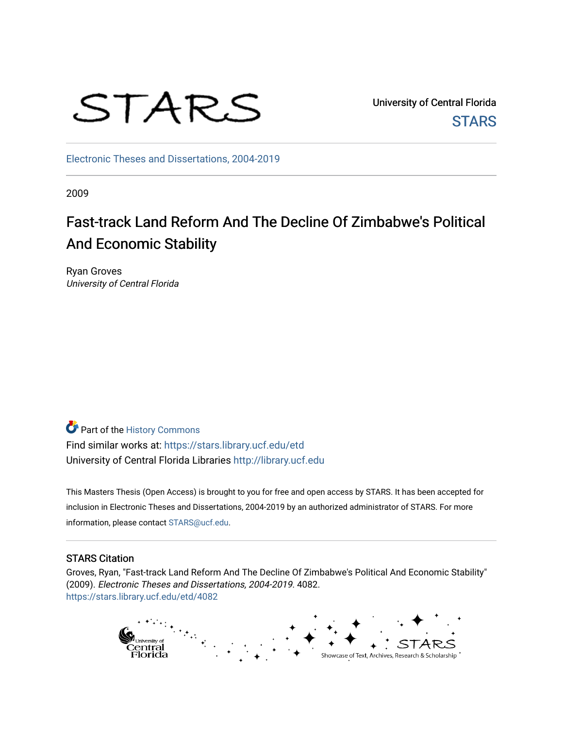STARS

University of Central Florida

STARS

Electronic Theses and Dissertations, 2004-2019

2009

# Fast-track Land Reform And The Decline Of Zimbabwe's Political And Economic Stability

Ryan Groves
*University of Central Florida*

Part of the History Commons

Find similar works at: https://stars.library.ucf.edu/etd

University of Central Florida Libraries http://library.ucf.edu

This Masters Thesis (Open Access) is brought to you for free and open access by STARS. It has been accepted for inclusion in Electronic Theses and Dissertations, 2004-2019 by an authorized administrator of STARS. For more information, please contact STARS@ucf.edu.

## STARS Citation

Groves, Ryan, "Fast-track Land Reform And The Decline Of Zimbabwe's Political And Economic Stability" (2009). *Electronic Theses and Dissertations, 2004-2019*. 4082.
https://stars.library.ucf.edu/etd/4082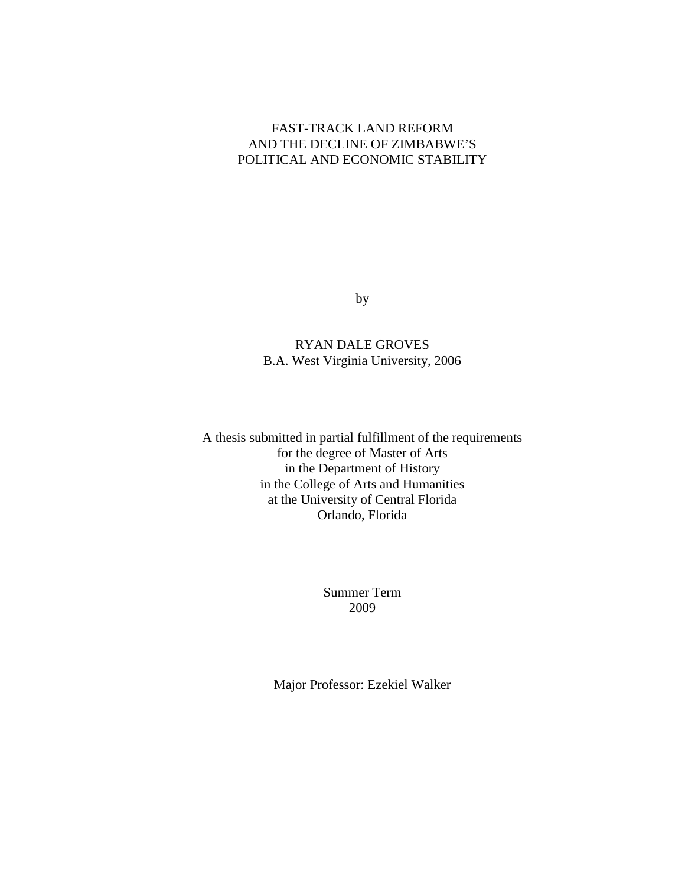# FAST-TRACK LAND REFORM AND THE DECLINE OF ZIMBABWE'S POLITICAL AND ECONOMIC STABILITY

by

RYAN DALE GROVES
B.A. West Virginia University, 2006

A thesis submitted in partial fulfillment of the requirements
for the degree of Master of Arts
in the Department of History
in the College of Arts and Humanities
at the University of Central Florida
Orlando, Florida

Summer Term
2009

Major Professor: Ezekiel Walker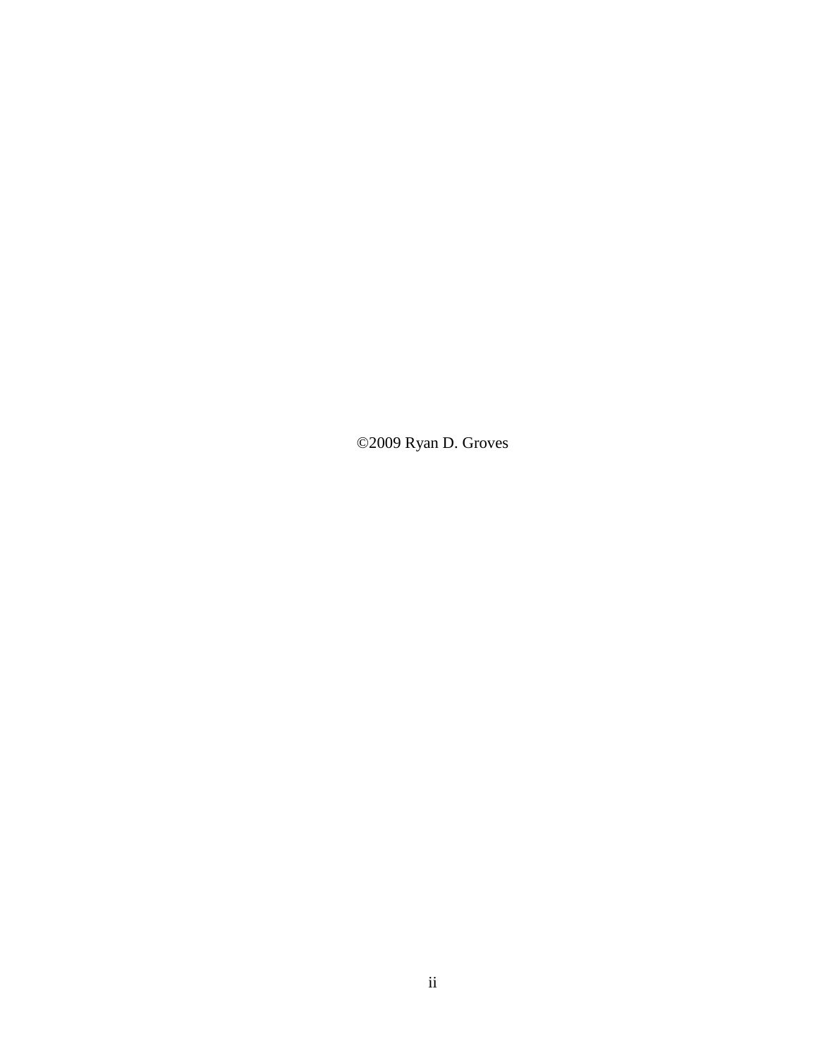©2009 Ryan D. Groves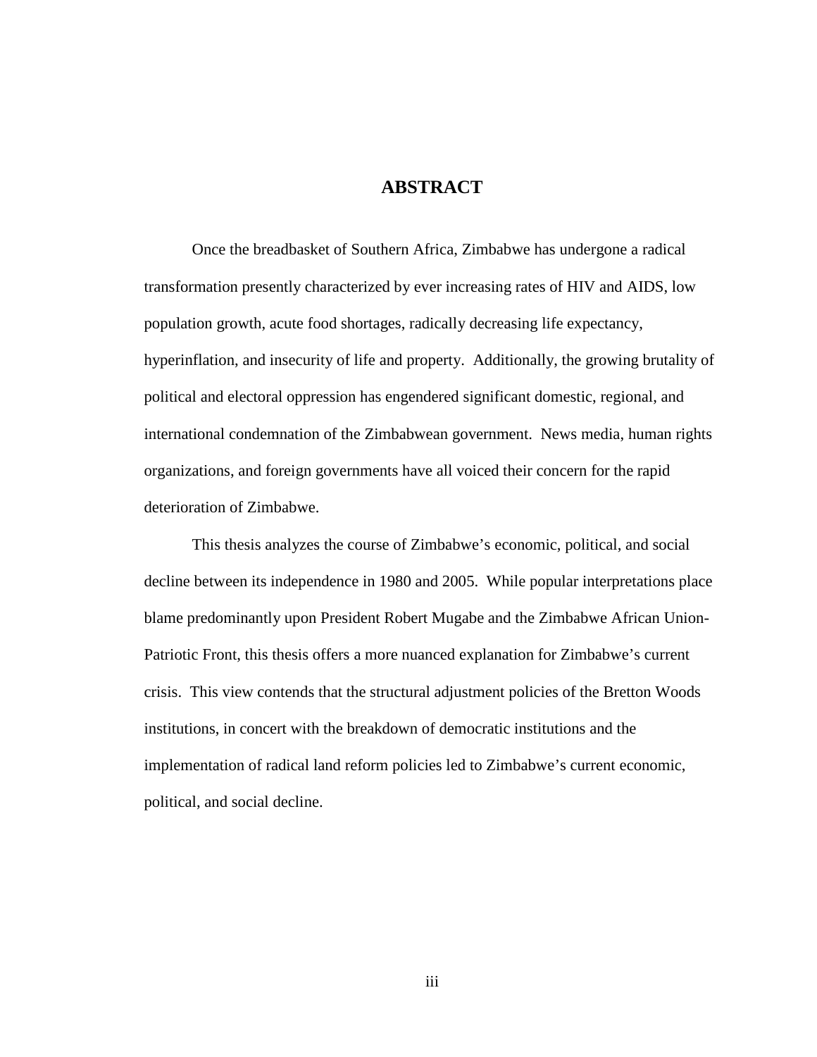# ABSTRACT

Once the breadbasket of Southern Africa, Zimbabwe has undergone a radical transformation presently characterized by ever increasing rates of HIV and AIDS, low population growth, acute food shortages, radically decreasing life expectancy, hyperinflation, and insecurity of life and property. Additionally, the growing brutality of political and electoral oppression has engendered significant domestic, regional, and international condemnation of the Zimbabwean government. News media, human rights organizations, and foreign governments have all voiced their concern for the rapid deterioration of Zimbabwe.

This thesis analyzes the course of Zimbabwe's economic, political, and social decline between its independence in 1980 and 2005. While popular interpretations place blame predominantly upon President Robert Mugabe and the Zimbabwe African Union-Patriotic Front, this thesis offers a more nuanced explanation for Zimbabwe's current crisis. This view contends that the structural adjustment policies of the Bretton Woods institutions, in concert with the breakdown of democratic institutions and the implementation of radical land reform policies led to Zimbabwe's current economic, political, and social decline.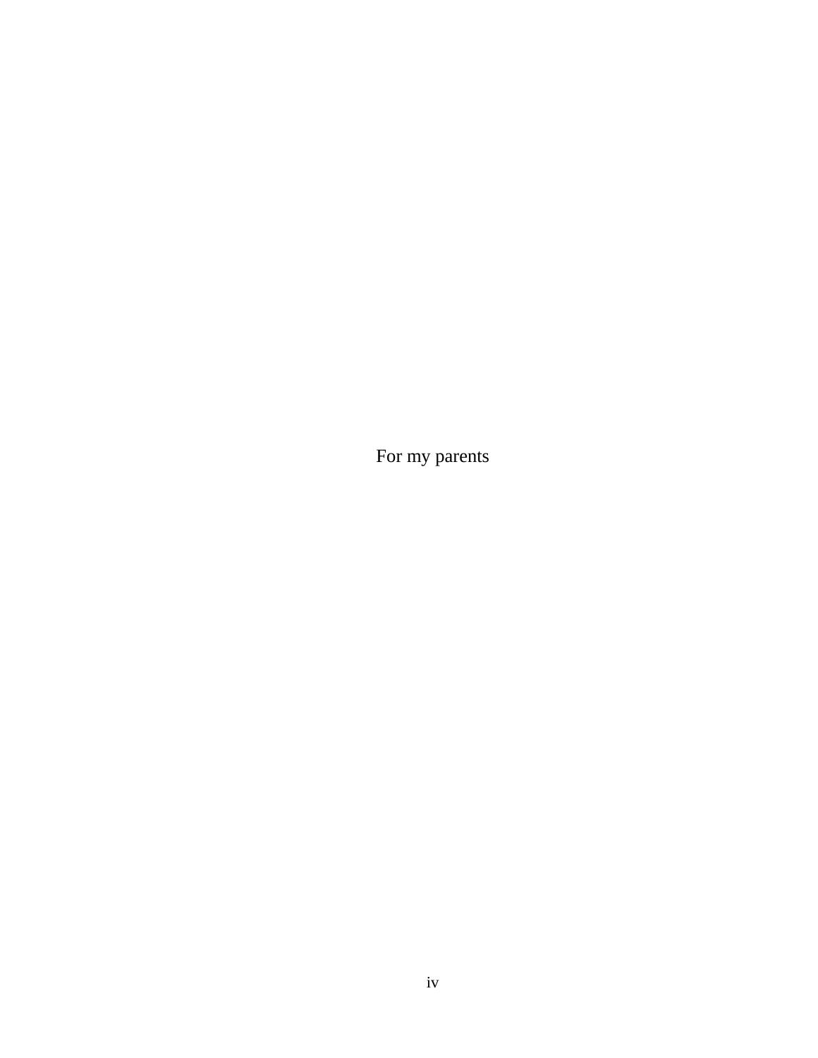For my parents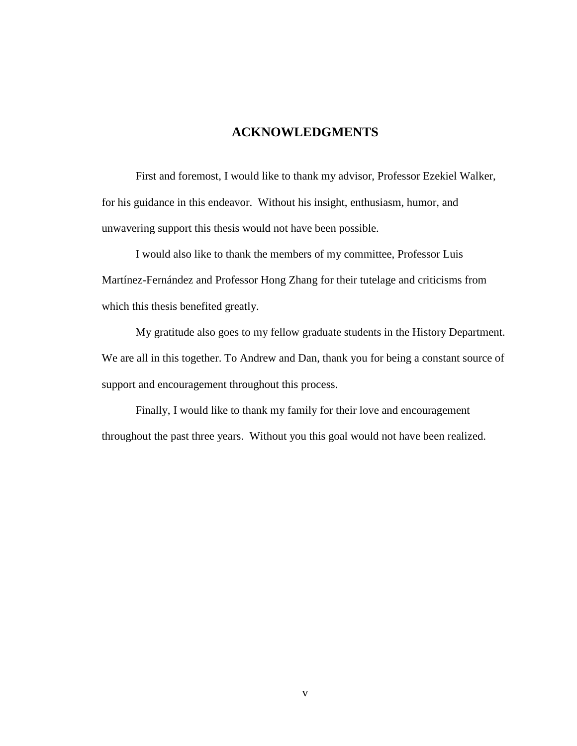# ACKNOWLEDGMENTS

First and foremost, I would like to thank my advisor, Professor Ezekiel Walker, for his guidance in this endeavor. Without his insight, enthusiasm, humor, and unwavering support this thesis would not have been possible.

I would also like to thank the members of my committee, Professor Luis Martínez-Fernández and Professor Hong Zhang for their tutelage and criticisms from which this thesis benefited greatly.

My gratitude also goes to my fellow graduate students in the History Department. We are all in this together. To Andrew and Dan, thank you for being a constant source of support and encouragement throughout this process.

Finally, I would like to thank my family for their love and encouragement throughout the past three years. Without you this goal would not have been realized.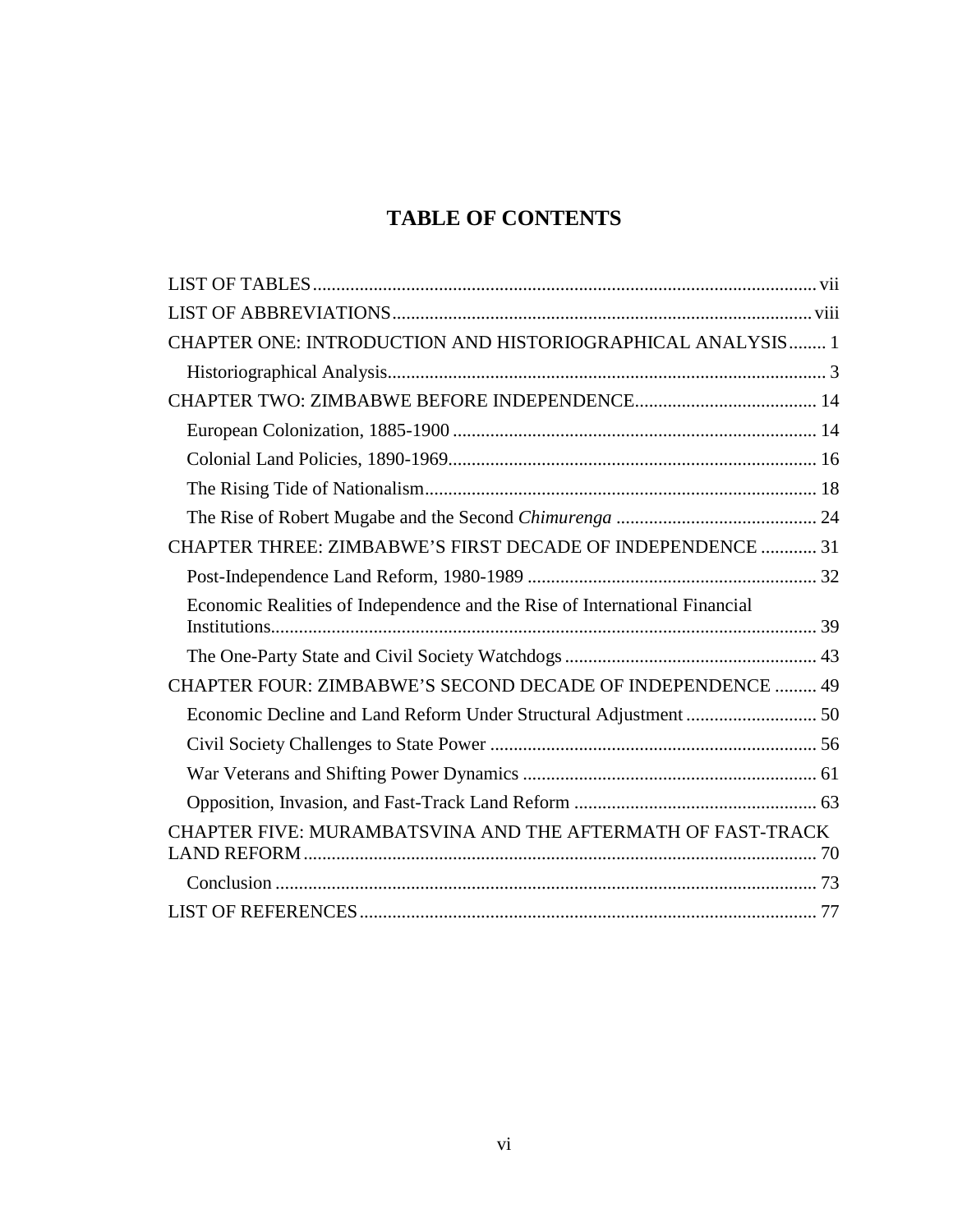# TABLE OF CONTENTS

LIST OF TABLES ........................................................................................................ vii

LIST OF ABBREVIATIONS ........................................................................................ viii

CHAPTER ONE: INTRODUCTION AND HISTORIOGRAPHICAL ANALYSIS ........ 1

- Historiographical Analysis ............................................................................................ 3

CHAPTER TWO: ZIMBABWE BEFORE INDEPENDENCE ....................................... 14

- European Colonization, 1885-1900 ............................................................................. 14
- Colonial Land Policies, 1890-1969 .............................................................................. 16
- The Rising Tide of Nationalism ................................................................................... 18
- The Rise of Robert Mugabe and the Second *Chimurenga* ........................................... 24

CHAPTER THREE: ZIMBABWE'S FIRST DECADE OF INDEPENDENCE ............ 31

- Post-Independence Land Reform, 1980-1989 ............................................................. 32
- Economic Realities of Independence and the Rise of International Financial Institutions .......................................................................................................... 39
- The One-Party State and Civil Society Watchdogs ...................................................... 43

CHAPTER FOUR: ZIMBABWE'S SECOND DECADE OF INDEPENDENCE ......... 49

- Economic Decline and Land Reform Under Structural Adjustment ............................ 50
- Civil Society Challenges to State Power ..................................................................... 56
- War Veterans and Shifting Power Dynamics .............................................................. 61
- Opposition, Invasion, and Fast-Track Land Reform ................................................... 63

CHAPTER FIVE: MURAMBATSVINA AND THE AFTERMATH OF FAST-TRACK LAND REFORM ............................................................................................................ 70

- Conclusion .................................................................................................................. 73

LIST OF REFERENCES ................................................................................................. 77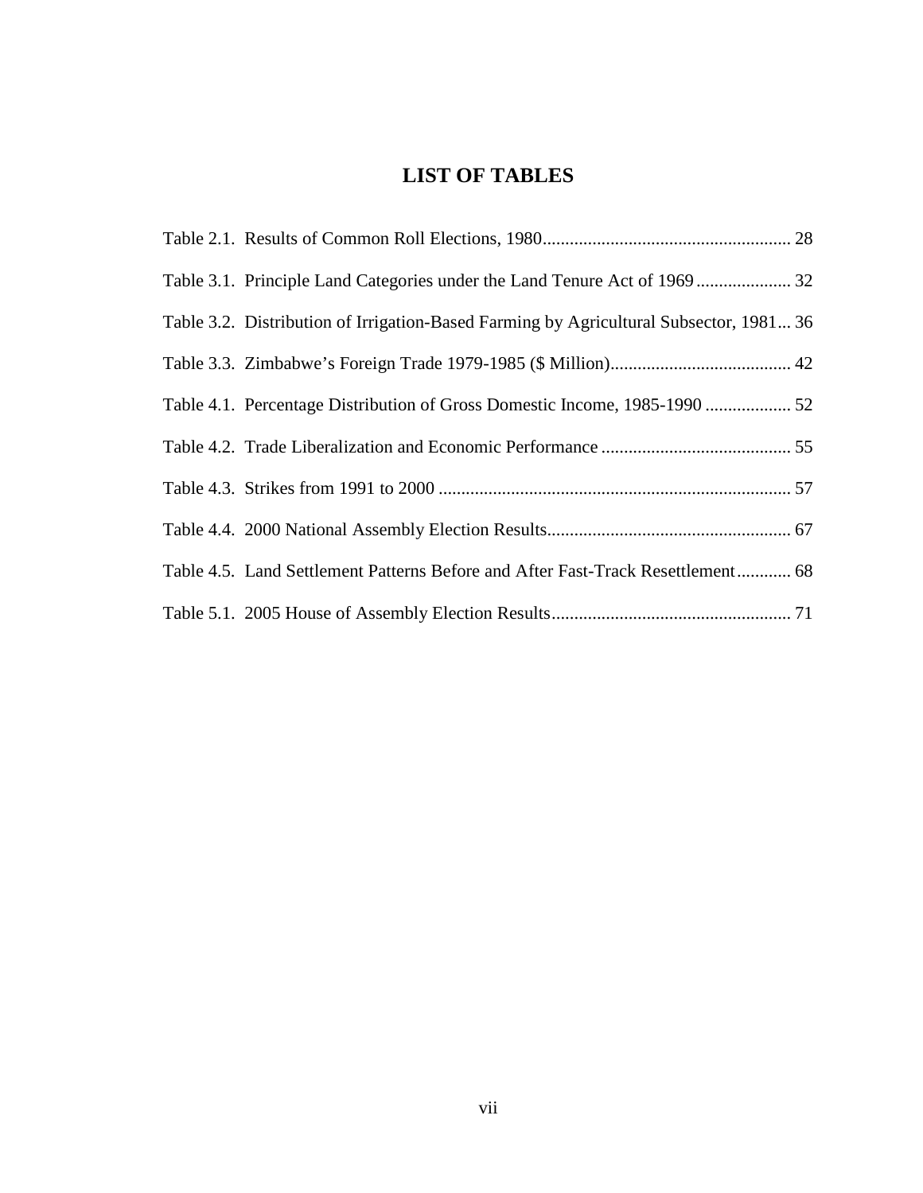# LIST OF TABLES

Table 2.1. Results of Common Roll Elections, 1980....................................................... 28

Table 3.1. Principle Land Categories under the Land Tenure Act of 1969..................... 32

Table 3.2. Distribution of Irrigation-Based Farming by Agricultural Subsector, 1981... 36

Table 3.3. Zimbabwe's Foreign Trade 1979-1985 ($ Million)........................................ 42

Table 4.1. Percentage Distribution of Gross Domestic Income, 1985-1990 ................... 52

Table 4.2. Trade Liberalization and Economic Performance .......................................... 55

Table 4.3. Strikes from 1991 to 2000 .............................................................................. 57

Table 4.4. 2000 National Assembly Election Results...................................................... 67

Table 4.5. Land Settlement Patterns Before and After Fast-Track Resettlement............ 68

Table 5.1. 2005 House of Assembly Election Results..................................................... 71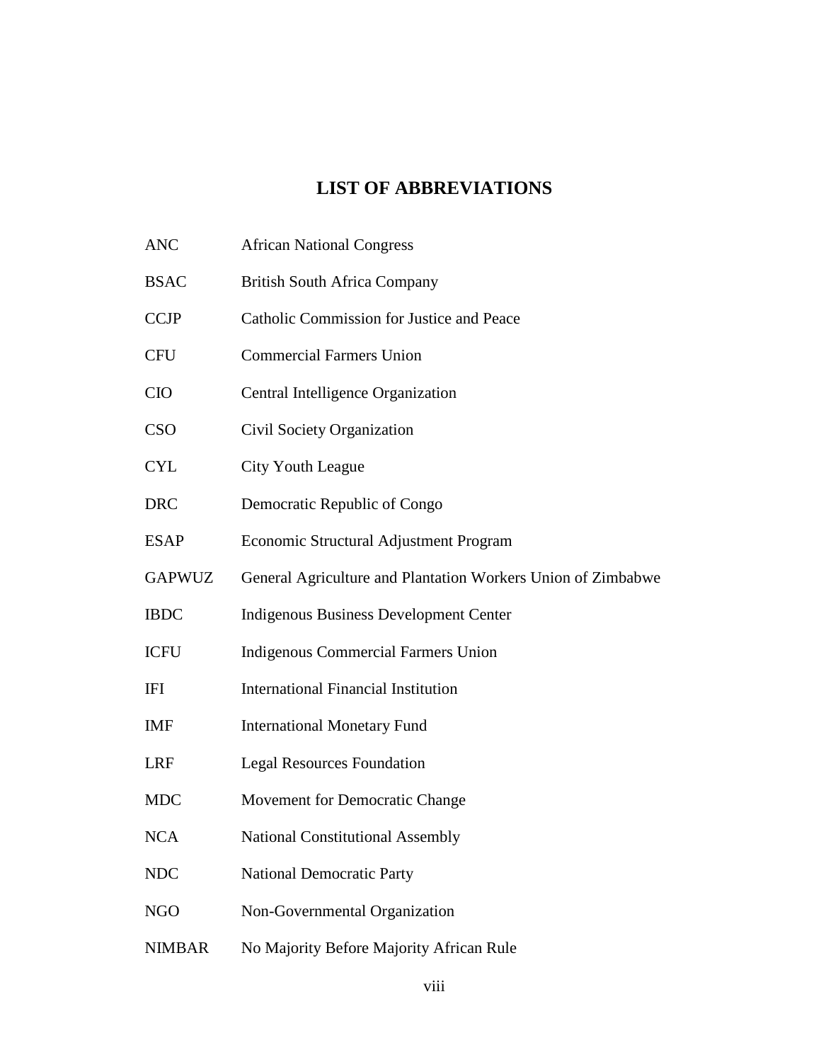# LIST OF ABBREVIATIONS

| | |
|---|---|
| ANC | African National Congress |
| BSAC | British South Africa Company |
| CCJP | Catholic Commission for Justice and Peace |
| CFU | Commercial Farmers Union |
| CIO | Central Intelligence Organization |
| CSO | Civil Society Organization |
| CYL | City Youth League |
| DRC | Democratic Republic of Congo |
| ESAP | Economic Structural Adjustment Program |
| GAPWUZ | General Agriculture and Plantation Workers Union of Zimbabwe |
| IBDC | Indigenous Business Development Center |
| ICFU | Indigenous Commercial Farmers Union |
| IFI | International Financial Institution |
| IMF | International Monetary Fund |
| LRF | Legal Resources Foundation |
| MDC | Movement for Democratic Change |
| NCA | National Constitutional Assembly |
| NDC | National Democratic Party |
| NGO | Non-Governmental Organization |
| NIMBAR | No Majority Before Majority African Rule |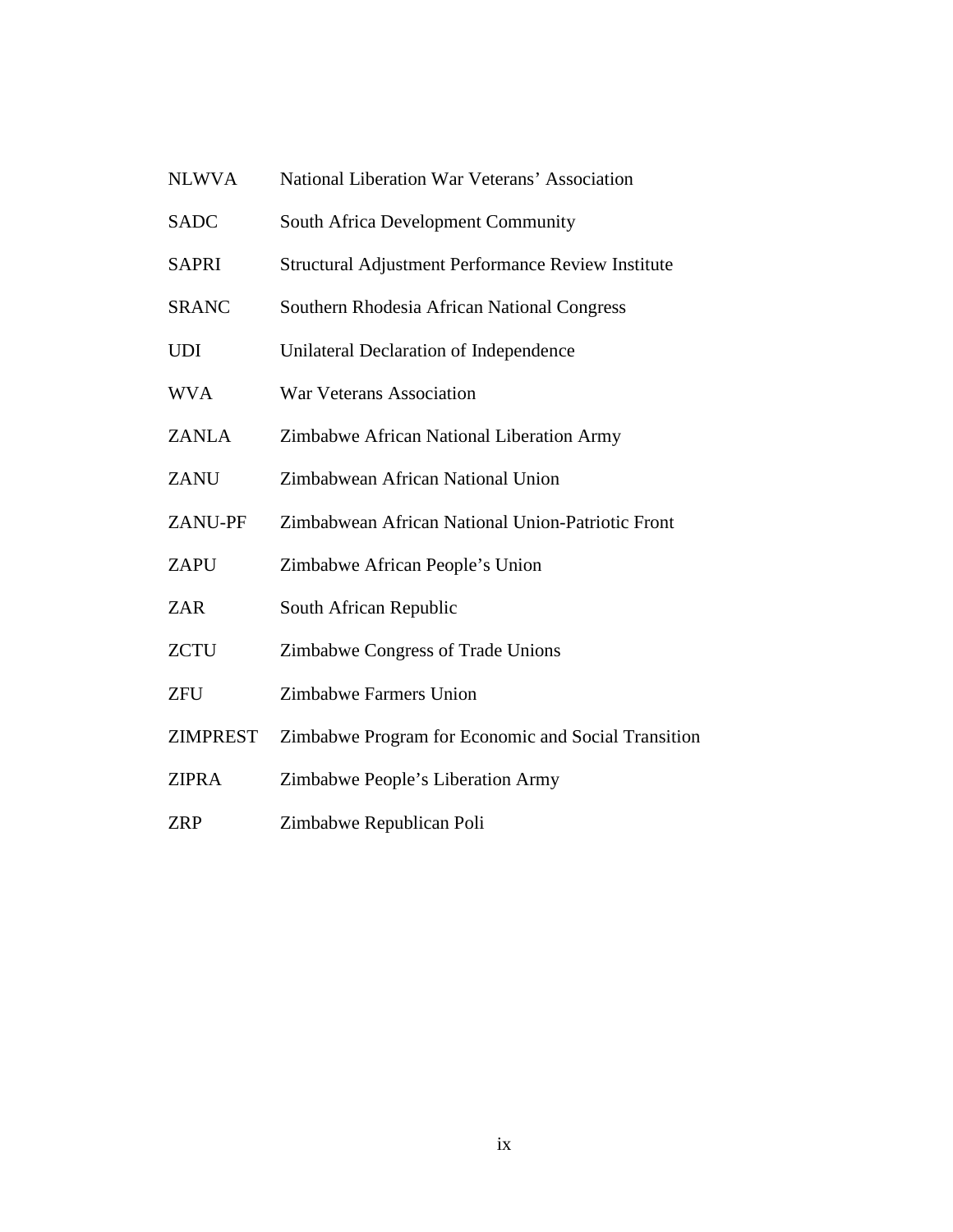| | |
|---|---|
| NLWVA | National Liberation War Veterans' Association |
| SADC | South Africa Development Community |
| SAPRI | Structural Adjustment Performance Review Institute |
| SRANC | Southern Rhodesia African National Congress |
| UDI | Unilateral Declaration of Independence |
| WVA | War Veterans Association |
| ZANLA | Zimbabwe African National Liberation Army |
| ZANU | Zimbabwean African National Union |
| ZANU-PF | Zimbabwean African National Union-Patriotic Front |
| ZAPU | Zimbabwe African People's Union |
| ZAR | South African Republic |
| ZCTU | Zimbabwe Congress of Trade Unions |
| ZFU | Zimbabwe Farmers Union |
| ZIMPREST | Zimbabwe Program for Economic and Social Transition |
| ZIPRA | Zimbabwe People's Liberation Army |
| ZRP | Zimbabwe Republican Poli |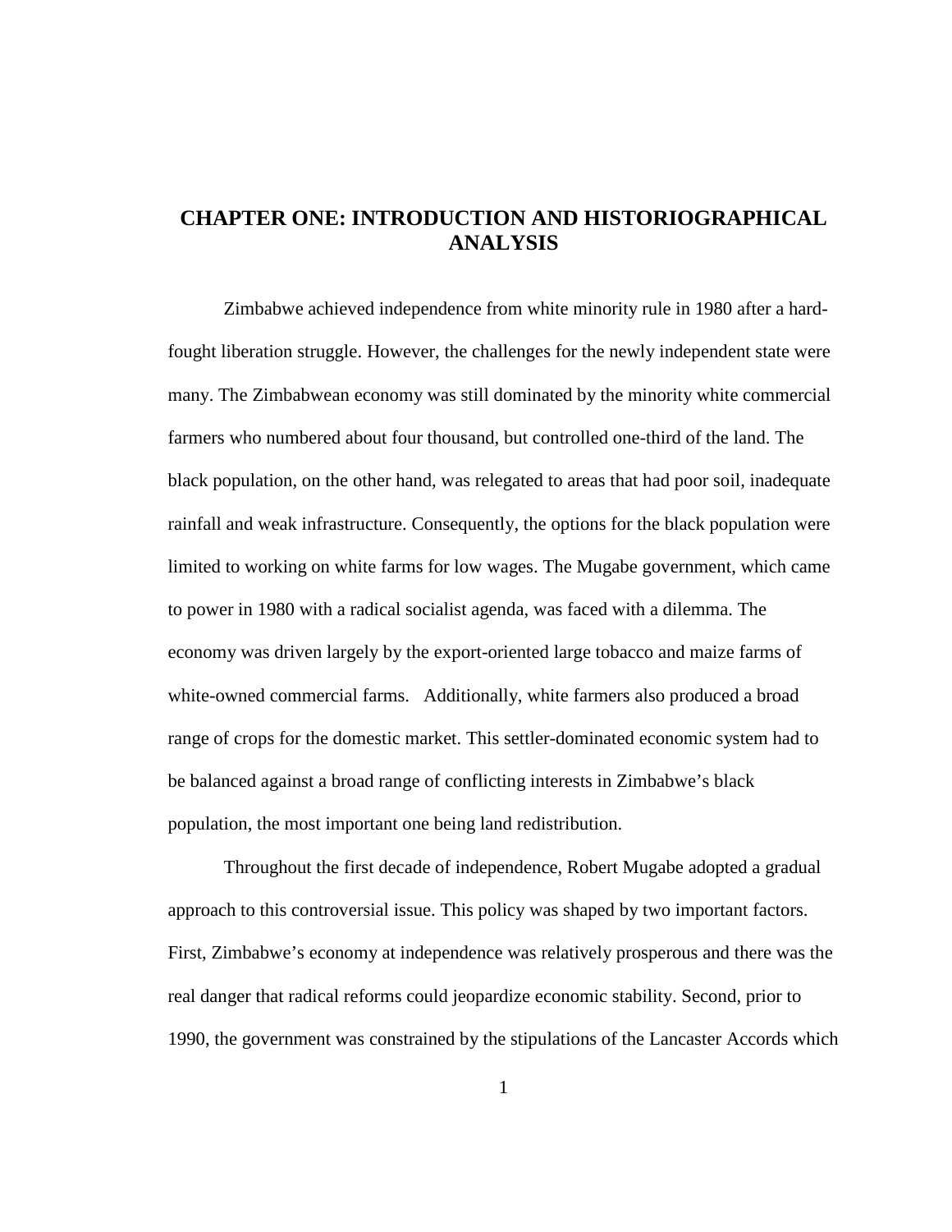# CHAPTER ONE: INTRODUCTION AND HISTORIOGRAPHICAL ANALYSIS

Zimbabwe achieved independence from white minority rule in 1980 after a hard-fought liberation struggle. However, the challenges for the newly independent state were many. The Zimbabwean economy was still dominated by the minority white commercial farmers who numbered about four thousand, but controlled one-third of the land. The black population, on the other hand, was relegated to areas that had poor soil, inadequate rainfall and weak infrastructure. Consequently, the options for the black population were limited to working on white farms for low wages. The Mugabe government, which came to power in 1980 with a radical socialist agenda, was faced with a dilemma. The economy was driven largely by the export-oriented large tobacco and maize farms of white-owned commercial farms. Additionally, white farmers also produced a broad range of crops for the domestic market. This settler-dominated economic system had to be balanced against a broad range of conflicting interests in Zimbabwe's black population, the most important one being land redistribution.

Throughout the first decade of independence, Robert Mugabe adopted a gradual approach to this controversial issue. This policy was shaped by two important factors. First, Zimbabwe's economy at independence was relatively prosperous and there was the real danger that radical reforms could jeopardize economic stability. Second, prior to 1990, the government was constrained by the stipulations of the Lancaster Accords which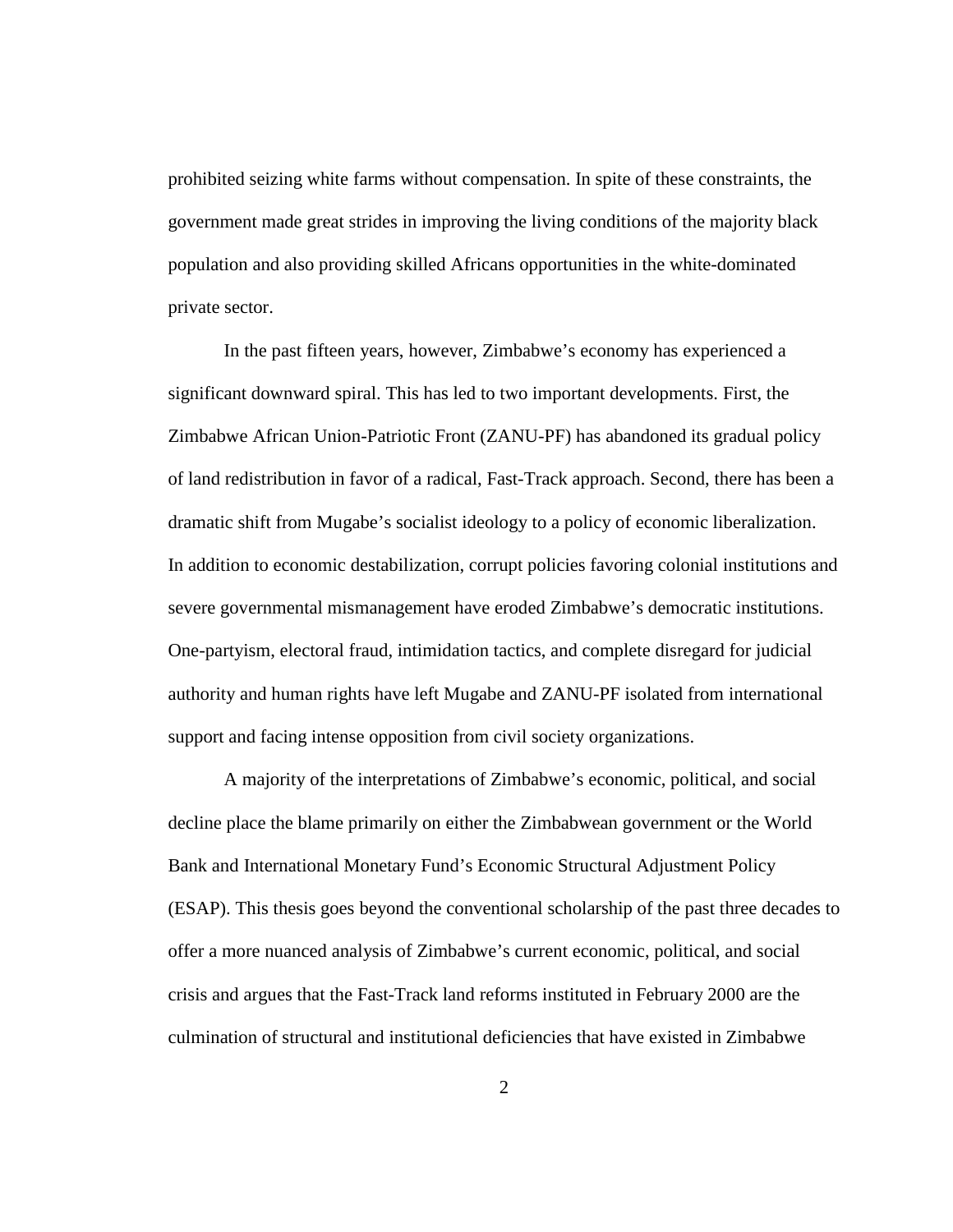prohibited seizing white farms without compensation. In spite of these constraints, the government made great strides in improving the living conditions of the majority black population and also providing skilled Africans opportunities in the white-dominated private sector.

In the past fifteen years, however, Zimbabwe's economy has experienced a significant downward spiral. This has led to two important developments. First, the Zimbabwe African Union-Patriotic Front (ZANU-PF) has abandoned its gradual policy of land redistribution in favor of a radical, Fast-Track approach. Second, there has been a dramatic shift from Mugabe's socialist ideology to a policy of economic liberalization. In addition to economic destabilization, corrupt policies favoring colonial institutions and severe governmental mismanagement have eroded Zimbabwe's democratic institutions. One-partyism, electoral fraud, intimidation tactics, and complete disregard for judicial authority and human rights have left Mugabe and ZANU-PF isolated from international support and facing intense opposition from civil society organizations.

A majority of the interpretations of Zimbabwe's economic, political, and social decline place the blame primarily on either the Zimbabwean government or the World Bank and International Monetary Fund's Economic Structural Adjustment Policy (ESAP). This thesis goes beyond the conventional scholarship of the past three decades to offer a more nuanced analysis of Zimbabwe's current economic, political, and social crisis and argues that the Fast-Track land reforms instituted in February 2000 are the culmination of structural and institutional deficiencies that have existed in Zimbabwe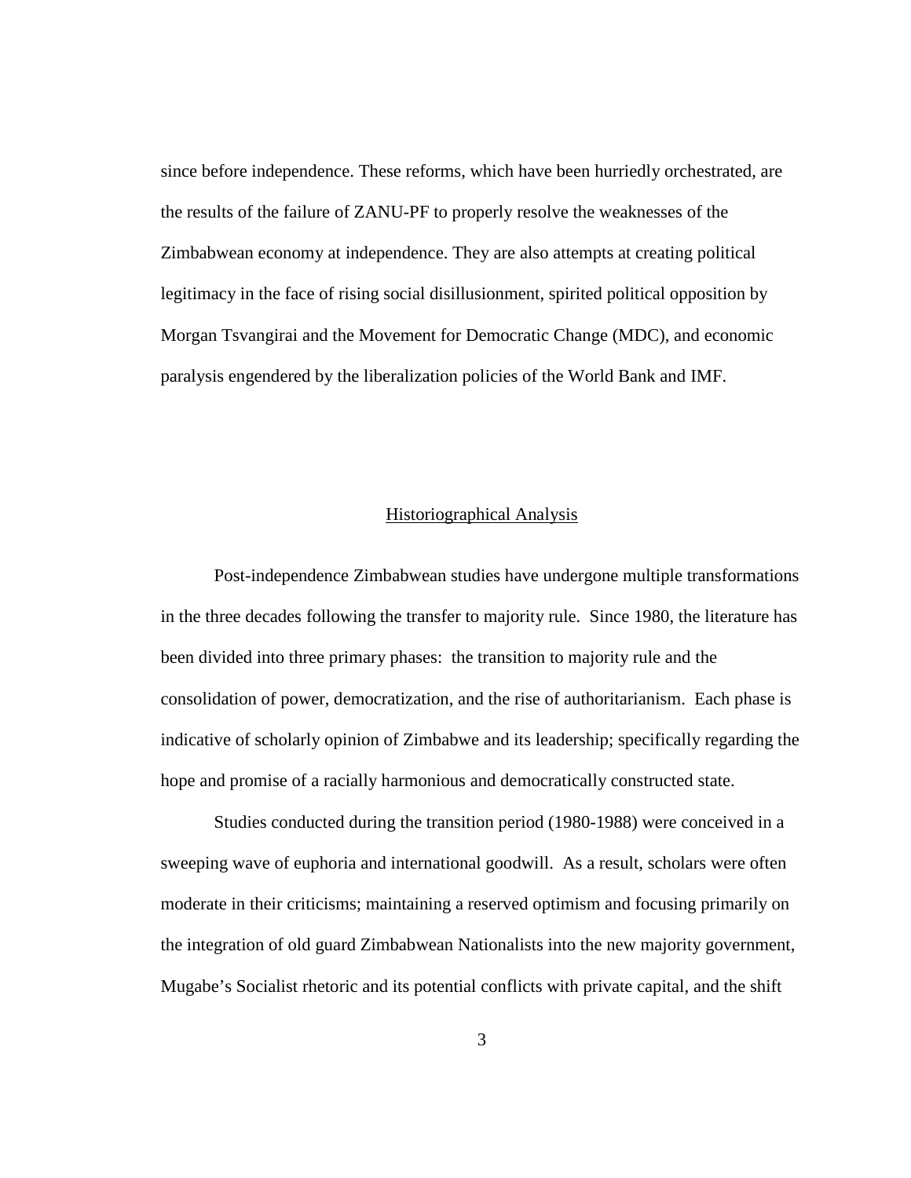since before independence. These reforms, which have been hurriedly orchestrated, are the results of the failure of ZANU-PF to properly resolve the weaknesses of the Zimbabwean economy at independence. They are also attempts at creating political legitimacy in the face of rising social disillusionment, spirited political opposition by Morgan Tsvangirai and the Movement for Democratic Change (MDC), and economic paralysis engendered by the liberalization policies of the World Bank and IMF.

## Historiographical Analysis

Post-independence Zimbabwean studies have undergone multiple transformations in the three decades following the transfer to majority rule. Since 1980, the literature has been divided into three primary phases: the transition to majority rule and the consolidation of power, democratization, and the rise of authoritarianism. Each phase is indicative of scholarly opinion of Zimbabwe and its leadership; specifically regarding the hope and promise of a racially harmonious and democratically constructed state.

Studies conducted during the transition period (1980-1988) were conceived in a sweeping wave of euphoria and international goodwill. As a result, scholars were often moderate in their criticisms; maintaining a reserved optimism and focusing primarily on the integration of old guard Zimbabwean Nationalists into the new majority government, Mugabe's Socialist rhetoric and its potential conflicts with private capital, and the shift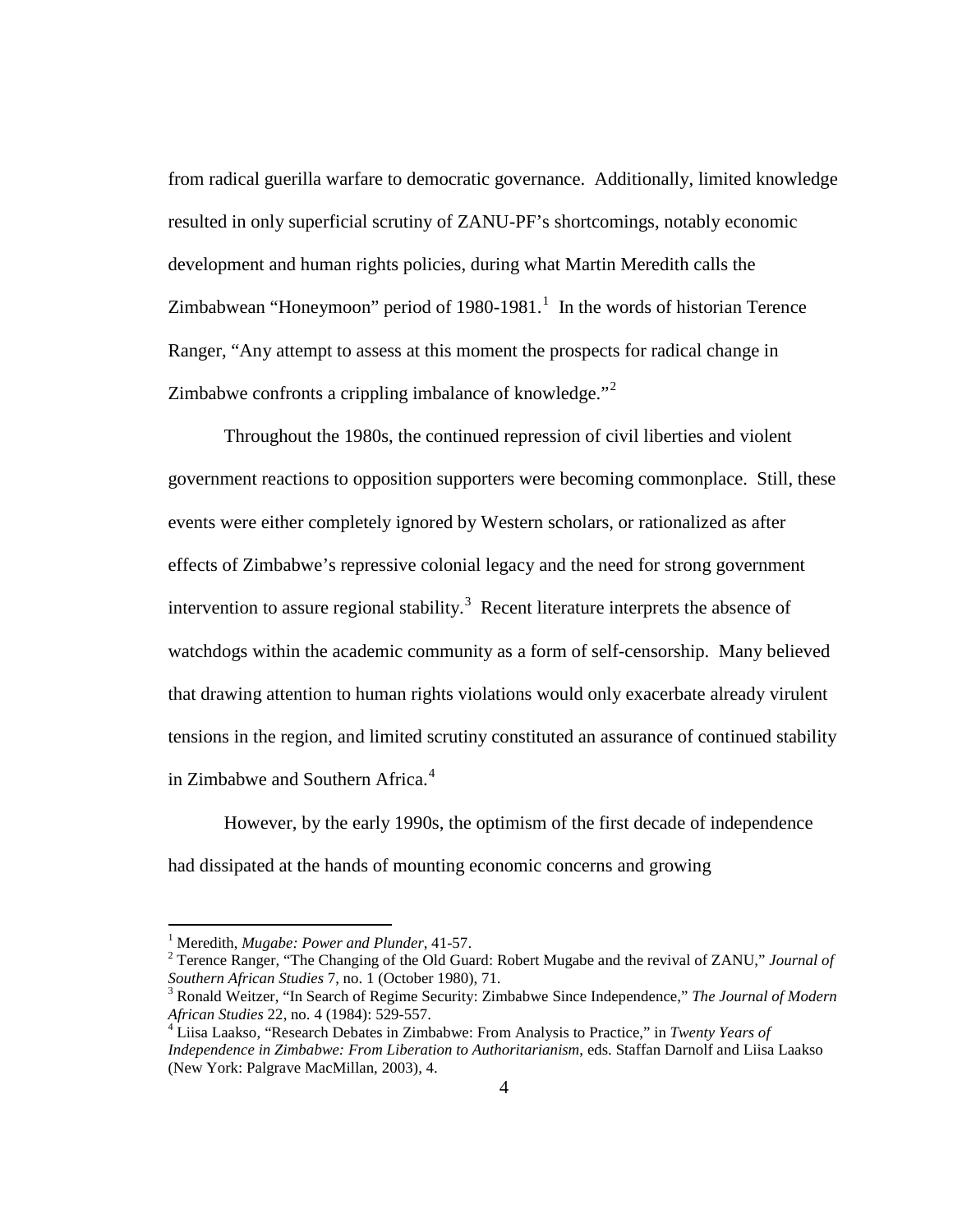from radical guerilla warfare to democratic governance. Additionally, limited knowledge resulted in only superficial scrutiny of ZANU-PF's shortcomings, notably economic development and human rights policies, during what Martin Meredith calls the Zimbabwean "Honeymoon" period of 1980-1981.[1] In the words of historian Terence Ranger, "Any attempt to assess at this moment the prospects for radical change in Zimbabwe confronts a crippling imbalance of knowledge."[2]

Throughout the 1980s, the continued repression of civil liberties and violent government reactions to opposition supporters were becoming commonplace. Still, these events were either completely ignored by Western scholars, or rationalized as after effects of Zimbabwe's repressive colonial legacy and the need for strong government intervention to assure regional stability.[3] Recent literature interprets the absence of watchdogs within the academic community as a form of self-censorship. Many believed that drawing attention to human rights violations would only exacerbate already virulent tensions in the region, and limited scrutiny constituted an assurance of continued stability in Zimbabwe and Southern Africa.[4]

However, by the early 1990s, the optimism of the first decade of independence had dissipated at the hands of mounting economic concerns and growing

---

[1] Meredith, *Mugabe: Power and Plunder*, 41-57.

[2] Terence Ranger, "The Changing of the Old Guard: Robert Mugabe and the revival of ZANU," *Journal of Southern African Studies* 7, no. 1 (October 1980), 71.

[3] Ronald Weitzer, "In Search of Regime Security: Zimbabwe Since Independence," *The Journal of Modern African Studies* 22, no. 4 (1984): 529-557.

[4] Liisa Laakso, "Research Debates in Zimbabwe: From Analysis to Practice," in *Twenty Years of Independence in Zimbabwe: From Liberation to Authoritarianism*, eds. Staffan Darnolf and Liisa Laakso (New York: Palgrave MacMillan, 2003), 4.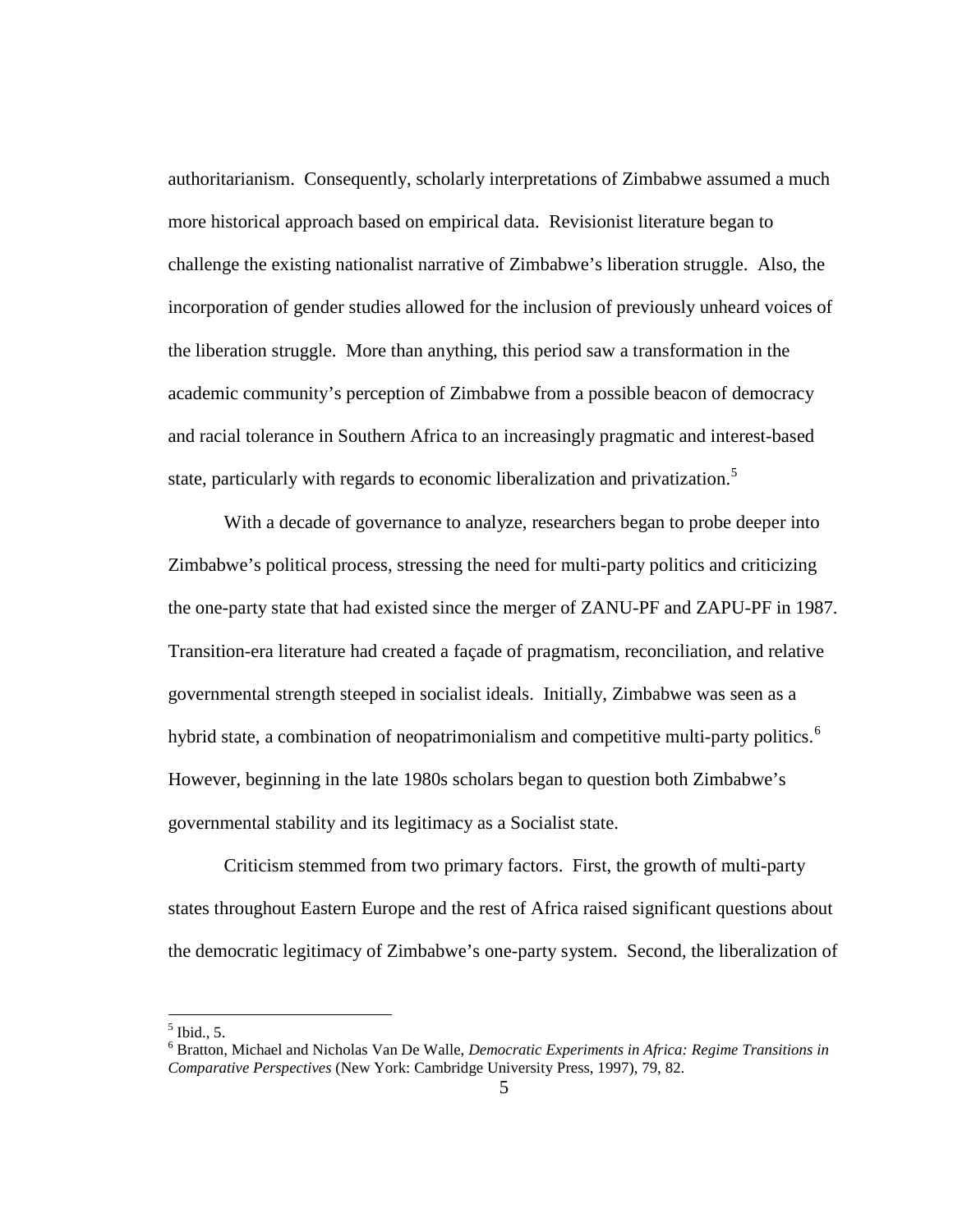authoritarianism. Consequently, scholarly interpretations of Zimbabwe assumed a much more historical approach based on empirical data. Revisionist literature began to challenge the existing nationalist narrative of Zimbabwe's liberation struggle. Also, the incorporation of gender studies allowed for the inclusion of previously unheard voices of the liberation struggle. More than anything, this period saw a transformation in the academic community's perception of Zimbabwe from a possible beacon of democracy and racial tolerance in Southern Africa to an increasingly pragmatic and interest-based state, particularly with regards to economic liberalization and privatization.[5]

With a decade of governance to analyze, researchers began to probe deeper into Zimbabwe's political process, stressing the need for multi-party politics and criticizing the one-party state that had existed since the merger of ZANU-PF and ZAPU-PF in 1987. Transition-era literature had created a façade of pragmatism, reconciliation, and relative governmental strength steeped in socialist ideals. Initially, Zimbabwe was seen as a hybrid state, a combination of neopatrimonialism and competitive multi-party politics.[6] However, beginning in the late 1980s scholars began to question both Zimbabwe's governmental stability and its legitimacy as a Socialist state.

Criticism stemmed from two primary factors. First, the growth of multi-party states throughout Eastern Europe and the rest of Africa raised significant questions about the democratic legitimacy of Zimbabwe's one-party system. Second, the liberalization of

[5] Ibid., 5.

[6] Bratton, Michael and Nicholas Van De Walle, *Democratic Experiments in Africa: Regime Transitions in Comparative Perspectives* (New York: Cambridge University Press, 1997), 79, 82.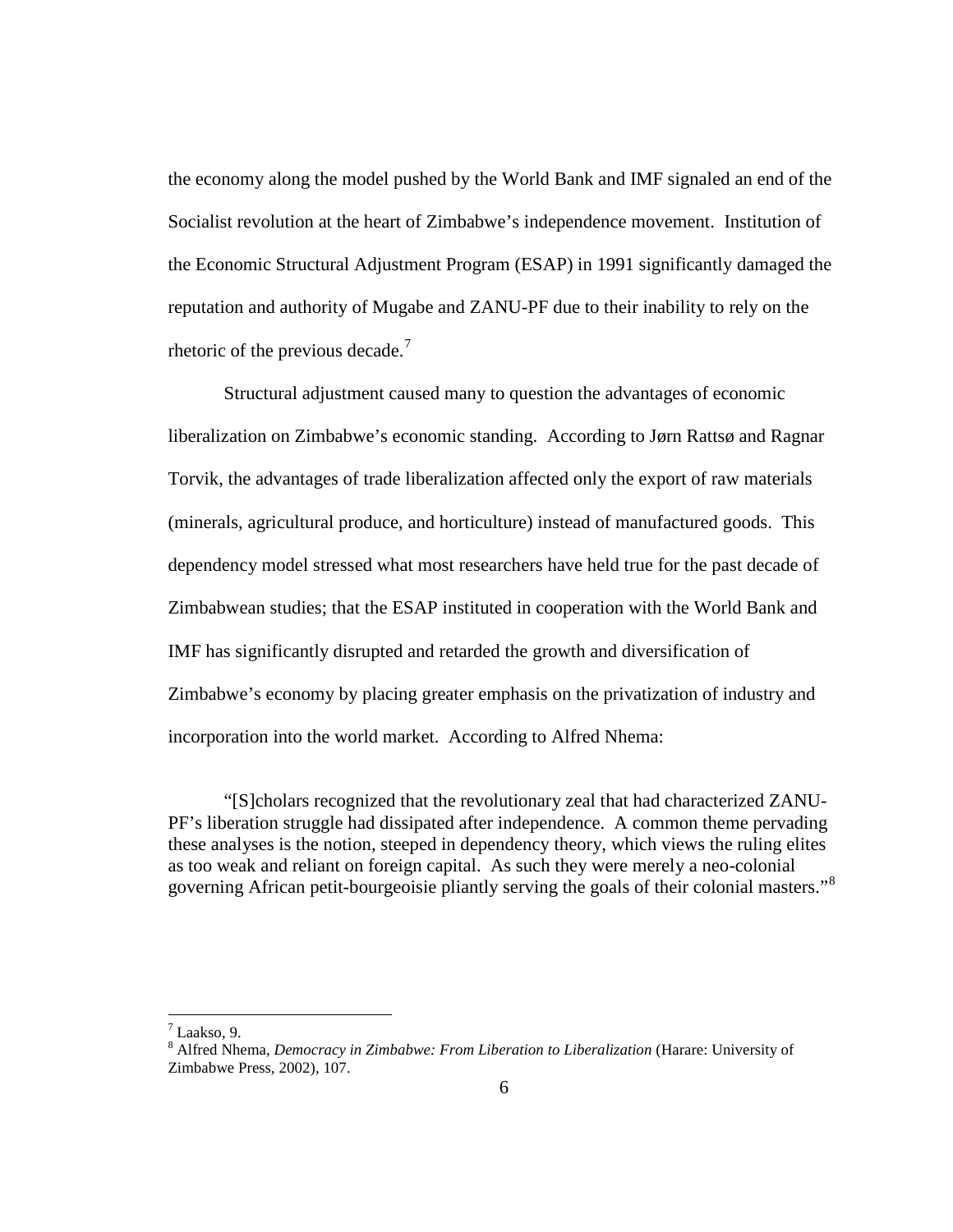the economy along the model pushed by the World Bank and IMF signaled an end of the Socialist revolution at the heart of Zimbabwe's independence movement. Institution of the Economic Structural Adjustment Program (ESAP) in 1991 significantly damaged the reputation and authority of Mugabe and ZANU-PF due to their inability to rely on the rhetoric of the previous decade.[7]

Structural adjustment caused many to question the advantages of economic liberalization on Zimbabwe's economic standing. According to Jørn Rattsø and Ragnar Torvik, the advantages of trade liberalization affected only the export of raw materials (minerals, agricultural produce, and horticulture) instead of manufactured goods. This dependency model stressed what most researchers have held true for the past decade of Zimbabwean studies; that the ESAP instituted in cooperation with the World Bank and IMF has significantly disrupted and retarded the growth and diversification of Zimbabwe's economy by placing greater emphasis on the privatization of industry and incorporation into the world market. According to Alfred Nhema:

> "[S]cholars recognized that the revolutionary zeal that had characterized ZANU-PF's liberation struggle had dissipated after independence. A common theme pervading these analyses is the notion, steeped in dependency theory, which views the ruling elites as too weak and reliant on foreign capital. As such they were merely a neo-colonial governing African petit-bourgeoisie pliantly serving the goals of their colonial masters."[8]

---

[7] Laakso, 9.

[8] Alfred Nhema, *Democracy in Zimbabwe: From Liberation to Liberalization* (Harare: University of Zimbabwe Press, 2002), 107.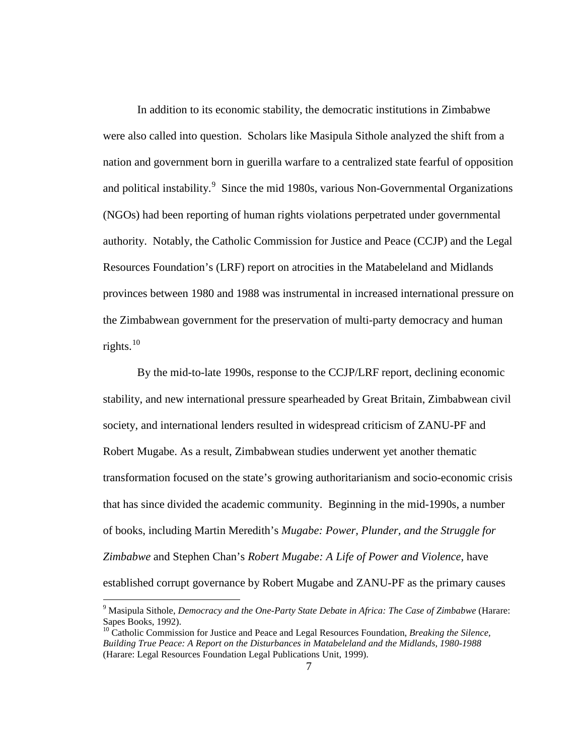In addition to its economic stability, the democratic institutions in Zimbabwe were also called into question. Scholars like Masipula Sithole analyzed the shift from a nation and government born in guerilla warfare to a centralized state fearful of opposition and political instability.[9] Since the mid 1980s, various Non-Governmental Organizations (NGOs) had been reporting of human rights violations perpetrated under governmental authority. Notably, the Catholic Commission for Justice and Peace (CCJP) and the Legal Resources Foundation's (LRF) report on atrocities in the Matabeleland and Midlands provinces between 1980 and 1988 was instrumental in increased international pressure on the Zimbabwean government for the preservation of multi-party democracy and human rights.[10]

By the mid-to-late 1990s, response to the CCJP/LRF report, declining economic stability, and new international pressure spearheaded by Great Britain, Zimbabwean civil society, and international lenders resulted in widespread criticism of ZANU-PF and Robert Mugabe. As a result, Zimbabwean studies underwent yet another thematic transformation focused on the state's growing authoritarianism and socio-economic crisis that has since divided the academic community. Beginning in the mid-1990s, a number of books, including Martin Meredith's *Mugabe: Power, Plunder, and the Struggle for Zimbabwe* and Stephen Chan's *Robert Mugabe: A Life of Power and Violence*, have established corrupt governance by Robert Mugabe and ZANU-PF as the primary causes

[9] Masipula Sithole, *Democracy and the One-Party State Debate in Africa: The Case of Zimbabwe* (Harare: Sapes Books, 1992).

[10] Catholic Commission for Justice and Peace and Legal Resources Foundation, *Breaking the Silence, Building True Peace: A Report on the Disturbances in Matabeleland and the Midlands, 1980-1988* (Harare: Legal Resources Foundation Legal Publications Unit, 1999).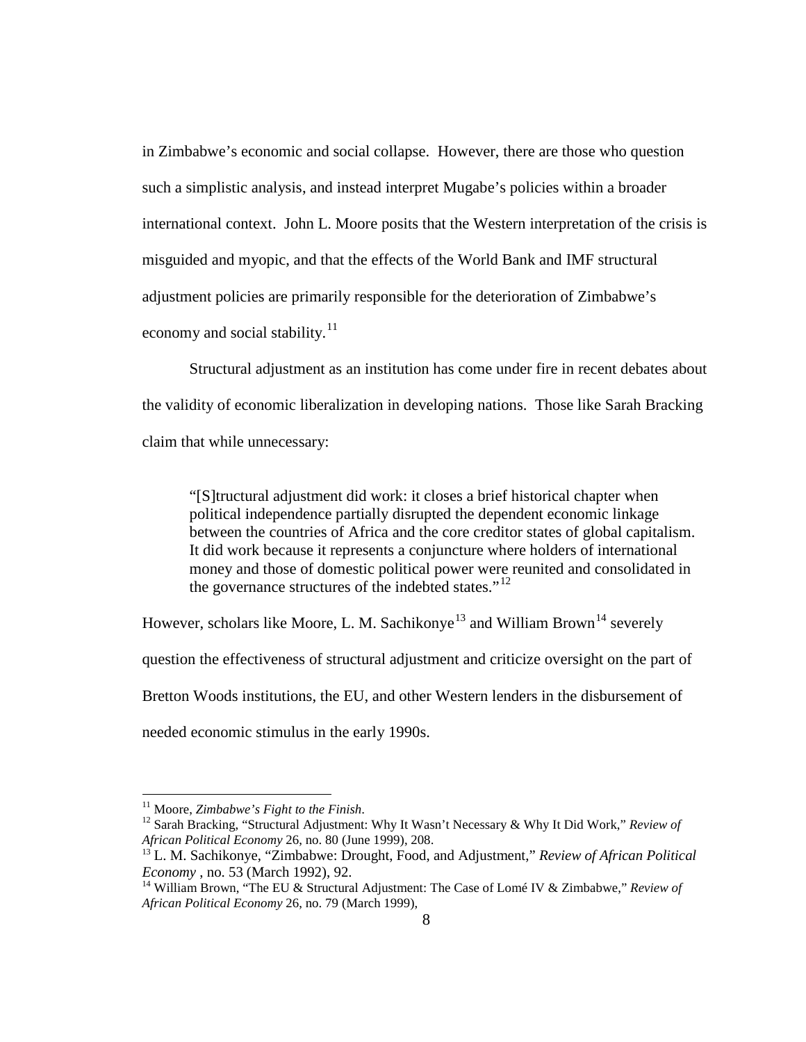in Zimbabwe's economic and social collapse. However, there are those who question such a simplistic analysis, and instead interpret Mugabe's policies within a broader international context. John L. Moore posits that the Western interpretation of the crisis is misguided and myopic, and that the effects of the World Bank and IMF structural adjustment policies are primarily responsible for the deterioration of Zimbabwe's economy and social stability.[11]

Structural adjustment as an institution has come under fire in recent debates about the validity of economic liberalization in developing nations. Those like Sarah Bracking claim that while unnecessary:

> "[S]tructural adjustment did work: it closes a brief historical chapter when political independence partially disrupted the dependent economic linkage between the countries of Africa and the core creditor states of global capitalism. It did work because it represents a conjuncture where holders of international money and those of domestic political power were reunited and consolidated in the governance structures of the indebted states."[12]

However, scholars like Moore, L. M. Sachikonye[13] and William Brown[14] severely question the effectiveness of structural adjustment and criticize oversight on the part of Bretton Woods institutions, the EU, and other Western lenders in the disbursement of needed economic stimulus in the early 1990s.

---

[11] Moore, *Zimbabwe's Fight to the Finish*.

[12] Sarah Bracking, "Structural Adjustment: Why It Wasn't Necessary & Why It Did Work," *Review of African Political Economy* 26, no. 80 (June 1999), 208.

[13] L. M. Sachikonye, "Zimbabwe: Drought, Food, and Adjustment," *Review of African Political Economy* , no. 53 (March 1992), 92.

[14] William Brown, "The EU & Structural Adjustment: The Case of Lomé IV & Zimbabwe," *Review of African Political Economy* 26, no. 79 (March 1999),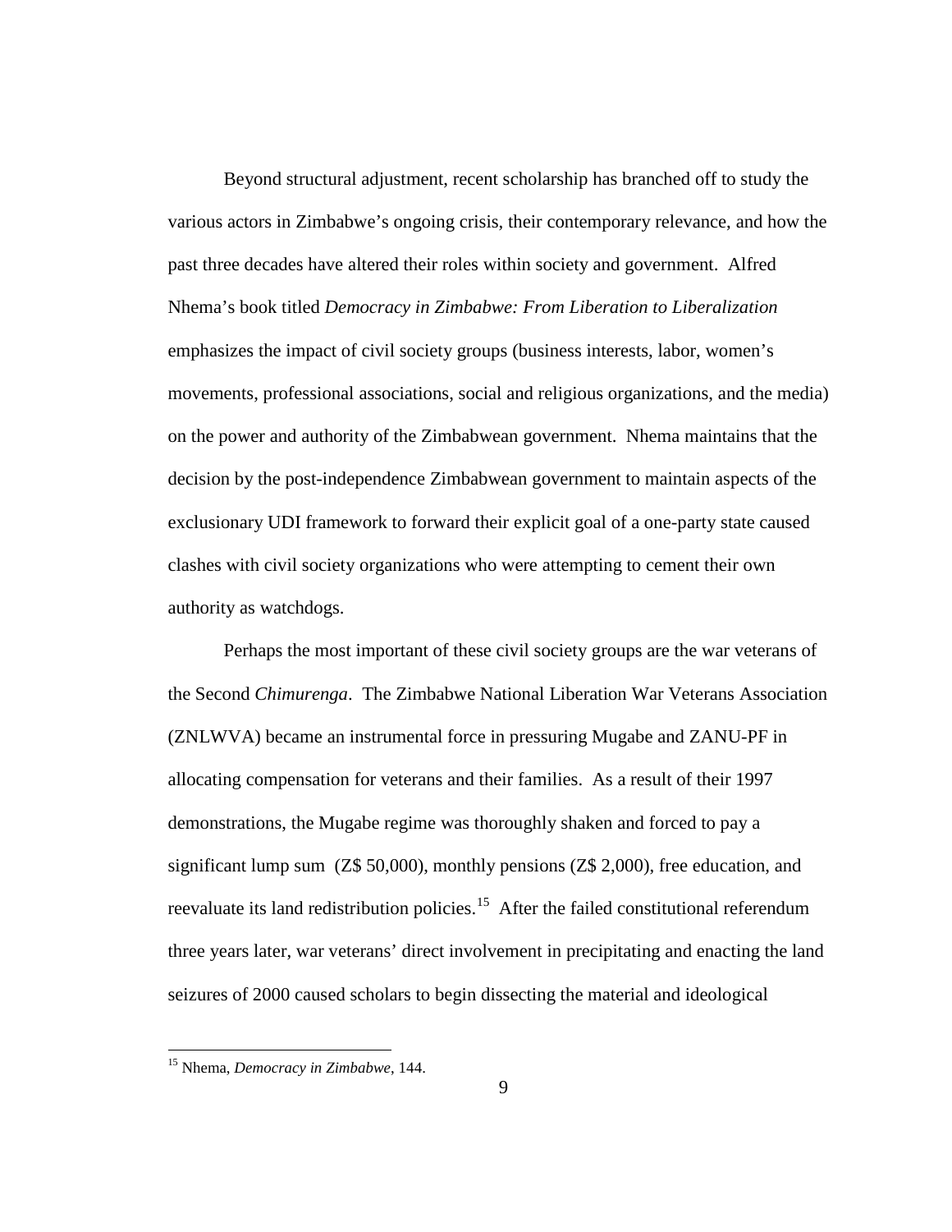Beyond structural adjustment, recent scholarship has branched off to study the various actors in Zimbabwe's ongoing crisis, their contemporary relevance, and how the past three decades have altered their roles within society and government. Alfred Nhema's book titled *Democracy in Zimbabwe: From Liberation to Liberalization* emphasizes the impact of civil society groups (business interests, labor, women's movements, professional associations, social and religious organizations, and the media) on the power and authority of the Zimbabwean government. Nhema maintains that the decision by the post-independence Zimbabwean government to maintain aspects of the exclusionary UDI framework to forward their explicit goal of a one-party state caused clashes with civil society organizations who were attempting to cement their own authority as watchdogs.

Perhaps the most important of these civil society groups are the war veterans of the Second *Chimurenga*. The Zimbabwe National Liberation War Veterans Association (ZNLWVA) became an instrumental force in pressuring Mugabe and ZANU-PF in allocating compensation for veterans and their families. As a result of their 1997 demonstrations, the Mugabe regime was thoroughly shaken and forced to pay a significant lump sum (Z$ 50,000), monthly pensions (Z$ 2,000), free education, and reevaluate its land redistribution policies.[15] After the failed constitutional referendum three years later, war veterans' direct involvement in precipitating and enacting the land seizures of 2000 caused scholars to begin dissecting the material and ideological

[15] Nhema, *Democracy in Zimbabwe*, 144.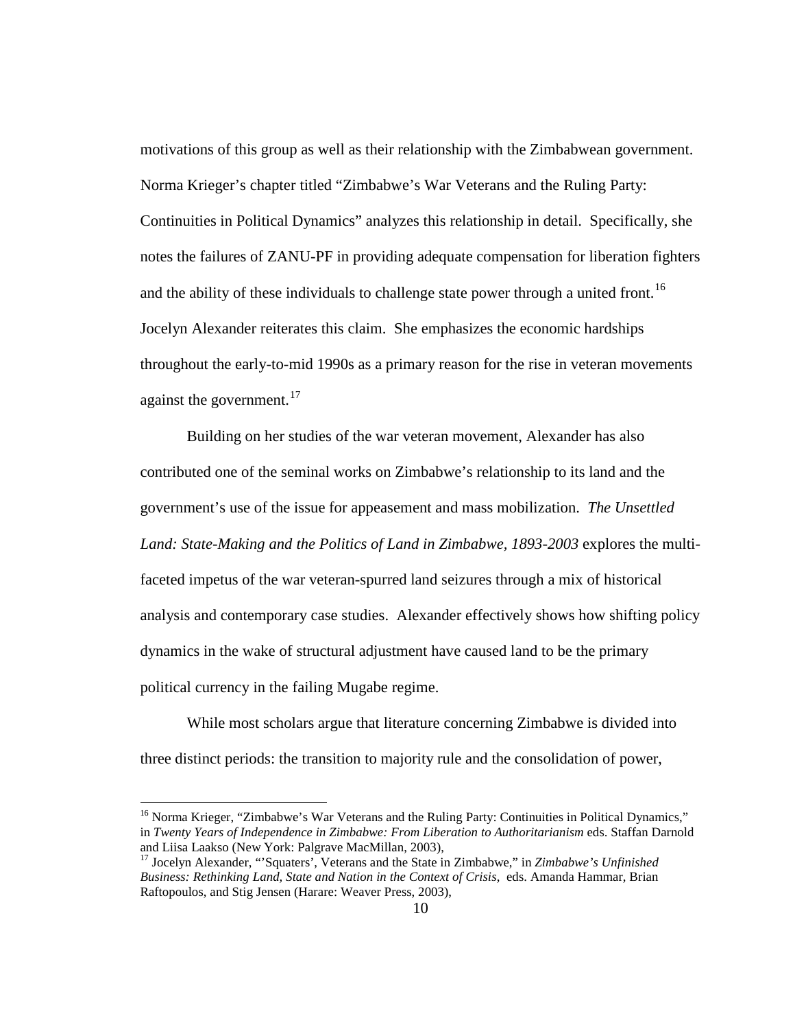motivations of this group as well as their relationship with the Zimbabwean government. Norma Krieger's chapter titled "Zimbabwe's War Veterans and the Ruling Party: Continuities in Political Dynamics" analyzes this relationship in detail. Specifically, she notes the failures of ZANU-PF in providing adequate compensation for liberation fighters and the ability of these individuals to challenge state power through a united front.[16] Jocelyn Alexander reiterates this claim. She emphasizes the economic hardships throughout the early-to-mid 1990s as a primary reason for the rise in veteran movements against the government.[17]

Building on her studies of the war veteran movement, Alexander has also contributed one of the seminal works on Zimbabwe's relationship to its land and the government's use of the issue for appeasement and mass mobilization. *The Unsettled Land: State-Making and the Politics of Land in Zimbabwe, 1893-2003* explores the multi-faceted impetus of the war veteran-spurred land seizures through a mix of historical analysis and contemporary case studies. Alexander effectively shows how shifting policy dynamics in the wake of structural adjustment have caused land to be the primary political currency in the failing Mugabe regime.

While most scholars argue that literature concerning Zimbabwe is divided into three distinct periods: the transition to majority rule and the consolidation of power,

---

[16] Norma Krieger, "Zimbabwe's War Veterans and the Ruling Party: Continuities in Political Dynamics," in *Twenty Years of Independence in Zimbabwe: From Liberation to Authoritarianism* eds. Staffan Darnold and Liisa Laakso (New York: Palgrave MacMillan, 2003),

[17] Jocelyn Alexander, "'Squaters', Veterans and the State in Zimbabwe," in *Zimbabwe's Unfinished Business: Rethinking Land, State and Nation in the Context of Crisis*, eds. Amanda Hammar, Brian Raftopoulos, and Stig Jensen (Harare: Weaver Press, 2003),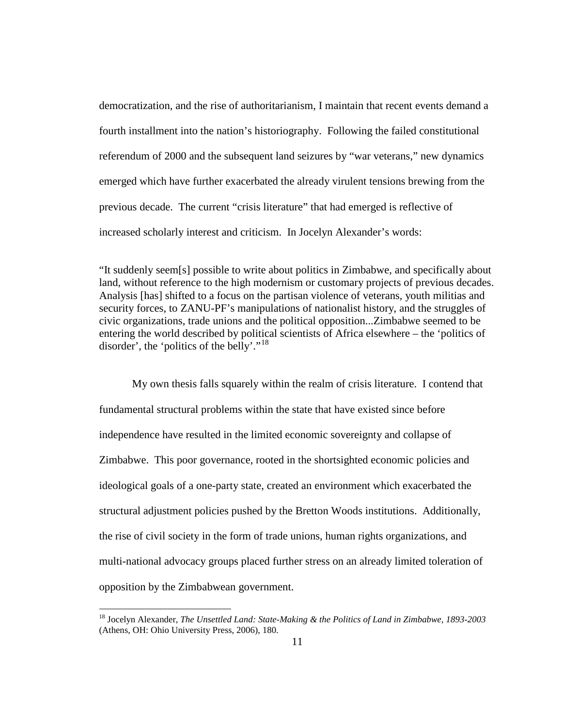democratization, and the rise of authoritarianism, I maintain that recent events demand a fourth installment into the nation's historiography. Following the failed constitutional referendum of 2000 and the subsequent land seizures by "war veterans," new dynamics emerged which have further exacerbated the already virulent tensions brewing from the previous decade. The current "crisis literature" that had emerged is reflective of increased scholarly interest and criticism. In Jocelyn Alexander's words:

> "It suddenly seem[s] possible to write about politics in Zimbabwe, and specifically about land, without reference to the high modernism or customary projects of previous decades. Analysis [has] shifted to a focus on the partisan violence of veterans, youth militias and security forces, to ZANU-PF's manipulations of nationalist history, and the struggles of civic organizations, trade unions and the political opposition...Zimbabwe seemed to be entering the world described by political scientists of Africa elsewhere – the 'politics of disorder', the 'politics of the belly'."[18]

My own thesis falls squarely within the realm of crisis literature. I contend that fundamental structural problems within the state that have existed since before independence have resulted in the limited economic sovereignty and collapse of Zimbabwe. This poor governance, rooted in the shortsighted economic policies and ideological goals of a one-party state, created an environment which exacerbated the structural adjustment policies pushed by the Bretton Woods institutions. Additionally, the rise of civil society in the form of trade unions, human rights organizations, and multi-national advocacy groups placed further stress on an already limited toleration of opposition by the Zimbabwean government.

---

[18] Jocelyn Alexander, *The Unsettled Land: State-Making & the Politics of Land in Zimbabwe, 1893-2003* (Athens, OH: Ohio University Press, 2006), 180.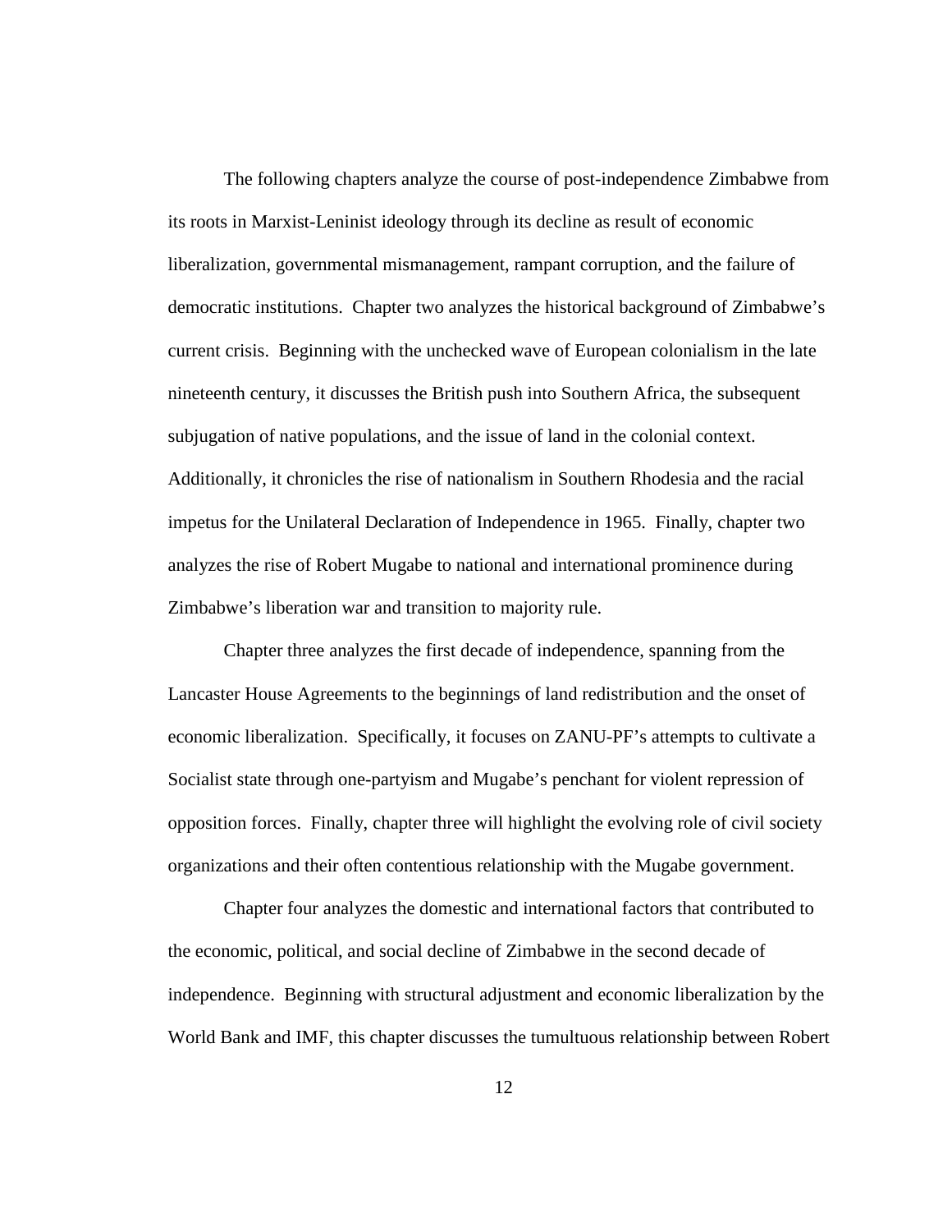The following chapters analyze the course of post-independence Zimbabwe from its roots in Marxist-Leninist ideology through its decline as result of economic liberalization, governmental mismanagement, rampant corruption, and the failure of democratic institutions. Chapter two analyzes the historical background of Zimbabwe's current crisis. Beginning with the unchecked wave of European colonialism in the late nineteenth century, it discusses the British push into Southern Africa, the subsequent subjugation of native populations, and the issue of land in the colonial context. Additionally, it chronicles the rise of nationalism in Southern Rhodesia and the racial impetus for the Unilateral Declaration of Independence in 1965. Finally, chapter two analyzes the rise of Robert Mugabe to national and international prominence during Zimbabwe's liberation war and transition to majority rule.

Chapter three analyzes the first decade of independence, spanning from the Lancaster House Agreements to the beginnings of land redistribution and the onset of economic liberalization. Specifically, it focuses on ZANU-PF's attempts to cultivate a Socialist state through one-partyism and Mugabe's penchant for violent repression of opposition forces. Finally, chapter three will highlight the evolving role of civil society organizations and their often contentious relationship with the Mugabe government.

Chapter four analyzes the domestic and international factors that contributed to the economic, political, and social decline of Zimbabwe in the second decade of independence. Beginning with structural adjustment and economic liberalization by the World Bank and IMF, this chapter discusses the tumultuous relationship between Robert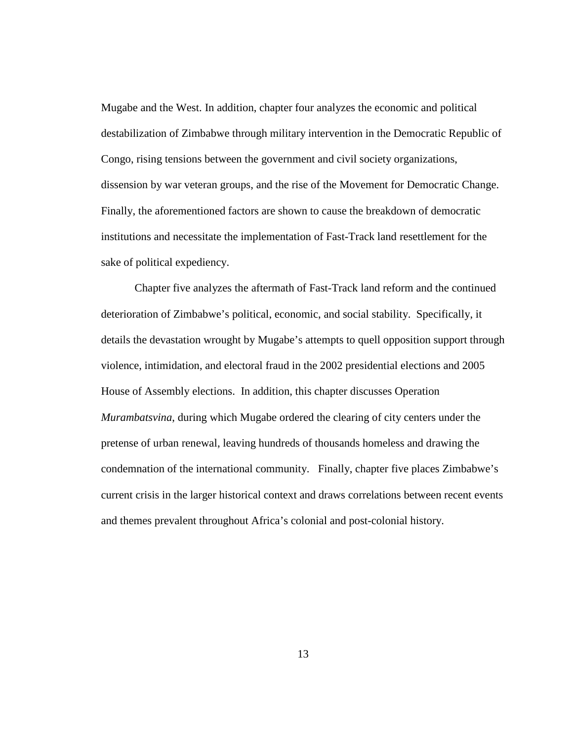Mugabe and the West. In addition, chapter four analyzes the economic and political destabilization of Zimbabwe through military intervention in the Democratic Republic of Congo, rising tensions between the government and civil society organizations, dissension by war veteran groups, and the rise of the Movement for Democratic Change. Finally, the aforementioned factors are shown to cause the breakdown of democratic institutions and necessitate the implementation of Fast-Track land resettlement for the sake of political expediency.

Chapter five analyzes the aftermath of Fast-Track land reform and the continued deterioration of Zimbabwe's political, economic, and social stability. Specifically, it details the devastation wrought by Mugabe's attempts to quell opposition support through violence, intimidation, and electoral fraud in the 2002 presidential elections and 2005 House of Assembly elections. In addition, this chapter discusses Operation *Murambatsvina*, during which Mugabe ordered the clearing of city centers under the pretense of urban renewal, leaving hundreds of thousands homeless and drawing the condemnation of the international community. Finally, chapter five places Zimbabwe's current crisis in the larger historical context and draws correlations between recent events and themes prevalent throughout Africa's colonial and post-colonial history.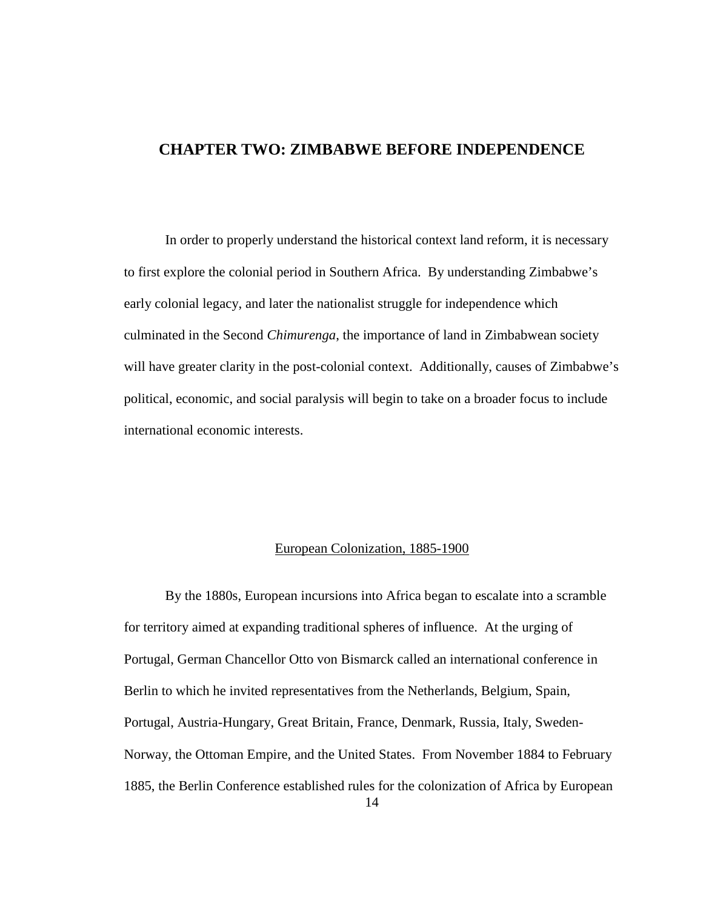# CHAPTER TWO: ZIMBABWE BEFORE INDEPENDENCE

In order to properly understand the historical context land reform, it is necessary to first explore the colonial period in Southern Africa. By understanding Zimbabwe's early colonial legacy, and later the nationalist struggle for independence which culminated in the Second *Chimurenga*, the importance of land in Zimbabwean society will have greater clarity in the post-colonial context. Additionally, causes of Zimbabwe's political, economic, and social paralysis will begin to take on a broader focus to include international economic interests.

## European Colonization, 1885-1900

By the 1880s, European incursions into Africa began to escalate into a scramble for territory aimed at expanding traditional spheres of influence. At the urging of Portugal, German Chancellor Otto von Bismarck called an international conference in Berlin to which he invited representatives from the Netherlands, Belgium, Spain, Portugal, Austria-Hungary, Great Britain, France, Denmark, Russia, Italy, Sweden-Norway, the Ottoman Empire, and the United States. From November 1884 to February 1885, the Berlin Conference established rules for the colonization of Africa by European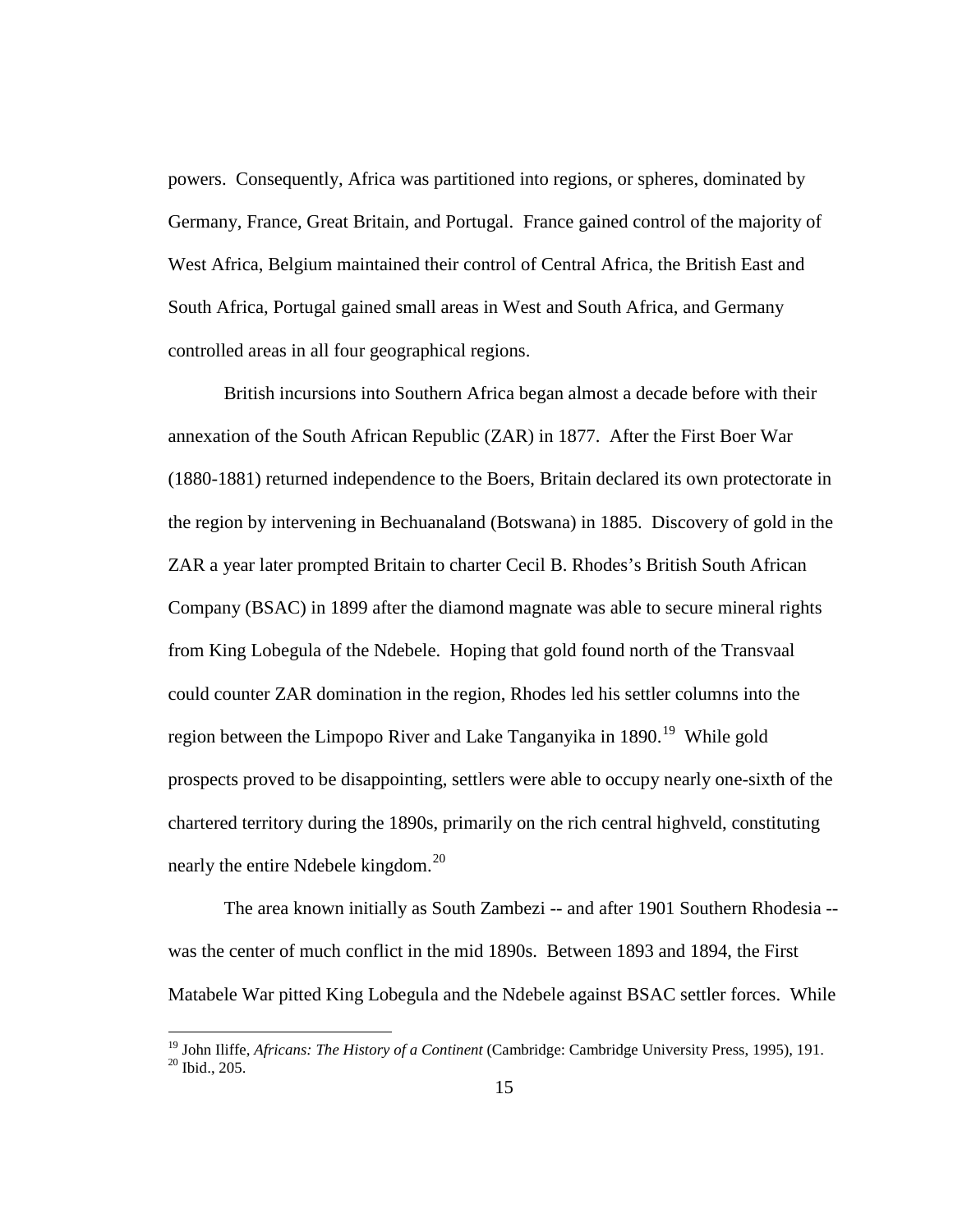powers. Consequently, Africa was partitioned into regions, or spheres, dominated by Germany, France, Great Britain, and Portugal. France gained control of the majority of West Africa, Belgium maintained their control of Central Africa, the British East and South Africa, Portugal gained small areas in West and South Africa, and Germany controlled areas in all four geographical regions.

British incursions into Southern Africa began almost a decade before with their annexation of the South African Republic (ZAR) in 1877. After the First Boer War (1880-1881) returned independence to the Boers, Britain declared its own protectorate in the region by intervening in Bechuanaland (Botswana) in 1885. Discovery of gold in the ZAR a year later prompted Britain to charter Cecil B. Rhodes's British South African Company (BSAC) in 1899 after the diamond magnate was able to secure mineral rights from King Lobegula of the Ndebele. Hoping that gold found north of the Transvaal could counter ZAR domination in the region, Rhodes led his settler columns into the region between the Limpopo River and Lake Tanganyika in 1890.[19] While gold prospects proved to be disappointing, settlers were able to occupy nearly one-sixth of the chartered territory during the 1890s, primarily on the rich central highveld, constituting nearly the entire Ndebele kingdom.[20]

The area known initially as South Zambezi -- and after 1901 Southern Rhodesia -- was the center of much conflict in the mid 1890s. Between 1893 and 1894, the First Matabele War pitted King Lobegula and the Ndebele against BSAC settler forces. While

---

[19] John Iliffe, *Africans: The History of a Continent* (Cambridge: Cambridge University Press, 1995), 191.
[20] Ibid., 205.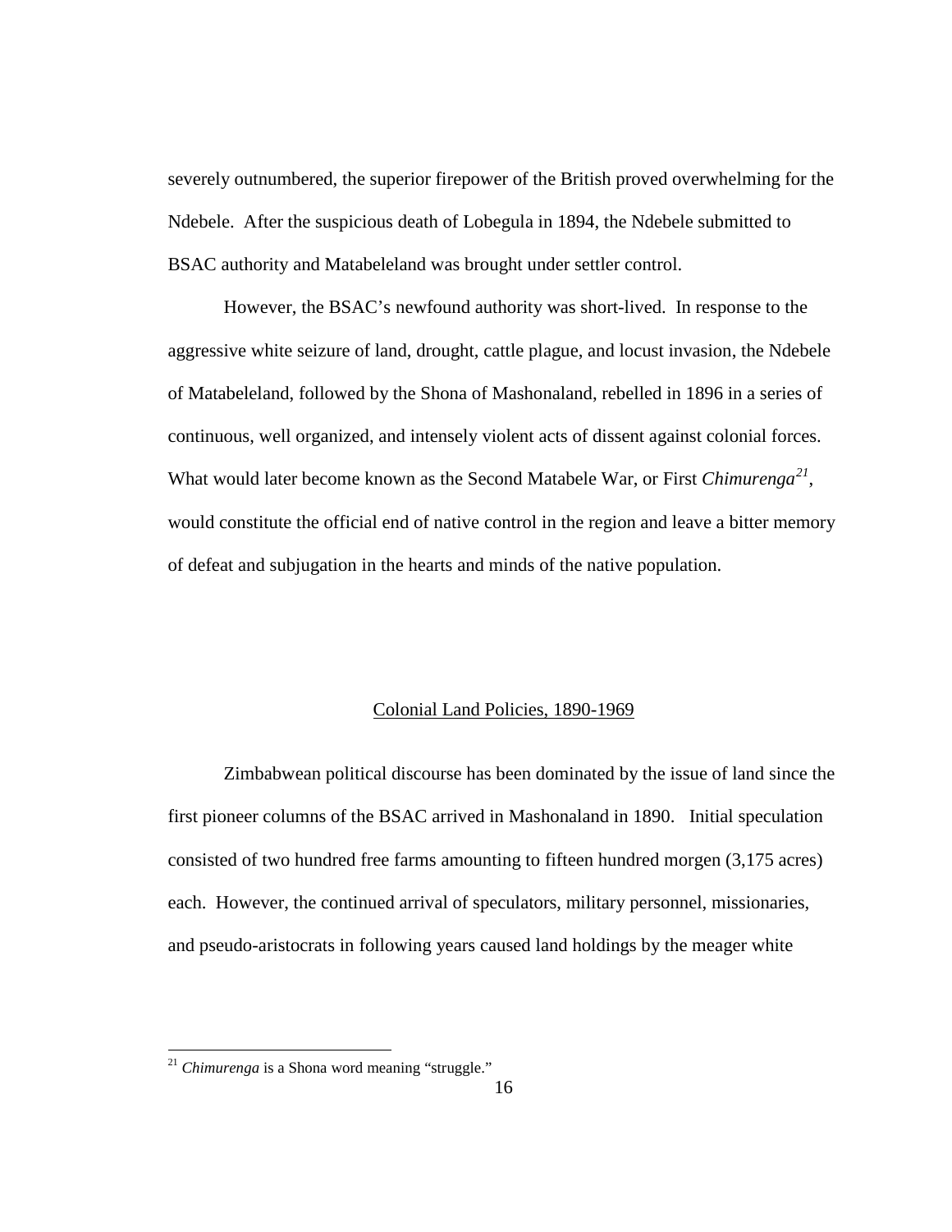severely outnumbered, the superior firepower of the British proved overwhelming for the Ndebele. After the suspicious death of Lobegula in 1894, the Ndebele submitted to BSAC authority and Matabeleland was brought under settler control.

However, the BSAC's newfound authority was short-lived. In response to the aggressive white seizure of land, drought, cattle plague, and locust invasion, the Ndebele of Matabeleland, followed by the Shona of Mashonaland, rebelled in 1896 in a series of continuous, well organized, and intensely violent acts of dissent against colonial forces. What would later become known as the Second Matabele War, or First *Chimurenga*[21], would constitute the official end of native control in the region and leave a bitter memory of defeat and subjugation in the hearts and minds of the native population.

## Colonial Land Policies, 1890-1969

Zimbabwean political discourse has been dominated by the issue of land since the first pioneer columns of the BSAC arrived in Mashonaland in 1890. Initial speculation consisted of two hundred free farms amounting to fifteen hundred morgen (3,175 acres) each. However, the continued arrival of speculators, military personnel, missionaries, and pseudo-aristocrats in following years caused land holdings by the meager white

---

[21] *Chimurenga* is a Shona word meaning "struggle."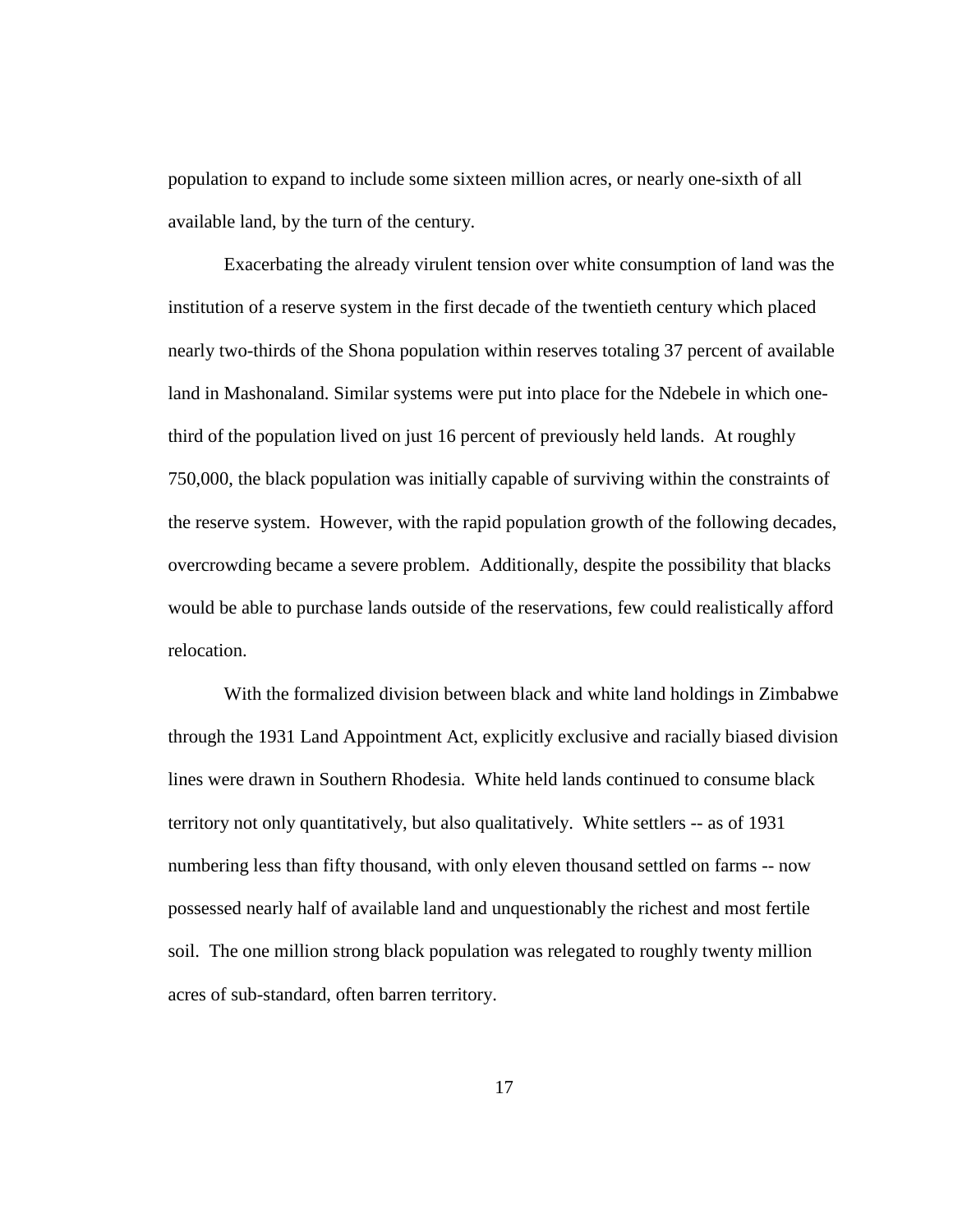population to expand to include some sixteen million acres, or nearly one-sixth of all available land, by the turn of the century.

Exacerbating the already virulent tension over white consumption of land was the institution of a reserve system in the first decade of the twentieth century which placed nearly two-thirds of the Shona population within reserves totaling 37 percent of available land in Mashonaland. Similar systems were put into place for the Ndebele in which one-third of the population lived on just 16 percent of previously held lands. At roughly 750,000, the black population was initially capable of surviving within the constraints of the reserve system. However, with the rapid population growth of the following decades, overcrowding became a severe problem. Additionally, despite the possibility that blacks would be able to purchase lands outside of the reservations, few could realistically afford relocation.

With the formalized division between black and white land holdings in Zimbabwe through the 1931 Land Appointment Act, explicitly exclusive and racially biased division lines were drawn in Southern Rhodesia. White held lands continued to consume black territory not only quantitatively, but also qualitatively. White settlers -- as of 1931 numbering less than fifty thousand, with only eleven thousand settled on farms -- now possessed nearly half of available land and unquestionably the richest and most fertile soil. The one million strong black population was relegated to roughly twenty million acres of sub-standard, often barren territory.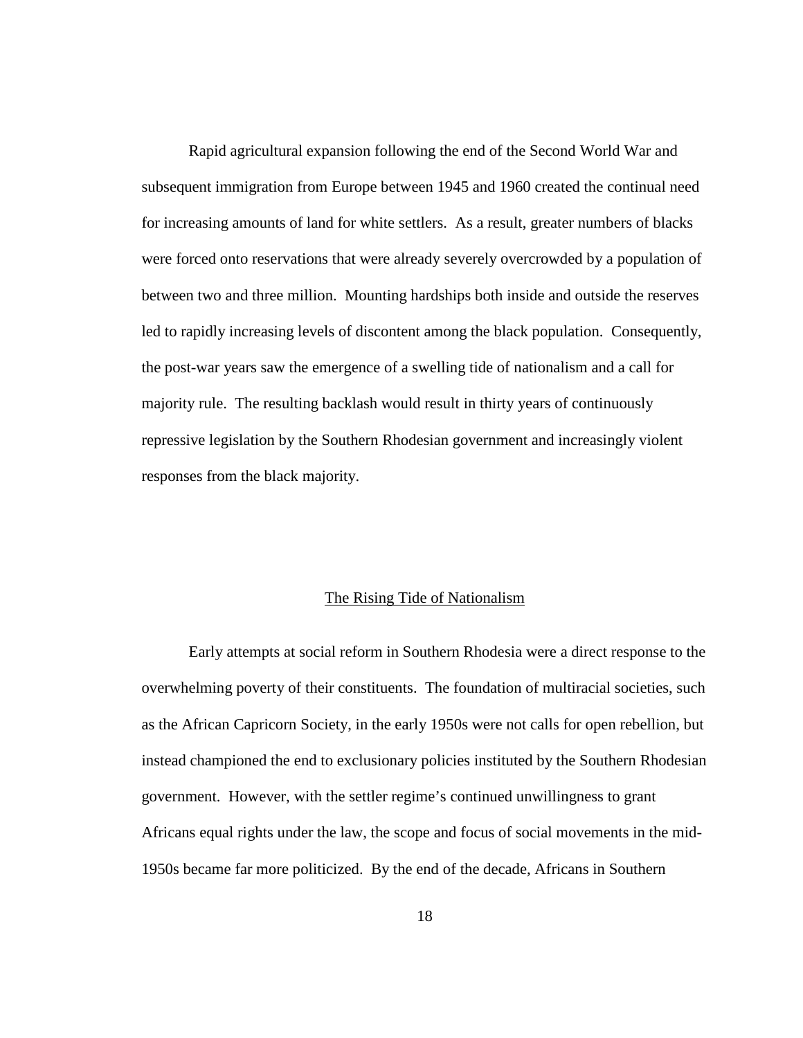Rapid agricultural expansion following the end of the Second World War and subsequent immigration from Europe between 1945 and 1960 created the continual need for increasing amounts of land for white settlers. As a result, greater numbers of blacks were forced onto reservations that were already severely overcrowded by a population of between two and three million. Mounting hardships both inside and outside the reserves led to rapidly increasing levels of discontent among the black population. Consequently, the post-war years saw the emergence of a swelling tide of nationalism and a call for majority rule. The resulting backlash would result in thirty years of continuously repressive legislation by the Southern Rhodesian government and increasingly violent responses from the black majority.

## The Rising Tide of Nationalism

Early attempts at social reform in Southern Rhodesia were a direct response to the overwhelming poverty of their constituents. The foundation of multiracial societies, such as the African Capricorn Society, in the early 1950s were not calls for open rebellion, but instead championed the end to exclusionary policies instituted by the Southern Rhodesian government. However, with the settler regime's continued unwillingness to grant Africans equal rights under the law, the scope and focus of social movements in the mid-1950s became far more politicized. By the end of the decade, Africans in Southern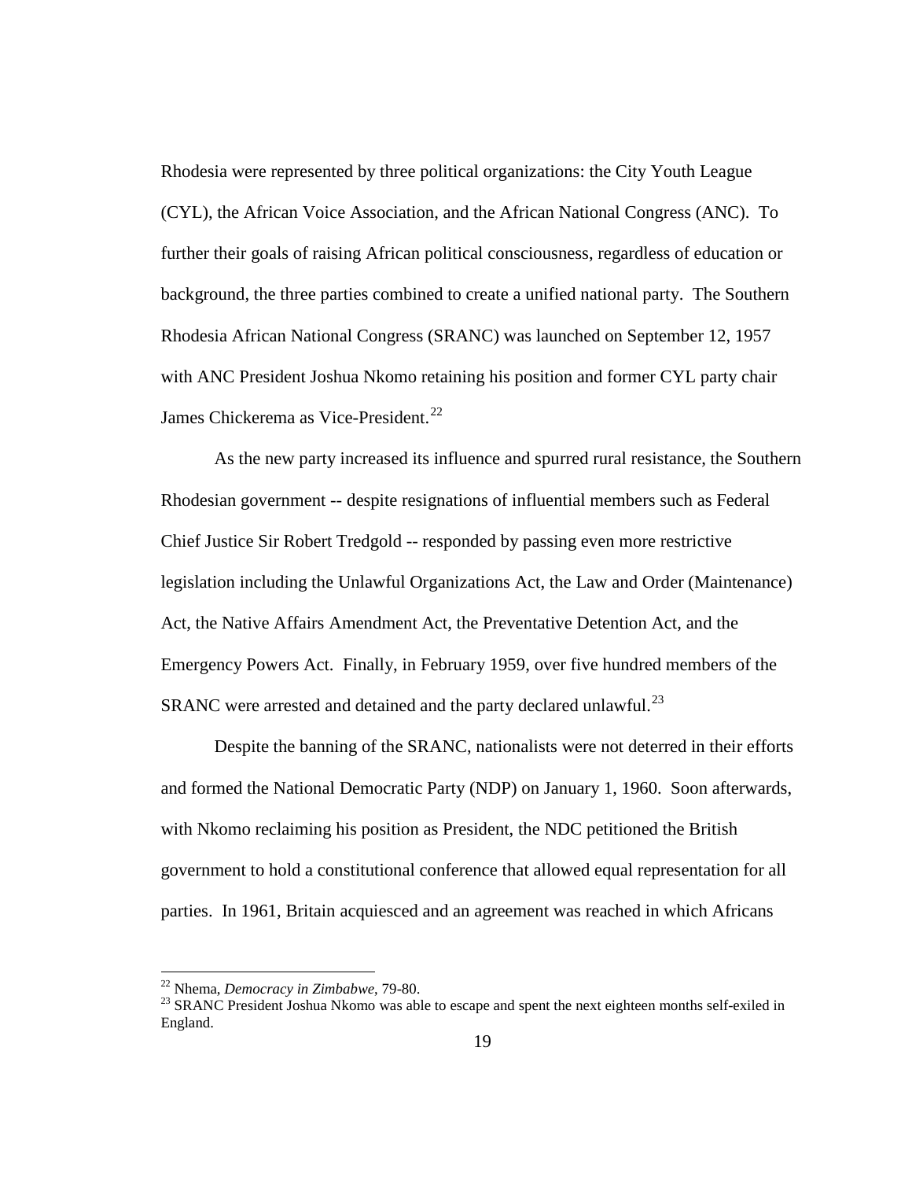Rhodesia were represented by three political organizations: the City Youth League (CYL), the African Voice Association, and the African National Congress (ANC). To further their goals of raising African political consciousness, regardless of education or background, the three parties combined to create a unified national party. The Southern Rhodesia African National Congress (SRANC) was launched on September 12, 1957 with ANC President Joshua Nkomo retaining his position and former CYL party chair James Chickerema as Vice-President.[22]

As the new party increased its influence and spurred rural resistance, the Southern Rhodesian government -- despite resignations of influential members such as Federal Chief Justice Sir Robert Tredgold -- responded by passing even more restrictive legislation including the Unlawful Organizations Act, the Law and Order (Maintenance) Act, the Native Affairs Amendment Act, the Preventative Detention Act, and the Emergency Powers Act. Finally, in February 1959, over five hundred members of the SRANC were arrested and detained and the party declared unlawful.[23]

Despite the banning of the SRANC, nationalists were not deterred in their efforts and formed the National Democratic Party (NDP) on January 1, 1960. Soon afterwards, with Nkomo reclaiming his position as President, the NDC petitioned the British government to hold a constitutional conference that allowed equal representation for all parties. In 1961, Britain acquiesced and an agreement was reached in which Africans

---

[22] Nhema, *Democracy in Zimbabwe*, 79-80.

[23] SRANC President Joshua Nkomo was able to escape and spent the next eighteen months self-exiled in England.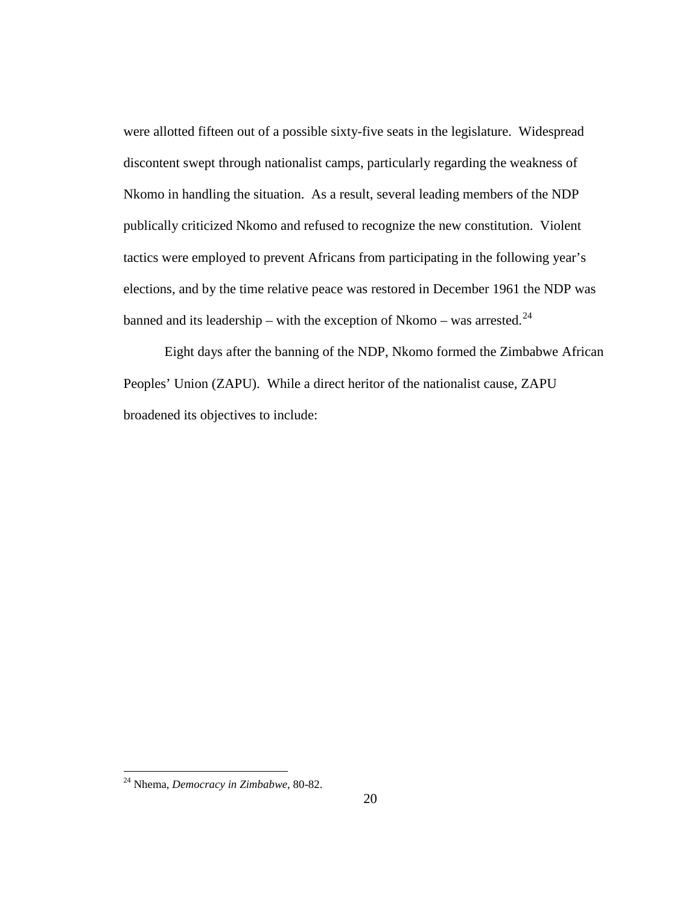were allotted fifteen out of a possible sixty-five seats in the legislature. Widespread discontent swept through nationalist camps, particularly regarding the weakness of Nkomo in handling the situation. As a result, several leading members of the NDP publically criticized Nkomo and refused to recognize the new constitution. Violent tactics were employed to prevent Africans from participating in the following year's elections, and by the time relative peace was restored in December 1961 the NDP was banned and its leadership – with the exception of Nkomo – was arrested.[24]

Eight days after the banning of the NDP, Nkomo formed the Zimbabwe African Peoples' Union (ZAPU). While a direct heritor of the nationalist cause, ZAPU broadened its objectives to include:

---

[24] Nhema, *Democracy in Zimbabwe*, 80-82.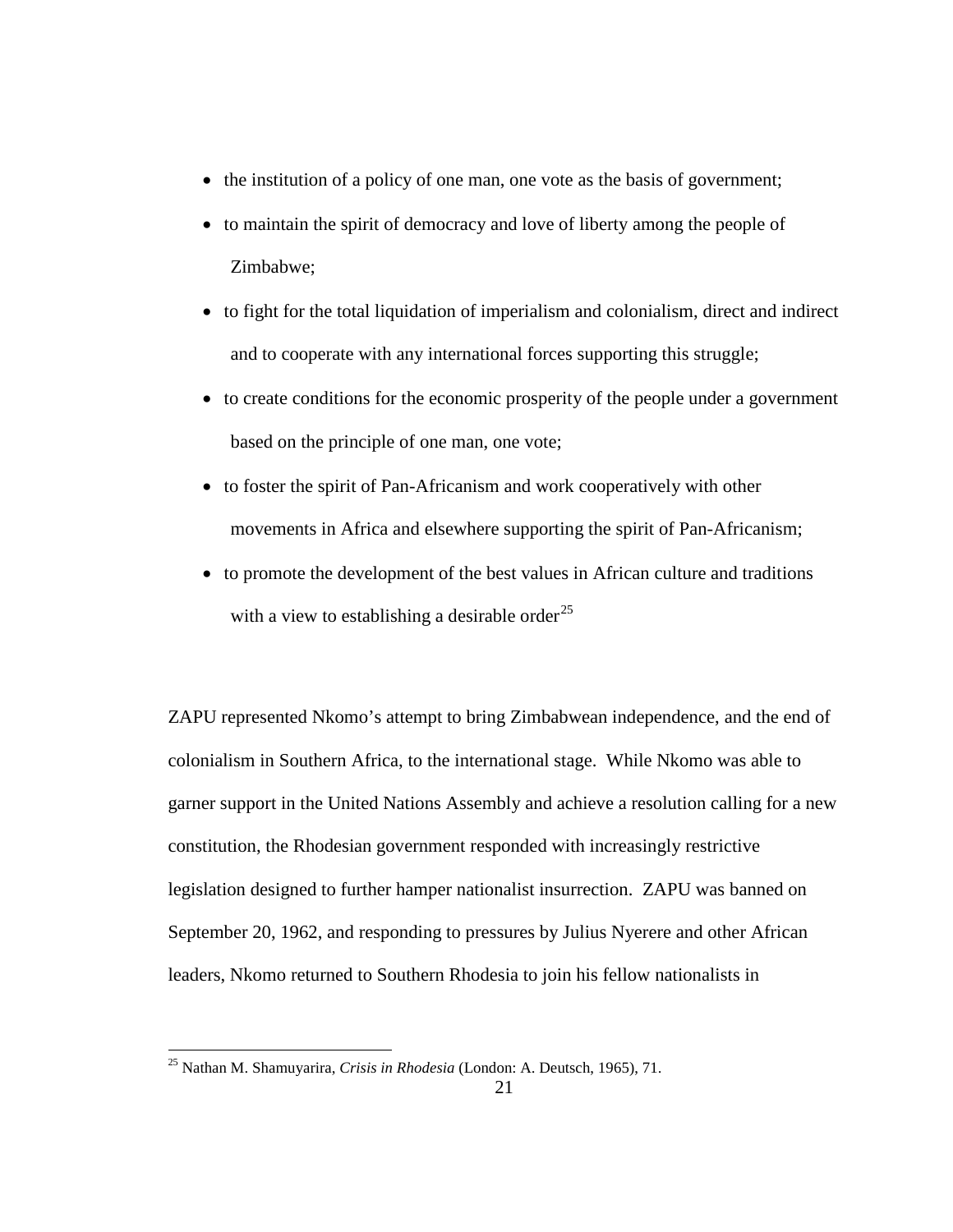- the institution of a policy of one man, one vote as the basis of government;
- to maintain the spirit of democracy and love of liberty among the people of Zimbabwe;
- to fight for the total liquidation of imperialism and colonialism, direct and indirect and to cooperate with any international forces supporting this struggle;
- to create conditions for the economic prosperity of the people under a government based on the principle of one man, one vote;
- to foster the spirit of Pan-Africanism and work cooperatively with other movements in Africa and elsewhere supporting the spirit of Pan-Africanism;
- to promote the development of the best values in African culture and traditions with a view to establishing a desirable order[25]

ZAPU represented Nkomo's attempt to bring Zimbabwean independence, and the end of colonialism in Southern Africa, to the international stage. While Nkomo was able to garner support in the United Nations Assembly and achieve a resolution calling for a new constitution, the Rhodesian government responded with increasingly restrictive legislation designed to further hamper nationalist insurrection. ZAPU was banned on September 20, 1962, and responding to pressures by Julius Nyerere and other African leaders, Nkomo returned to Southern Rhodesia to join his fellow nationalists in

---

[25] Nathan M. Shamuyarira, *Crisis in Rhodesia* (London: A. Deutsch, 1965), 71.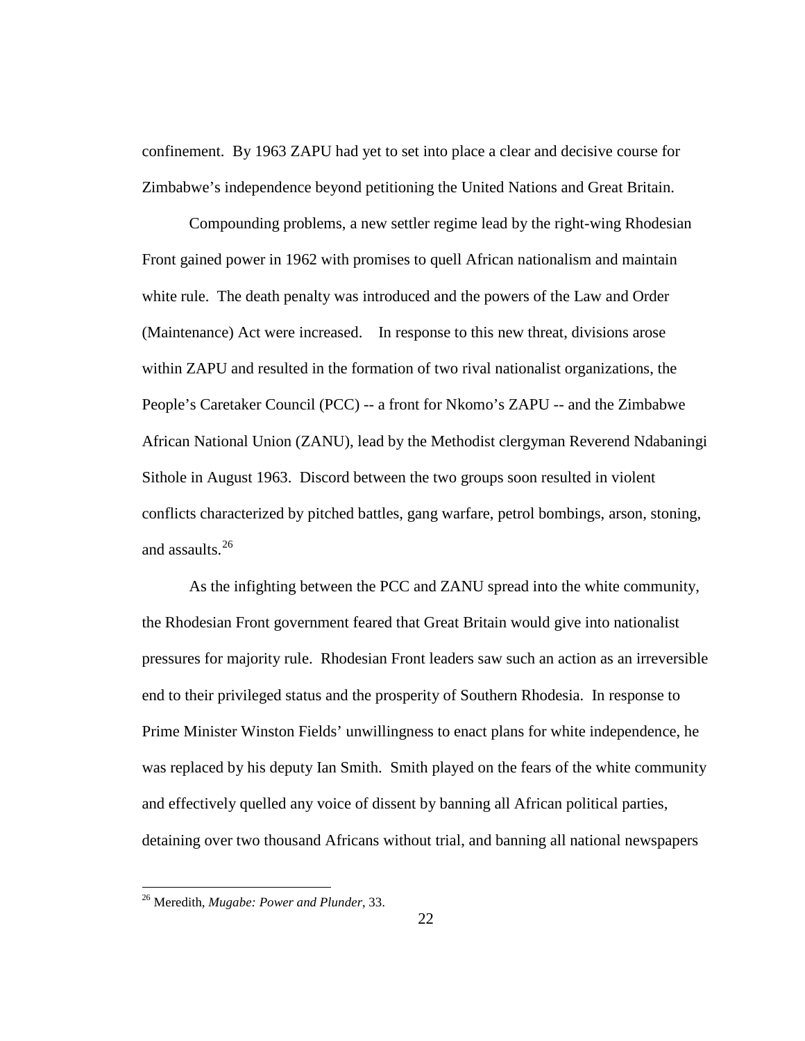confinement. By 1963 ZAPU had yet to set into place a clear and decisive course for Zimbabwe's independence beyond petitioning the United Nations and Great Britain.

Compounding problems, a new settler regime lead by the right-wing Rhodesian Front gained power in 1962 with promises to quell African nationalism and maintain white rule. The death penalty was introduced and the powers of the Law and Order (Maintenance) Act were increased. In response to this new threat, divisions arose within ZAPU and resulted in the formation of two rival nationalist organizations, the People's Caretaker Council (PCC) -- a front for Nkomo's ZAPU -- and the Zimbabwe African National Union (ZANU), lead by the Methodist clergyman Reverend Ndabaningi Sithole in August 1963. Discord between the two groups soon resulted in violent conflicts characterized by pitched battles, gang warfare, petrol bombings, arson, stoning, and assaults.[26]

As the infighting between the PCC and ZANU spread into the white community, the Rhodesian Front government feared that Great Britain would give into nationalist pressures for majority rule. Rhodesian Front leaders saw such an action as an irreversible end to their privileged status and the prosperity of Southern Rhodesia. In response to Prime Minister Winston Fields' unwillingness to enact plans for white independence, he was replaced by his deputy Ian Smith. Smith played on the fears of the white community and effectively quelled any voice of dissent by banning all African political parties, detaining over two thousand Africans without trial, and banning all national newspapers

[26] Meredith, *Mugabe: Power and Plunder*, 33.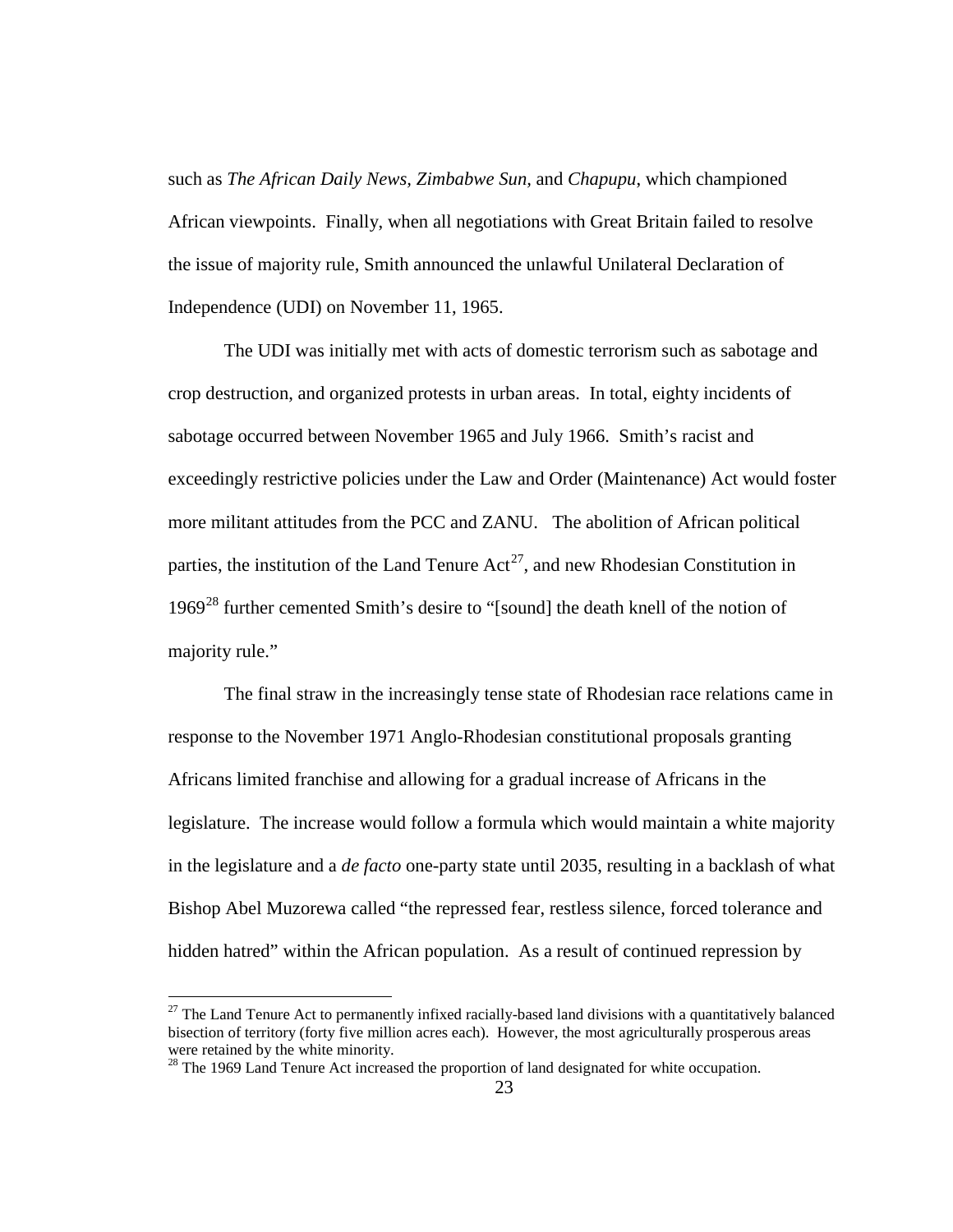such as *The African Daily News*, *Zimbabwe Sun*, and *Chapupu*, which championed African viewpoints. Finally, when all negotiations with Great Britain failed to resolve the issue of majority rule, Smith announced the unlawful Unilateral Declaration of Independence (UDI) on November 11, 1965.

The UDI was initially met with acts of domestic terrorism such as sabotage and crop destruction, and organized protests in urban areas. In total, eighty incidents of sabotage occurred between November 1965 and July 1966. Smith's racist and exceedingly restrictive policies under the Law and Order (Maintenance) Act would foster more militant attitudes from the PCC and ZANU. The abolition of African political parties, the institution of the Land Tenure Act[27], and new Rhodesian Constitution in 1969[28] further cemented Smith's desire to "[sound] the death knell of the notion of majority rule."

The final straw in the increasingly tense state of Rhodesian race relations came in response to the November 1971 Anglo-Rhodesian constitutional proposals granting Africans limited franchise and allowing for a gradual increase of Africans in the legislature. The increase would follow a formula which would maintain a white majority in the legislature and a *de facto* one-party state until 2035, resulting in a backlash of what Bishop Abel Muzorewa called "the repressed fear, restless silence, forced tolerance and hidden hatred" within the African population. As a result of continued repression by

[27] The Land Tenure Act to permanently infixed racially-based land divisions with a quantitatively balanced bisection of territory (forty five million acres each). However, the most agriculturally prosperous areas were retained by the white minority.

[28] The 1969 Land Tenure Act increased the proportion of land designated for white occupation.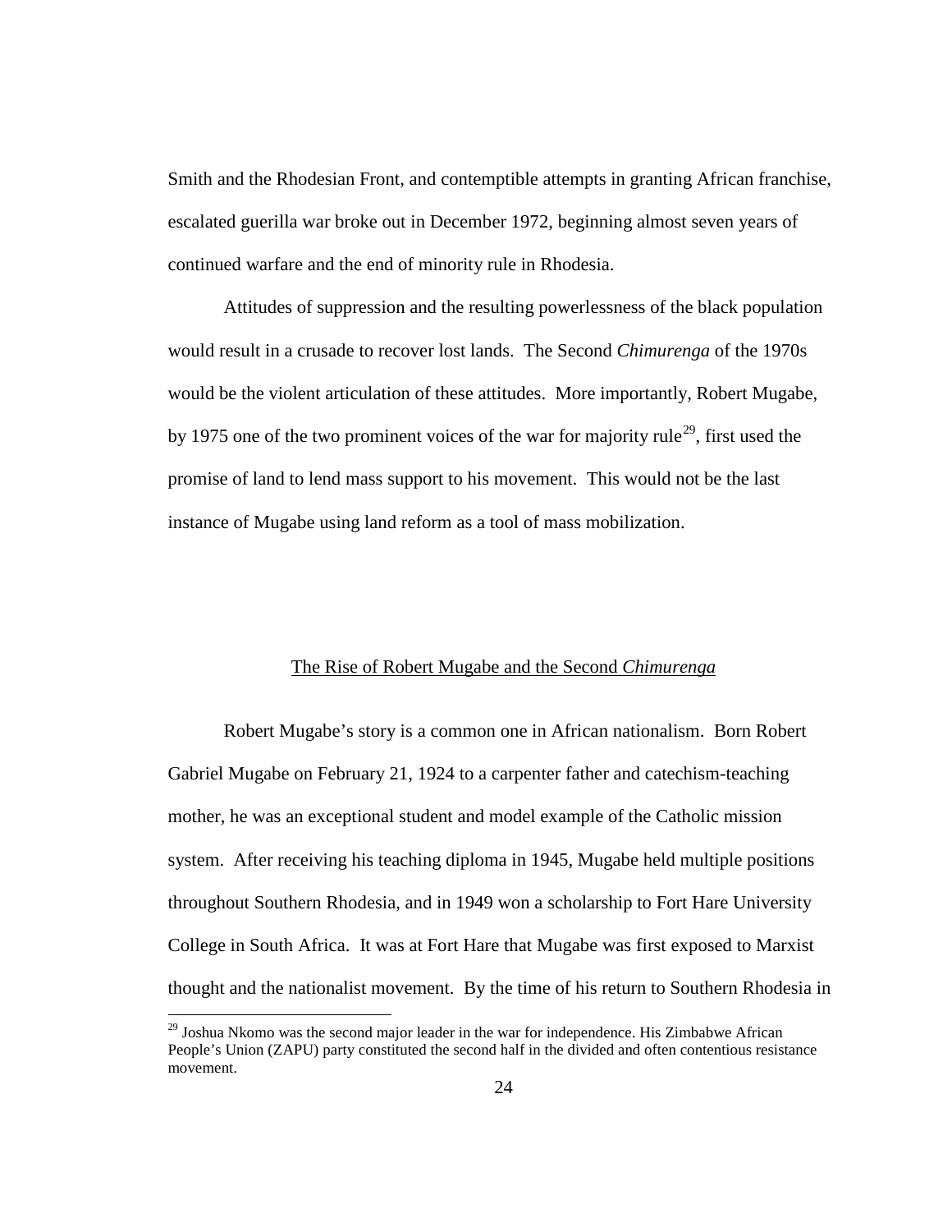Smith and the Rhodesian Front, and contemptible attempts in granting African franchise, escalated guerilla war broke out in December 1972, beginning almost seven years of continued warfare and the end of minority rule in Rhodesia.

Attitudes of suppression and the resulting powerlessness of the black population would result in a crusade to recover lost lands. The Second *Chimurenga* of the 1970s would be the violent articulation of these attitudes. More importantly, Robert Mugabe, by 1975 one of the two prominent voices of the war for majority rule[29], first used the promise of land to lend mass support to his movement. This would not be the last instance of Mugabe using land reform as a tool of mass mobilization.

## The Rise of Robert Mugabe and the Second *Chimurenga*

Robert Mugabe's story is a common one in African nationalism. Born Robert Gabriel Mugabe on February 21, 1924 to a carpenter father and catechism-teaching mother, he was an exceptional student and model example of the Catholic mission system. After receiving his teaching diploma in 1945, Mugabe held multiple positions throughout Southern Rhodesia, and in 1949 won a scholarship to Fort Hare University College in South Africa. It was at Fort Hare that Mugabe was first exposed to Marxist thought and the nationalist movement. By the time of his return to Southern Rhodesia in

---

[29] Joshua Nkomo was the second major leader in the war for independence. His Zimbabwe African People's Union (ZAPU) party constituted the second half in the divided and often contentious resistance movement.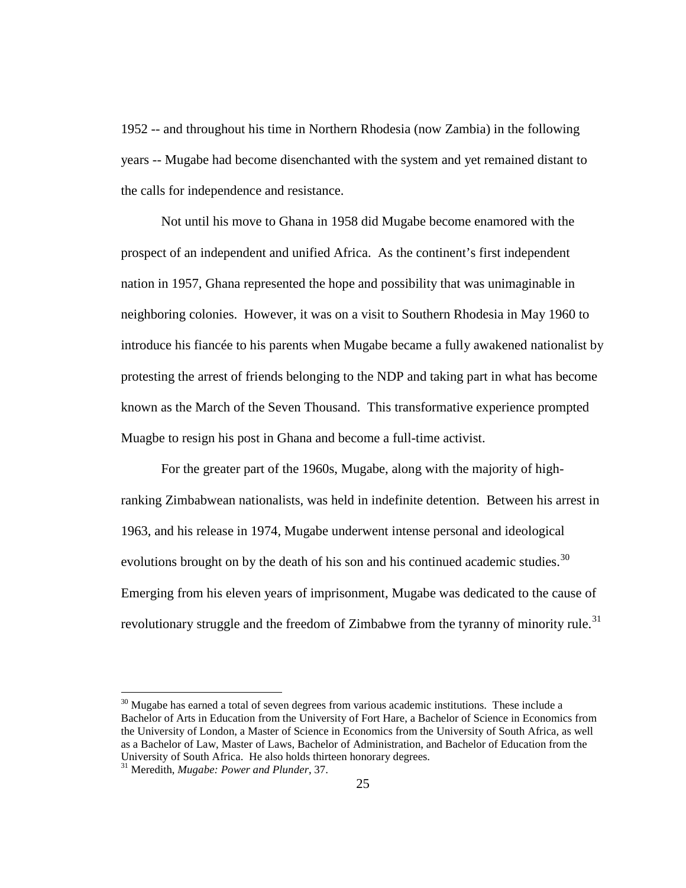1952 -- and throughout his time in Northern Rhodesia (now Zambia) in the following years -- Mugabe had become disenchanted with the system and yet remained distant to the calls for independence and resistance.

Not until his move to Ghana in 1958 did Mugabe become enamored with the prospect of an independent and unified Africa. As the continent's first independent nation in 1957, Ghana represented the hope and possibility that was unimaginable in neighboring colonies. However, it was on a visit to Southern Rhodesia in May 1960 to introduce his fiancée to his parents when Mugabe became a fully awakened nationalist by protesting the arrest of friends belonging to the NDP and taking part in what has become known as the March of the Seven Thousand. This transformative experience prompted Muagbe to resign his post in Ghana and become a full-time activist.

For the greater part of the 1960s, Mugabe, along with the majority of high-ranking Zimbabwean nationalists, was held in indefinite detention. Between his arrest in 1963, and his release in 1974, Mugabe underwent intense personal and ideological evolutions brought on by the death of his son and his continued academic studies.[30] Emerging from his eleven years of imprisonment, Mugabe was dedicated to the cause of revolutionary struggle and the freedom of Zimbabwe from the tyranny of minority rule.[31]

---

[30] Mugabe has earned a total of seven degrees from various academic institutions. These include a Bachelor of Arts in Education from the University of Fort Hare, a Bachelor of Science in Economics from the University of London, a Master of Science in Economics from the University of South Africa, as well as a Bachelor of Law, Master of Laws, Bachelor of Administration, and Bachelor of Education from the University of South Africa. He also holds thirteen honorary degrees.

[31] Meredith, *Mugabe: Power and Plunder*, 37.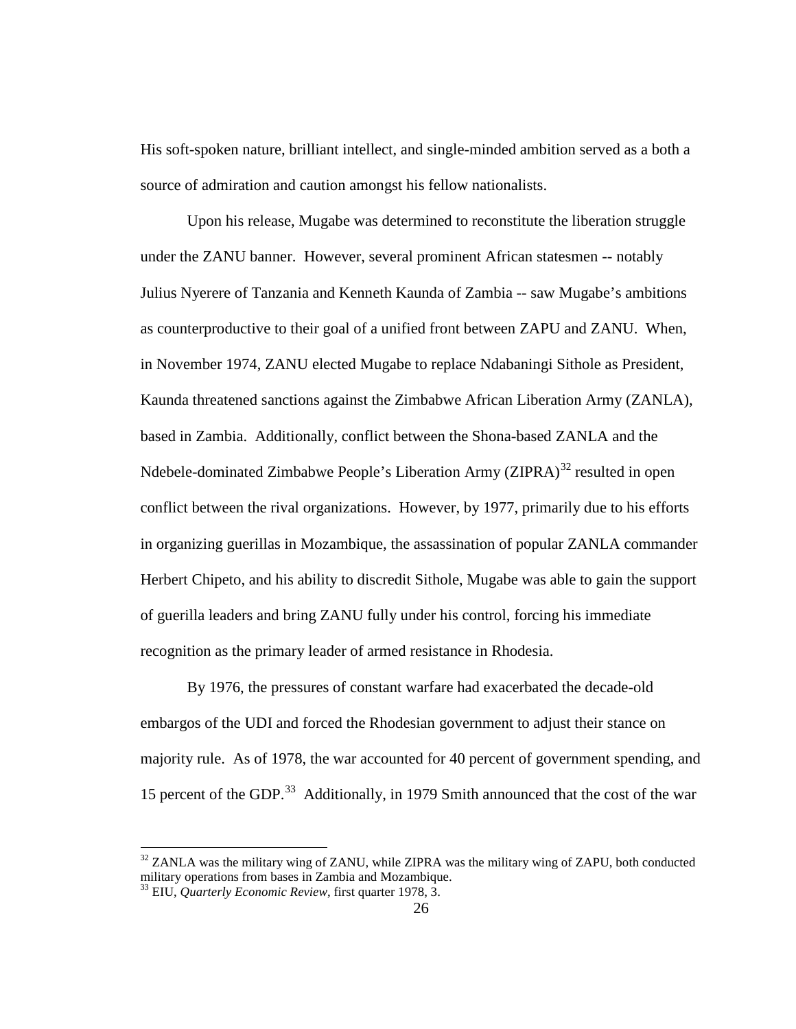His soft-spoken nature, brilliant intellect, and single-minded ambition served as a both a source of admiration and caution amongst his fellow nationalists.

Upon his release, Mugabe was determined to reconstitute the liberation struggle under the ZANU banner. However, several prominent African statesmen -- notably Julius Nyerere of Tanzania and Kenneth Kaunda of Zambia -- saw Mugabe's ambitions as counterproductive to their goal of a unified front between ZAPU and ZANU. When, in November 1974, ZANU elected Mugabe to replace Ndabaningi Sithole as President, Kaunda threatened sanctions against the Zimbabwe African Liberation Army (ZANLA), based in Zambia. Additionally, conflict between the Shona-based ZANLA and the Ndebele-dominated Zimbabwe People's Liberation Army (ZIPRA)[32] resulted in open conflict between the rival organizations. However, by 1977, primarily due to his efforts in organizing guerillas in Mozambique, the assassination of popular ZANLA commander Herbert Chipeto, and his ability to discredit Sithole, Mugabe was able to gain the support of guerilla leaders and bring ZANU fully under his control, forcing his immediate recognition as the primary leader of armed resistance in Rhodesia.

By 1976, the pressures of constant warfare had exacerbated the decade-old embargos of the UDI and forced the Rhodesian government to adjust their stance on majority rule. As of 1978, the war accounted for 40 percent of government spending, and 15 percent of the GDP.[33] Additionally, in 1979 Smith announced that the cost of the war

---

[32] ZANLA was the military wing of ZANU, while ZIPRA was the military wing of ZAPU, both conducted military operations from bases in Zambia and Mozambique.

[33] EIU, *Quarterly Economic Review*, first quarter 1978, 3.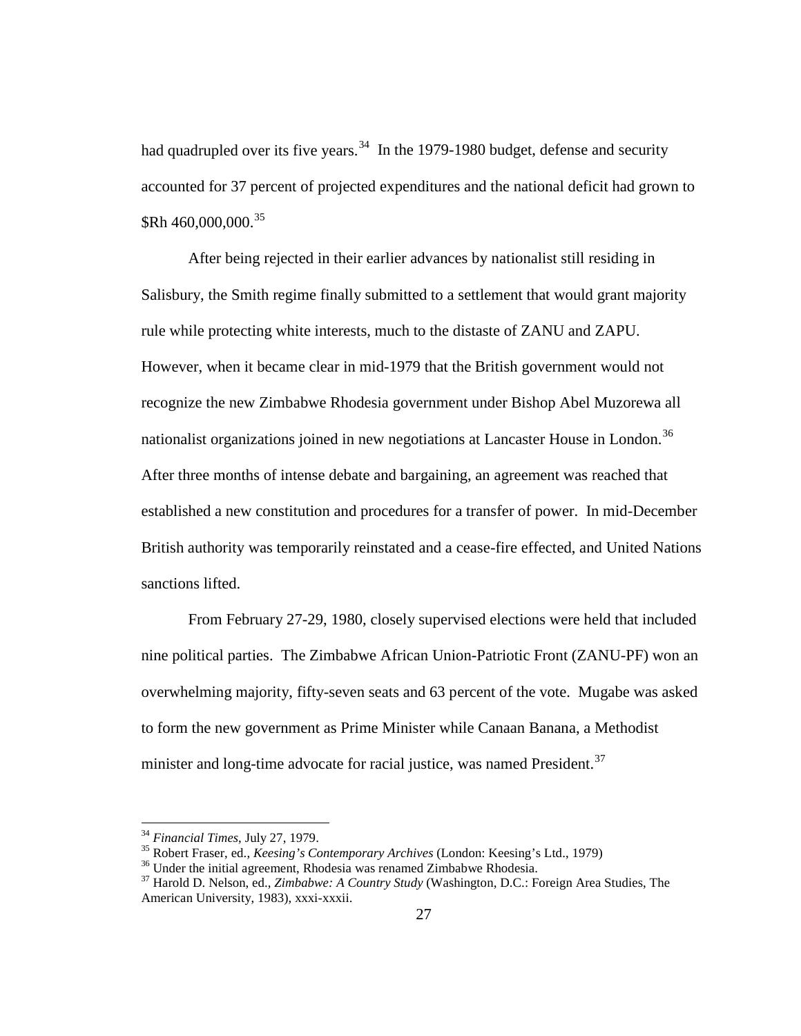had quadrupled over its five years.[34] In the 1979-1980 budget, defense and security accounted for 37 percent of projected expenditures and the national deficit had grown to $Rh 460,000,000.[35]

After being rejected in their earlier advances by nationalist still residing in Salisbury, the Smith regime finally submitted to a settlement that would grant majority rule while protecting white interests, much to the distaste of ZANU and ZAPU. However, when it became clear in mid-1979 that the British government would not recognize the new Zimbabwe Rhodesia government under Bishop Abel Muzorewa all nationalist organizations joined in new negotiations at Lancaster House in London.[36] After three months of intense debate and bargaining, an agreement was reached that established a new constitution and procedures for a transfer of power. In mid-December British authority was temporarily reinstated and a cease-fire effected, and United Nations sanctions lifted.

From February 27-29, 1980, closely supervised elections were held that included nine political parties. The Zimbabwe African Union-Patriotic Front (ZANU-PF) won an overwhelming majority, fifty-seven seats and 63 percent of the vote. Mugabe was asked to form the new government as Prime Minister while Canaan Banana, a Methodist minister and long-time advocate for racial justice, was named President.[37]

---

[34] *Financial Times*, July 27, 1979.

[35] Robert Fraser, ed., *Keesing's Contemporary Archives* (London: Keesing's Ltd., 1979)

[36] Under the initial agreement, Rhodesia was renamed Zimbabwe Rhodesia.

[37] Harold D. Nelson, ed., *Zimbabwe: A Country Study* (Washington, D.C.: Foreign Area Studies, The American University, 1983), xxxi-xxxii.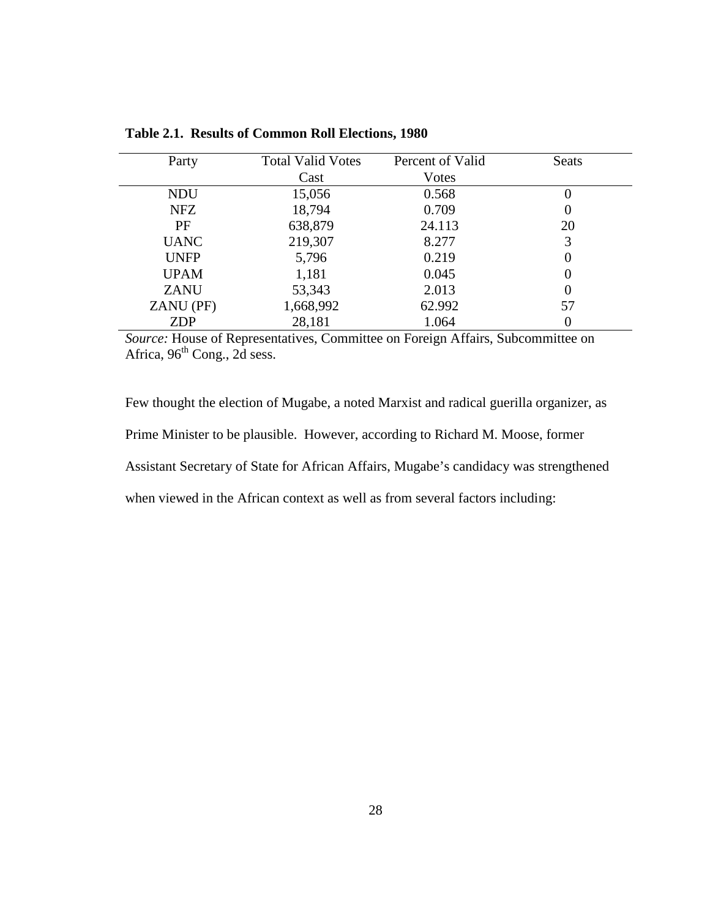**Table 2.1. Results of Common Roll Elections, 1980**

| Party | Total Valid Votes Cast | Percent of Valid Votes | Seats |
|---|---|---|---|
| NDU | 15,056 | 0.568 | 0 |
| NFZ | 18,794 | 0.709 | 0 |
| PF | 638,879 | 24.113 | 20 |
| UANC | 219,307 | 8.277 | 3 |
| UNFP | 5,796 | 0.219 | 0 |
| UPAM | 1,181 | 0.045 | 0 |
| ZANU | 53,343 | 2.013 | 0 |
| ZANU (PF) | 1,668,992 | 62.992 | 57 |
| ZDP | 28,181 | 1.064 | 0 |

*Source:* House of Representatives, Committee on Foreign Affairs, Subcommittee on Africa, 96th Cong., 2d sess.

Few thought the election of Mugabe, a noted Marxist and radical guerilla organizer, as Prime Minister to be plausible. However, according to Richard M. Moose, former Assistant Secretary of State for African Affairs, Mugabe's candidacy was strengthened when viewed in the African context as well as from several factors including: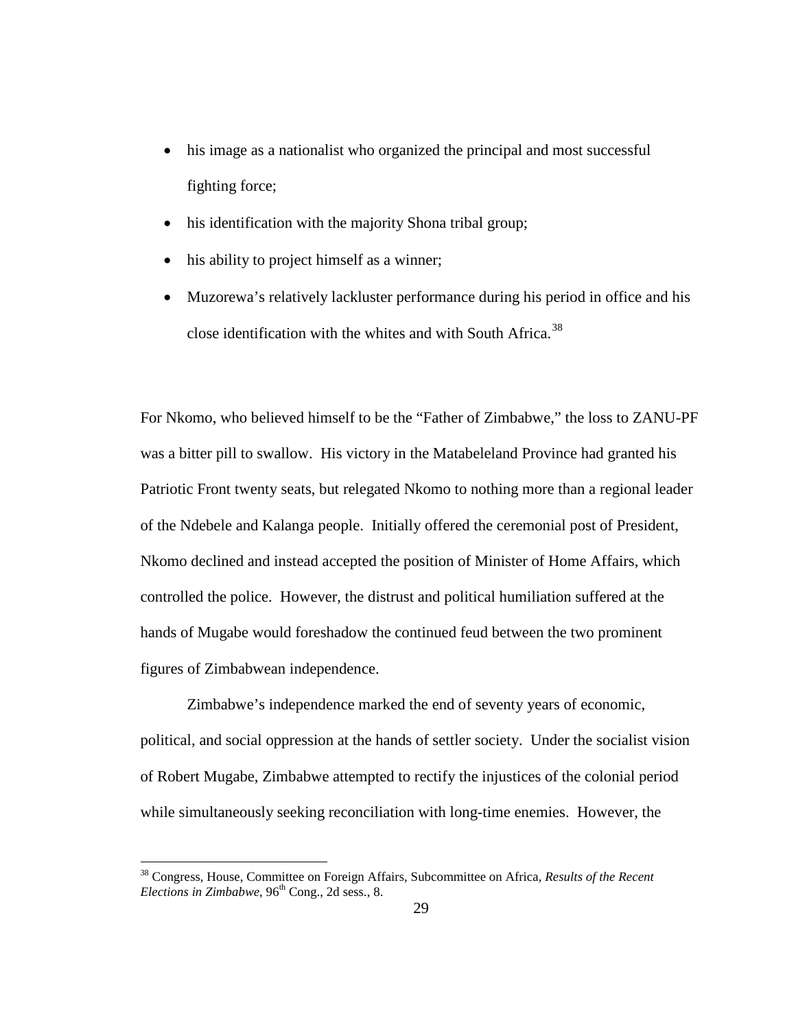- his image as a nationalist who organized the principal and most successful fighting force;
- his identification with the majority Shona tribal group;
- his ability to project himself as a winner;
- Muzorewa's relatively lackluster performance during his period in office and his close identification with the whites and with South Africa.[38]

For Nkomo, who believed himself to be the "Father of Zimbabwe," the loss to ZANU-PF was a bitter pill to swallow. His victory in the Matabeleland Province had granted his Patriotic Front twenty seats, but relegated Nkomo to nothing more than a regional leader of the Ndebele and Kalanga people. Initially offered the ceremonial post of President, Nkomo declined and instead accepted the position of Minister of Home Affairs, which controlled the police. However, the distrust and political humiliation suffered at the hands of Mugabe would foreshadow the continued feud between the two prominent figures of Zimbabwean independence.

Zimbabwe's independence marked the end of seventy years of economic, political, and social oppression at the hands of settler society. Under the socialist vision of Robert Mugabe, Zimbabwe attempted to rectify the injustices of the colonial period while simultaneously seeking reconciliation with long-time enemies. However, the

[38] Congress, House, Committee on Foreign Affairs, Subcommittee on Africa, *Results of the Recent Elections in Zimbabwe*, 96th Cong., 2d sess., 8.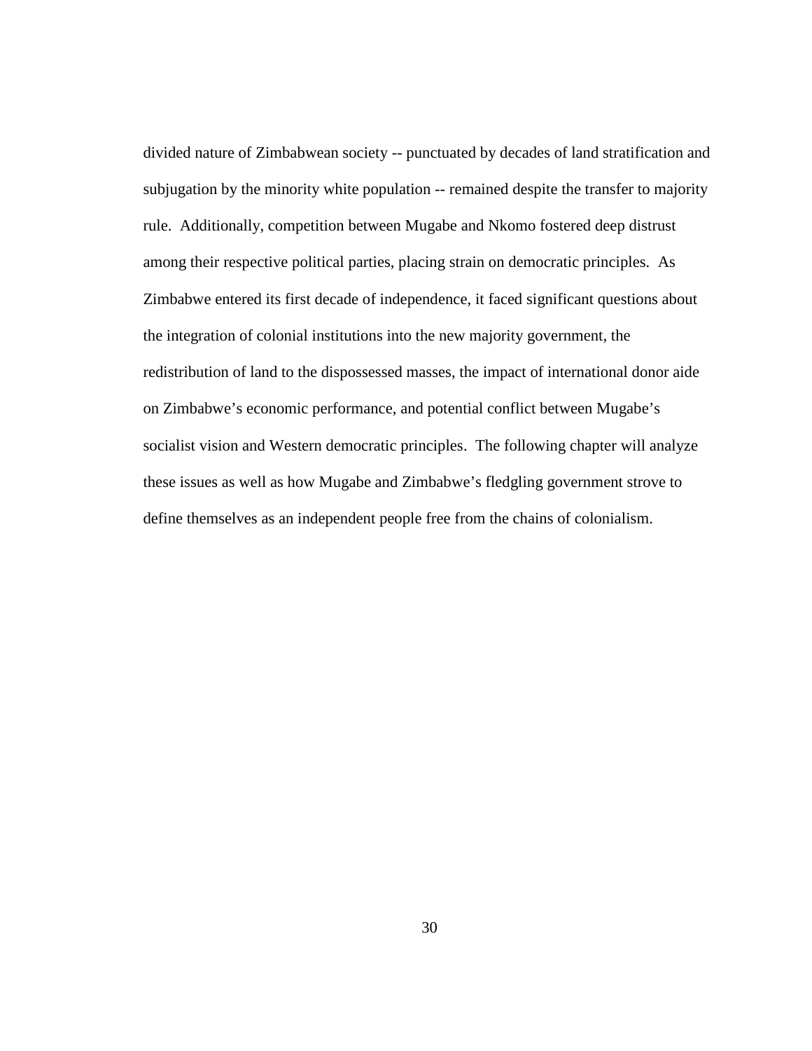divided nature of Zimbabwean society -- punctuated by decades of land stratification and subjugation by the minority white population -- remained despite the transfer to majority rule. Additionally, competition between Mugabe and Nkomo fostered deep distrust among their respective political parties, placing strain on democratic principles. As Zimbabwe entered its first decade of independence, it faced significant questions about the integration of colonial institutions into the new majority government, the redistribution of land to the dispossessed masses, the impact of international donor aide on Zimbabwe's economic performance, and potential conflict between Mugabe's socialist vision and Western democratic principles. The following chapter will analyze these issues as well as how Mugabe and Zimbabwe's fledgling government strove to define themselves as an independent people free from the chains of colonialism.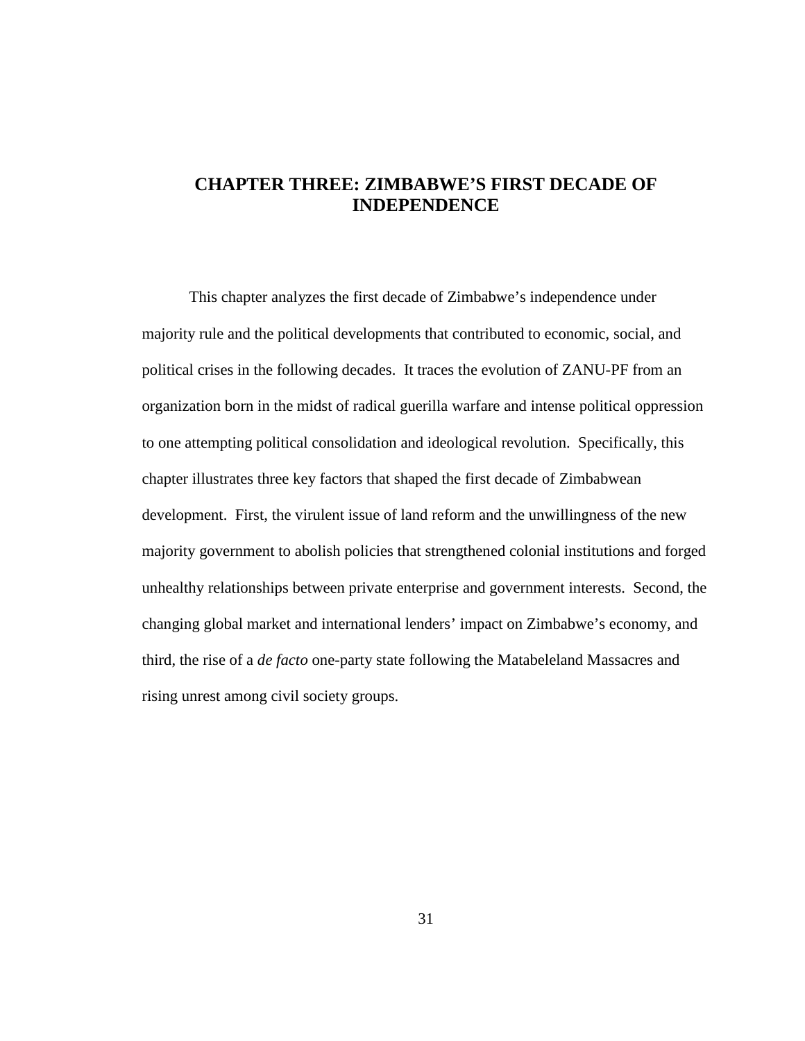# CHAPTER THREE: ZIMBABWE'S FIRST DECADE OF INDEPENDENCE

This chapter analyzes the first decade of Zimbabwe's independence under majority rule and the political developments that contributed to economic, social, and political crises in the following decades. It traces the evolution of ZANU-PF from an organization born in the midst of radical guerilla warfare and intense political oppression to one attempting political consolidation and ideological revolution. Specifically, this chapter illustrates three key factors that shaped the first decade of Zimbabwean development. First, the virulent issue of land reform and the unwillingness of the new majority government to abolish policies that strengthened colonial institutions and forged unhealthy relationships between private enterprise and government interests. Second, the changing global market and international lenders' impact on Zimbabwe's economy, and third, the rise of a *de facto* one-party state following the Matabeleland Massacres and rising unrest among civil society groups.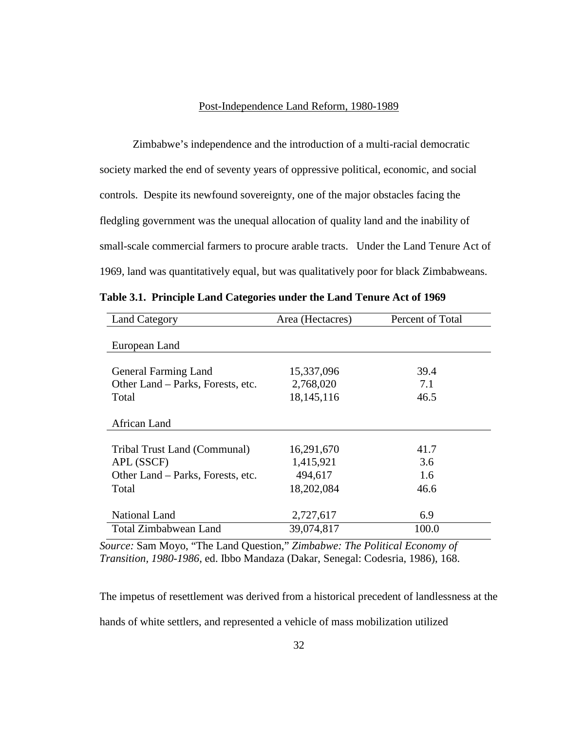## Post-Independence Land Reform, 1980-1989

Zimbabwe's independence and the introduction of a multi-racial democratic society marked the end of seventy years of oppressive political, economic, and social controls. Despite its newfound sovereignty, one of the major obstacles facing the fledgling government was the unequal allocation of quality land and the inability of small-scale commercial farmers to procure arable tracts. Under the Land Tenure Act of 1969, land was quantitatively equal, but was qualitatively poor for black Zimbabweans.

**Table 3.1. Principle Land Categories under the Land Tenure Act of 1969**

| Land Category | Area (Hectacres) | Percent of Total |
|---|---|---|
| European Land | | |
| General Farming Land | 15,337,096 | 39.4 |
| Other Land – Parks, Forests, etc. | 2,768,020 | 7.1 |
| Total | 18,145,116 | 46.5 |
| African Land | | |
| Tribal Trust Land (Communal) | 16,291,670 | 41.7 |
| APL (SSCF) | 1,415,921 | 3.6 |
| Other Land – Parks, Forests, etc. | 494,617 | 1.6 |
| Total | 18,202,084 | 46.6 |
| National Land | 2,727,617 | 6.9 |
| Total Zimbabwean Land | 39,074,817 | 100.0 |

*Source:* Sam Moyo, "The Land Question," *Zimbabwe: The Political Economy of Transition, 1980-1986*, ed. Ibbo Mandaza (Dakar, Senegal: Codesria, 1986), 168.

The impetus of resettlement was derived from a historical precedent of landlessness at the hands of white settlers, and represented a vehicle of mass mobilization utilized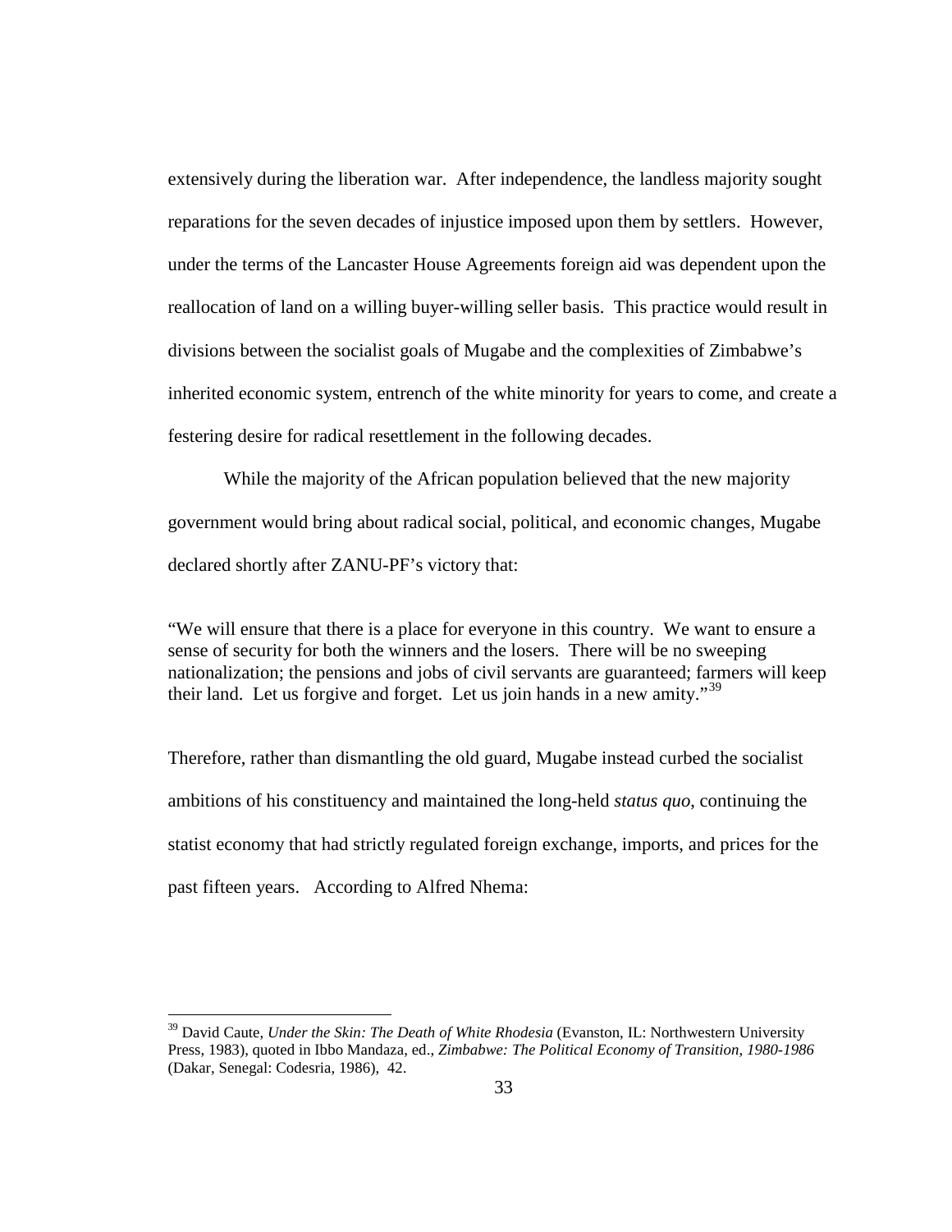extensively during the liberation war. After independence, the landless majority sought reparations for the seven decades of injustice imposed upon them by settlers. However, under the terms of the Lancaster House Agreements foreign aid was dependent upon the reallocation of land on a willing buyer-willing seller basis. This practice would result in divisions between the socialist goals of Mugabe and the complexities of Zimbabwe's inherited economic system, entrench of the white minority for years to come, and create a festering desire for radical resettlement in the following decades.

While the majority of the African population believed that the new majority government would bring about radical social, political, and economic changes, Mugabe declared shortly after ZANU-PF's victory that:

> "We will ensure that there is a place for everyone in this country. We want to ensure a sense of security for both the winners and the losers. There will be no sweeping nationalization; the pensions and jobs of civil servants are guaranteed; farmers will keep their land. Let us forgive and forget. Let us join hands in a new amity."[39]

Therefore, rather than dismantling the old guard, Mugabe instead curbed the socialist ambitions of his constituency and maintained the long-held *status quo*, continuing the statist economy that had strictly regulated foreign exchange, imports, and prices for the past fifteen years. According to Alfred Nhema:

---

[39] David Caute, *Under the Skin: The Death of White Rhodesia* (Evanston, IL: Northwestern University Press, 1983), quoted in Ibbo Mandaza, ed., *Zimbabwe: The Political Economy of Transition, 1980-1986* (Dakar, Senegal: Codesria, 1986), 42.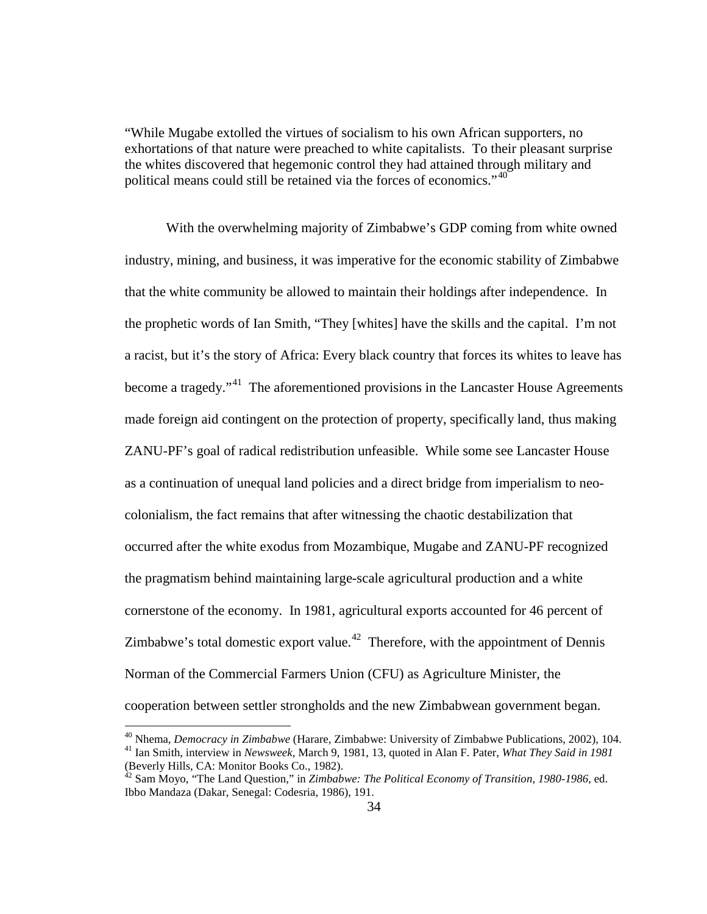"While Mugabe extolled the virtues of socialism to his own African supporters, no exhortations of that nature were preached to white capitalists. To their pleasant surprise the whites discovered that hegemonic control they had attained through military and political means could still be retained via the forces of economics."[40]

With the overwhelming majority of Zimbabwe's GDP coming from white owned industry, mining, and business, it was imperative for the economic stability of Zimbabwe that the white community be allowed to maintain their holdings after independence. In the prophetic words of Ian Smith, "They [whites] have the skills and the capital. I'm not a racist, but it's the story of Africa: Every black country that forces its whites to leave has become a tragedy."[41] The aforementioned provisions in the Lancaster House Agreements made foreign aid contingent on the protection of property, specifically land, thus making ZANU-PF's goal of radical redistribution unfeasible. While some see Lancaster House as a continuation of unequal land policies and a direct bridge from imperialism to neo-colonialism, the fact remains that after witnessing the chaotic destabilization that occurred after the white exodus from Mozambique, Mugabe and ZANU-PF recognized the pragmatism behind maintaining large-scale agricultural production and a white cornerstone of the economy. In 1981, agricultural exports accounted for 46 percent of Zimbabwe's total domestic export value.[42] Therefore, with the appointment of Dennis Norman of the Commercial Farmers Union (CFU) as Agriculture Minister, the cooperation between settler strongholds and the new Zimbabwean government began.

---

[40] Nhema, *Democracy in Zimbabwe* (Harare, Zimbabwe: University of Zimbabwe Publications, 2002), 104.

[41] Ian Smith, interview in *Newsweek*, March 9, 1981, 13, quoted in Alan F. Pater, *What They Said in 1981* (Beverly Hills, CA: Monitor Books Co., 1982).

[42] Sam Moyo, "The Land Question," in *Zimbabwe: The Political Economy of Transition, 1980-1986*, ed. Ibbo Mandaza (Dakar, Senegal: Codesria, 1986), 191.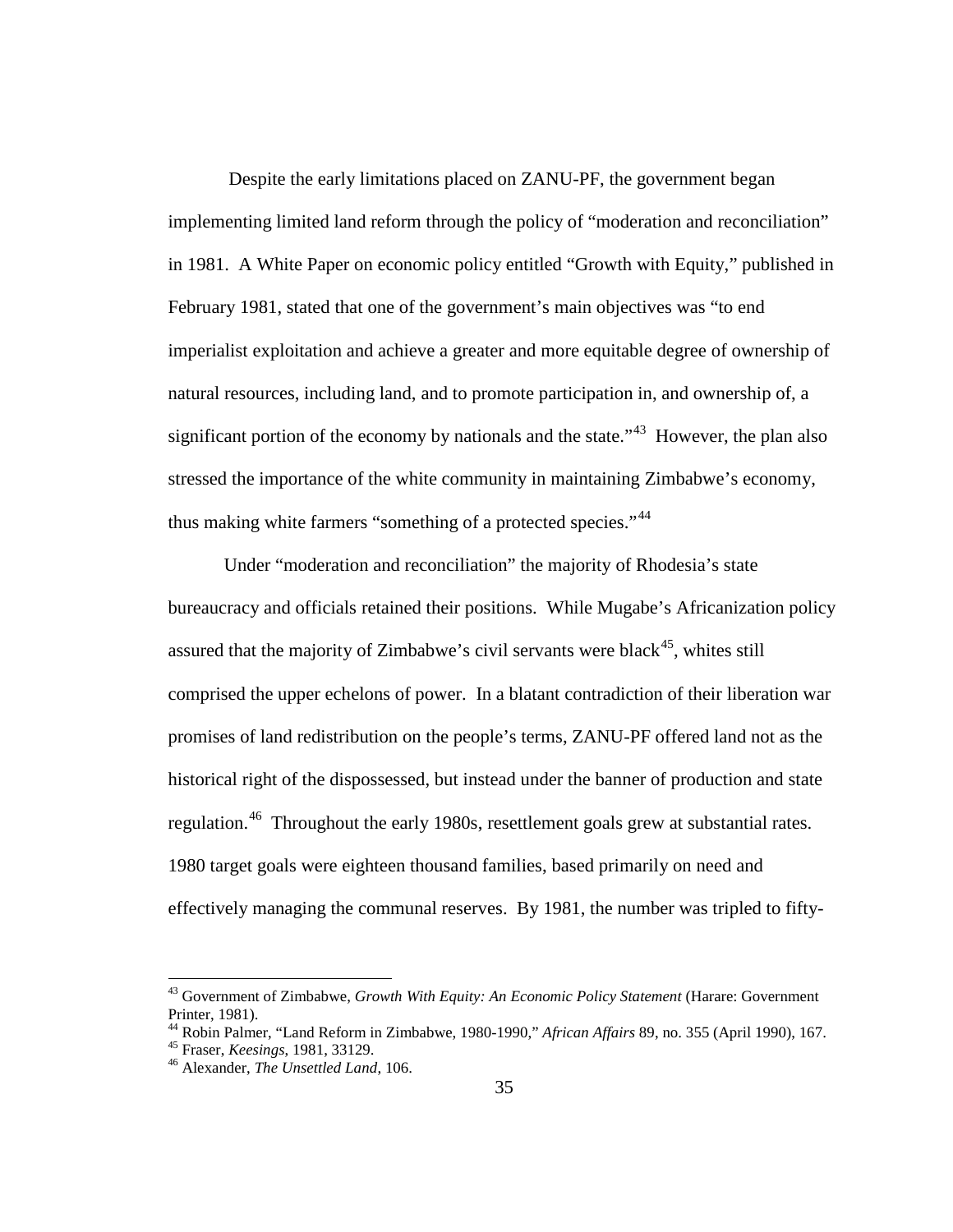Despite the early limitations placed on ZANU-PF, the government began implementing limited land reform through the policy of "moderation and reconciliation" in 1981. A White Paper on economic policy entitled "Growth with Equity," published in February 1981, stated that one of the government's main objectives was "to end imperialist exploitation and achieve a greater and more equitable degree of ownership of natural resources, including land, and to promote participation in, and ownership of, a significant portion of the economy by nationals and the state."[43] However, the plan also stressed the importance of the white community in maintaining Zimbabwe's economy, thus making white farmers "something of a protected species."[44]

Under "moderation and reconciliation" the majority of Rhodesia's state bureaucracy and officials retained their positions. While Mugabe's Africanization policy assured that the majority of Zimbabwe's civil servants were black[45], whites still comprised the upper echelons of power. In a blatant contradiction of their liberation war promises of land redistribution on the people's terms, ZANU-PF offered land not as the historical right of the dispossessed, but instead under the banner of production and state regulation.[46] Throughout the early 1980s, resettlement goals grew at substantial rates. 1980 target goals were eighteen thousand families, based primarily on need and effectively managing the communal reserves. By 1981, the number was tripled to fifty-

---

[43] Government of Zimbabwe, *Growth With Equity: An Economic Policy Statement* (Harare: Government Printer, 1981).

[44] Robin Palmer, "Land Reform in Zimbabwe, 1980-1990," *African Affairs* 89, no. 355 (April 1990), 167.

[45] Fraser, *Keesings*, 1981, 33129.

[46] Alexander, *The Unsettled Land*, 106.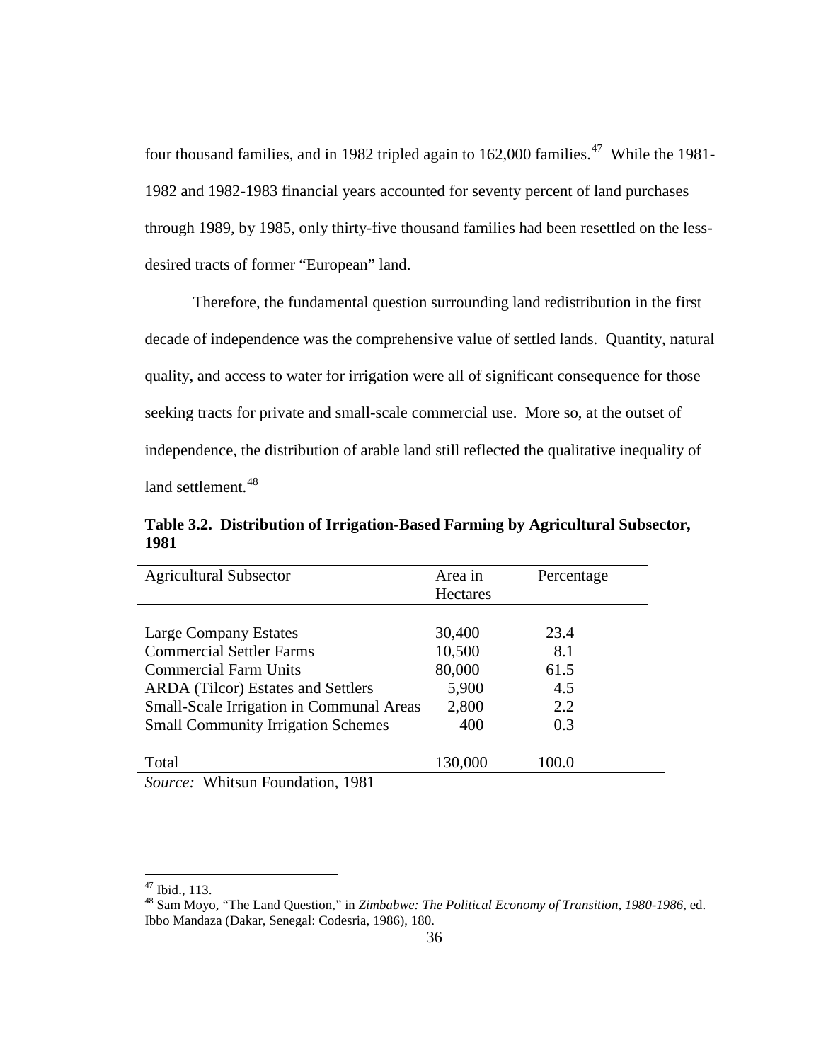four thousand families, and in 1982 tripled again to 162,000 families.[47] While the 1981-1982 and 1982-1983 financial years accounted for seventy percent of land purchases through 1989, by 1985, only thirty-five thousand families had been resettled on the less-desired tracts of former "European" land.

Therefore, the fundamental question surrounding land redistribution in the first decade of independence was the comprehensive value of settled lands. Quantity, natural quality, and access to water for irrigation were all of significant consequence for those seeking tracts for private and small-scale commercial use. More so, at the outset of independence, the distribution of arable land still reflected the qualitative inequality of land settlement.[48]

**Table 3.2. Distribution of Irrigation-Based Farming by Agricultural Subsector, 1981**

| Agricultural Subsector | Area in Hectares | Percentage |
|---|---|---|
| Large Company Estates | 30,400 | 23.4 |
| Commercial Settler Farms | 10,500 | 8.1 |
| Commercial Farm Units | 80,000 | 61.5 |
| ARDA (Tilcor) Estates and Settlers | 5,900 | 4.5 |
| Small-Scale Irrigation in Communal Areas | 2,800 | 2.2 |
| Small Community Irrigation Schemes | 400 | 0.3 |
| Total | 130,000 | 100.0 |

*Source:* Whitsun Foundation, 1981

[47] Ibid., 113.

[48] Sam Moyo, "The Land Question," in *Zimbabwe: The Political Economy of Transition, 1980-1986*, ed. Ibbo Mandaza (Dakar, Senegal: Codesria, 1986), 180.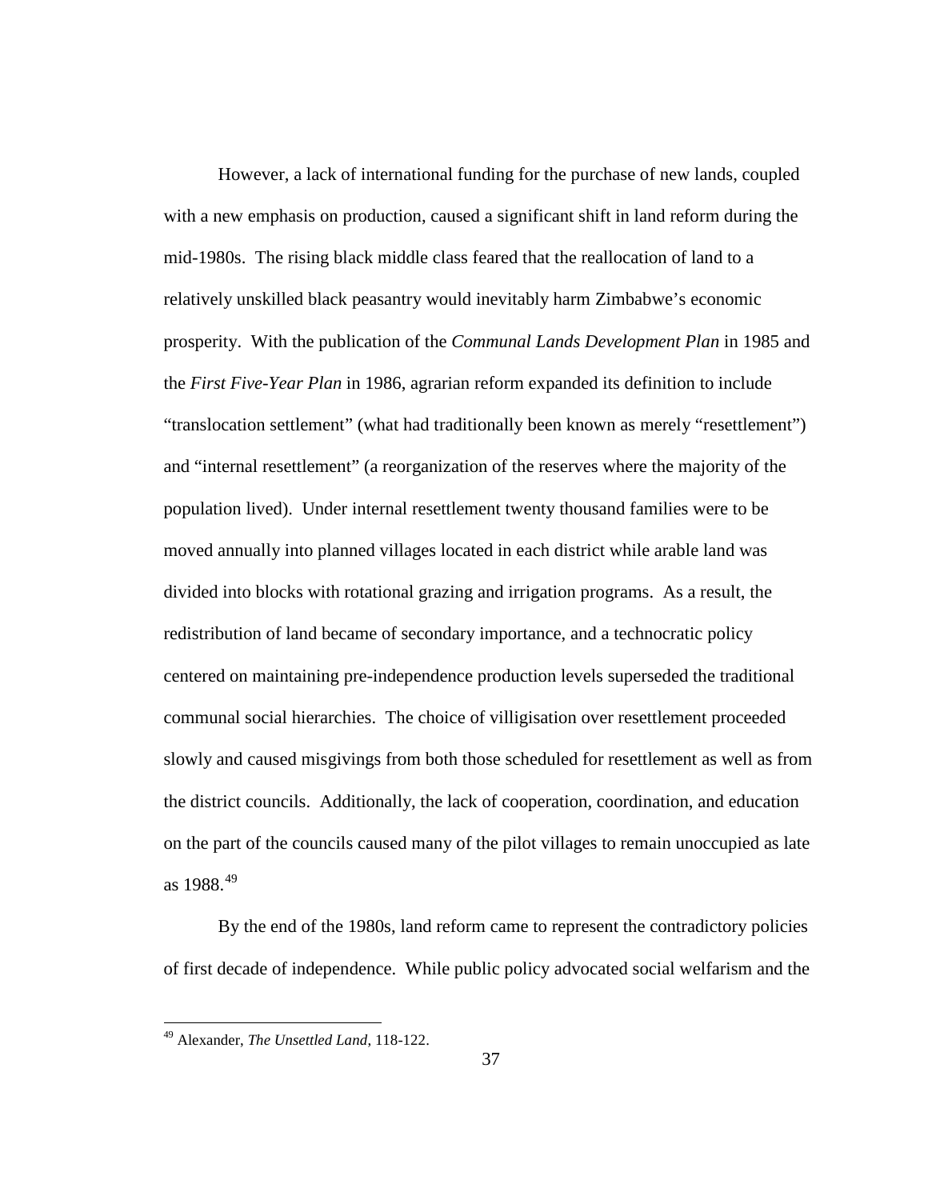However, a lack of international funding for the purchase of new lands, coupled with a new emphasis on production, caused a significant shift in land reform during the mid-1980s. The rising black middle class feared that the reallocation of land to a relatively unskilled black peasantry would inevitably harm Zimbabwe's economic prosperity. With the publication of the *Communal Lands Development Plan* in 1985 and the *First Five-Year Plan* in 1986, agrarian reform expanded its definition to include "translocation settlement" (what had traditionally been known as merely "resettlement") and "internal resettlement" (a reorganization of the reserves where the majority of the population lived). Under internal resettlement twenty thousand families were to be moved annually into planned villages located in each district while arable land was divided into blocks with rotational grazing and irrigation programs. As a result, the redistribution of land became of secondary importance, and a technocratic policy centered on maintaining pre-independence production levels superseded the traditional communal social hierarchies. The choice of villigisation over resettlement proceeded slowly and caused misgivings from both those scheduled for resettlement as well as from the district councils. Additionally, the lack of cooperation, coordination, and education on the part of the councils caused many of the pilot villages to remain unoccupied as late as 1988.[49]

By the end of the 1980s, land reform came to represent the contradictory policies of first decade of independence. While public policy advocated social welfarism and the

---

[49] Alexander, *The Unsettled Land*, 118-122.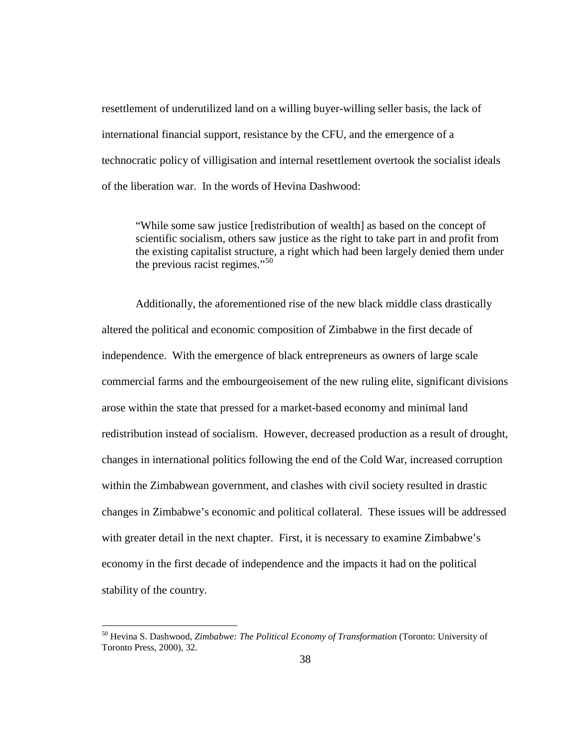resettlement of underutilized land on a willing buyer-willing seller basis, the lack of international financial support, resistance by the CFU, and the emergence of a technocratic policy of villigisation and internal resettlement overtook the socialist ideals of the liberation war. In the words of Hevina Dashwood:

> "While some saw justice [redistribution of wealth] as based on the concept of scientific socialism, others saw justice as the right to take part in and profit from the existing capitalist structure, a right which had been largely denied them under the previous racist regimes."[50]

Additionally, the aforementioned rise of the new black middle class drastically altered the political and economic composition of Zimbabwe in the first decade of independence. With the emergence of black entrepreneurs as owners of large scale commercial farms and the embourgeoisement of the new ruling elite, significant divisions arose within the state that pressed for a market-based economy and minimal land redistribution instead of socialism. However, decreased production as a result of drought, changes in international politics following the end of the Cold War, increased corruption within the Zimbabwean government, and clashes with civil society resulted in drastic changes in Zimbabwe's economic and political collateral. These issues will be addressed with greater detail in the next chapter. First, it is necessary to examine Zimbabwe's economy in the first decade of independence and the impacts it had on the political stability of the country.

[50] Hevina S. Dashwood, *Zimbabwe: The Political Economy of Transformation* (Toronto: University of Toronto Press, 2000), 32.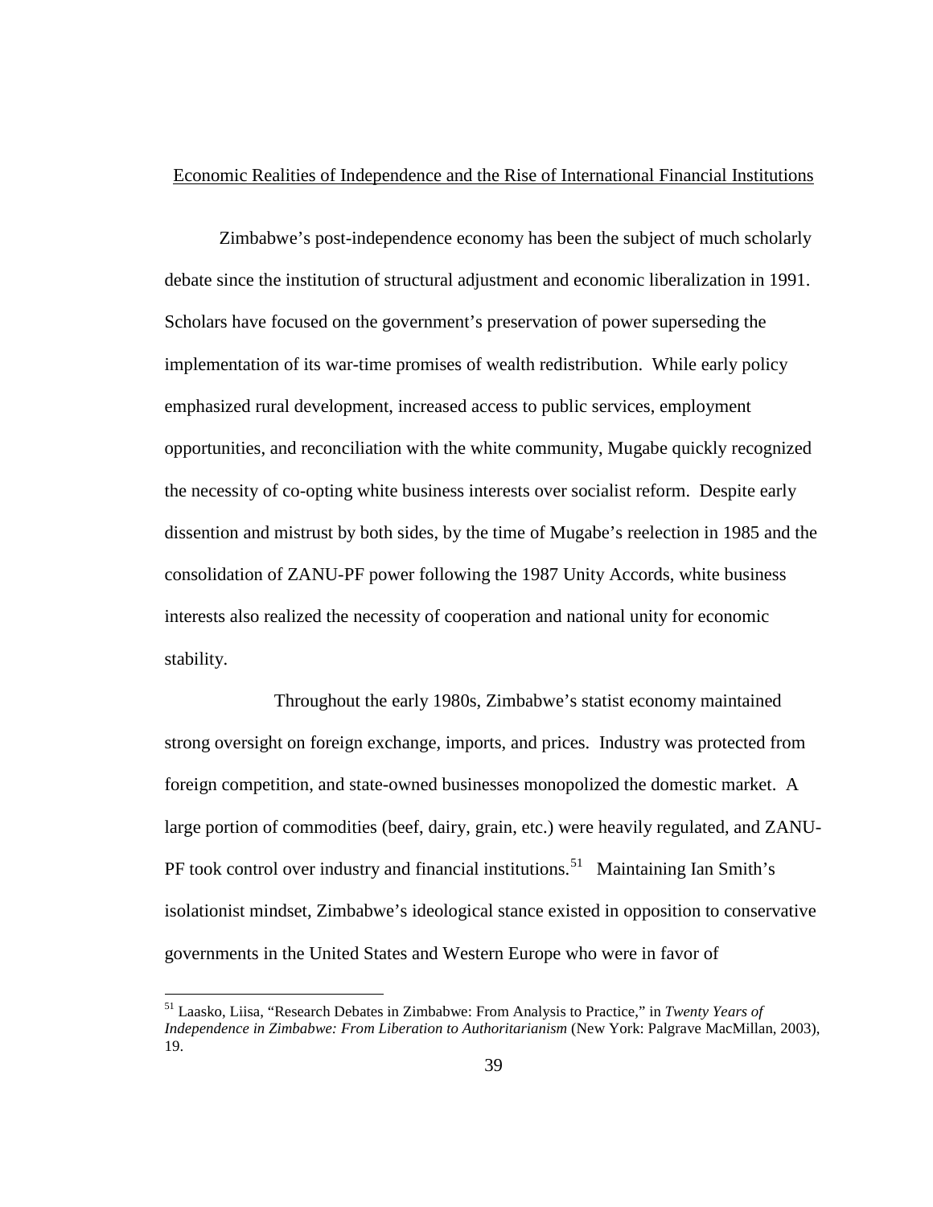## Economic Realities of Independence and the Rise of International Financial Institutions

Zimbabwe's post-independence economy has been the subject of much scholarly debate since the institution of structural adjustment and economic liberalization in 1991. Scholars have focused on the government's preservation of power superseding the implementation of its war-time promises of wealth redistribution. While early policy emphasized rural development, increased access to public services, employment opportunities, and reconciliation with the white community, Mugabe quickly recognized the necessity of co-opting white business interests over socialist reform. Despite early dissention and mistrust by both sides, by the time of Mugabe's reelection in 1985 and the consolidation of ZANU-PF power following the 1987 Unity Accords, white business interests also realized the necessity of cooperation and national unity for economic stability.

Throughout the early 1980s, Zimbabwe's statist economy maintained strong oversight on foreign exchange, imports, and prices. Industry was protected from foreign competition, and state-owned businesses monopolized the domestic market. A large portion of commodities (beef, dairy, grain, etc.) were heavily regulated, and ZANU-PF took control over industry and financial institutions.[51] Maintaining Ian Smith's isolationist mindset, Zimbabwe's ideological stance existed in opposition to conservative governments in the United States and Western Europe who were in favor of

[51] Laasko, Liisa, "Research Debates in Zimbabwe: From Analysis to Practice," in *Twenty Years of Independence in Zimbabwe: From Liberation to Authoritarianism* (New York: Palgrave MacMillan, 2003), 19.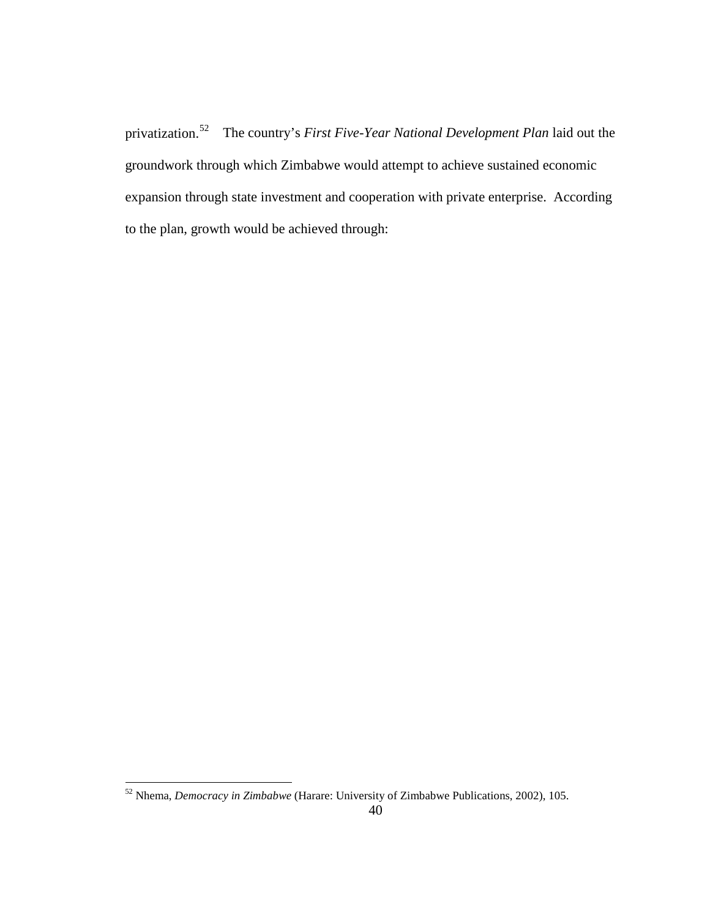privatization.[52] The country's *First Five-Year National Development Plan* laid out the groundwork through which Zimbabwe would attempt to achieve sustained economic expansion through state investment and cooperation with private enterprise. According to the plan, growth would be achieved through:

[52] Nhema, *Democracy in Zimbabwe* (Harare: University of Zimbabwe Publications, 2002), 105.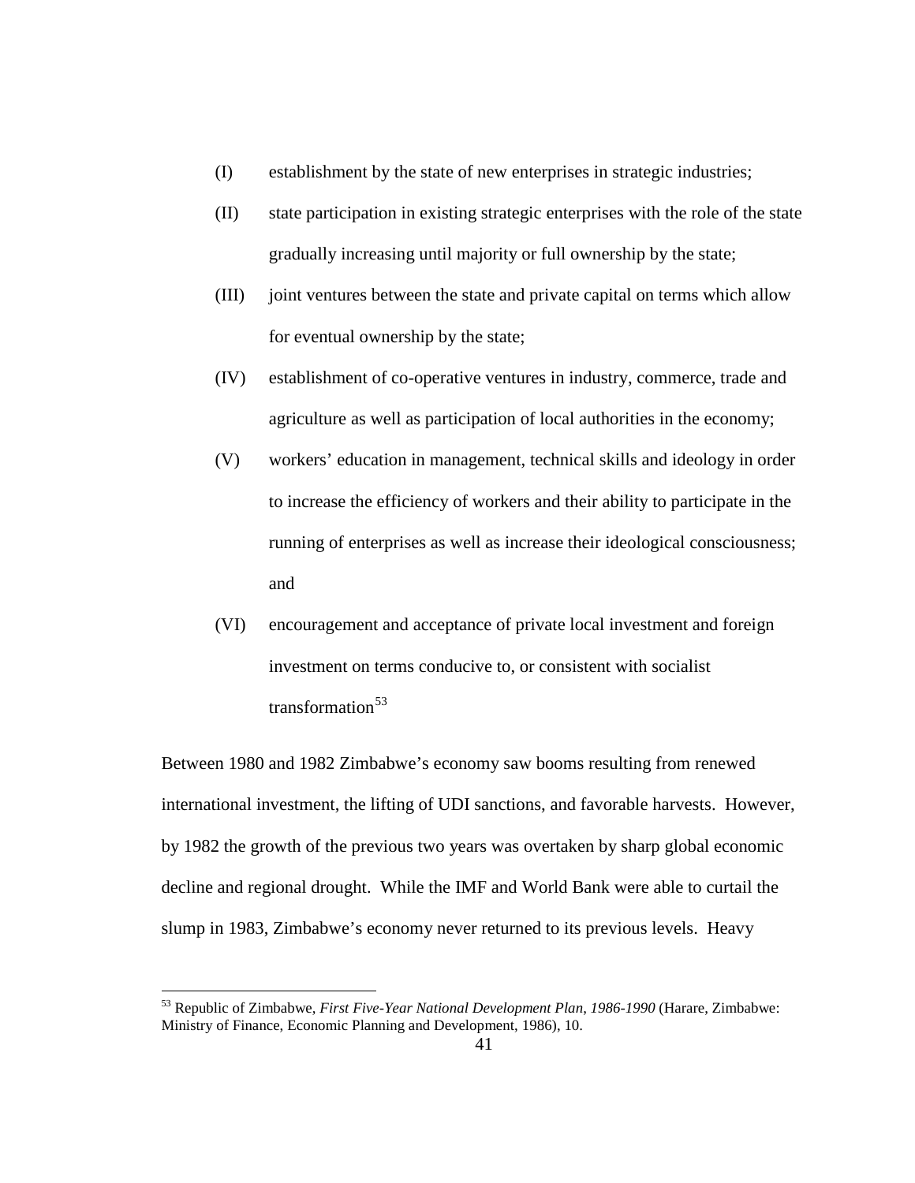(I) establishment by the state of new enterprises in strategic industries;

(II) state participation in existing strategic enterprises with the role of the state gradually increasing until majority or full ownership by the state;

(III) joint ventures between the state and private capital on terms which allow for eventual ownership by the state;

(IV) establishment of co-operative ventures in industry, commerce, trade and agriculture as well as participation of local authorities in the economy;

(V) workers' education in management, technical skills and ideology in order to increase the efficiency of workers and their ability to participate in the running of enterprises as well as increase their ideological consciousness; and

(VI) encouragement and acceptance of private local investment and foreign investment on terms conducive to, or consistent with socialist transformation[53]

Between 1980 and 1982 Zimbabwe's economy saw booms resulting from renewed international investment, the lifting of UDI sanctions, and favorable harvests. However, by 1982 the growth of the previous two years was overtaken by sharp global economic decline and regional drought. While the IMF and World Bank were able to curtail the slump in 1983, Zimbabwe's economy never returned to its previous levels. Heavy

---

[53] Republic of Zimbabwe, *First Five-Year National Development Plan, 1986-1990* (Harare, Zimbabwe: Ministry of Finance, Economic Planning and Development, 1986), 10.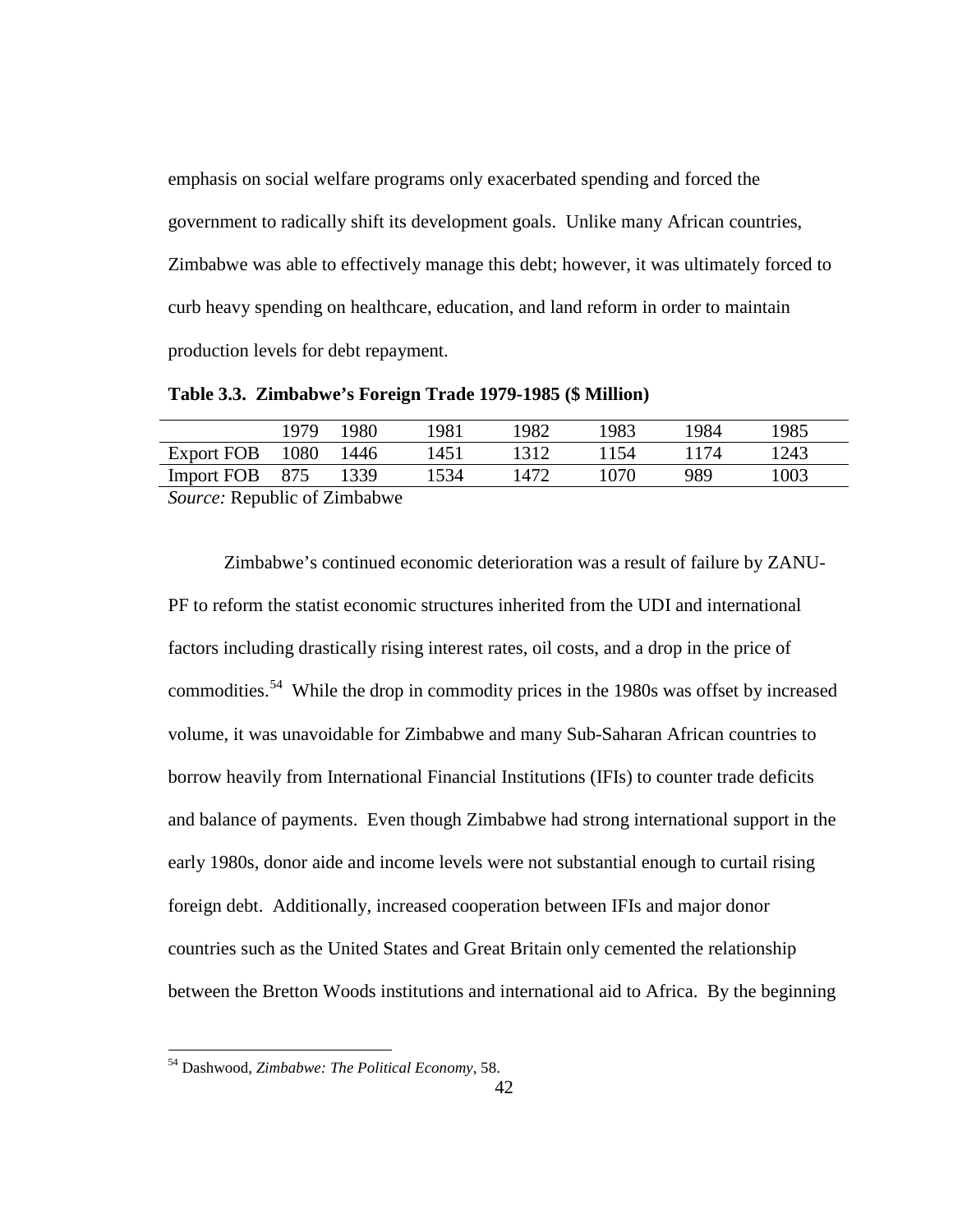emphasis on social welfare programs only exacerbated spending and forced the government to radically shift its development goals. Unlike many African countries, Zimbabwe was able to effectively manage this debt; however, it was ultimately forced to curb heavy spending on healthcare, education, and land reform in order to maintain production levels for debt repayment.

**Table 3.3. Zimbabwe's Foreign Trade 1979-1985 ($ Million)**

| | 1979 | 1980 | 1981 | 1982 | 1983 | 1984 | 1985 |
|---|---|---|---|---|---|---|---|
| Export FOB | 1080 | 1446 | 1451 | 1312 | 1154 | 1174 | 1243 |
| Import FOB | 875 | 1339 | 1534 | 1472 | 1070 | 989 | 1003 |

*Source:* Republic of Zimbabwe

Zimbabwe's continued economic deterioration was a result of failure by ZANU-PF to reform the statist economic structures inherited from the UDI and international factors including drastically rising interest rates, oil costs, and a drop in the price of commodities.[54] While the drop in commodity prices in the 1980s was offset by increased volume, it was unavoidable for Zimbabwe and many Sub-Saharan African countries to borrow heavily from International Financial Institutions (IFIs) to counter trade deficits and balance of payments. Even though Zimbabwe had strong international support in the early 1980s, donor aide and income levels were not substantial enough to curtail rising foreign debt. Additionally, increased cooperation between IFIs and major donor countries such as the United States and Great Britain only cemented the relationship between the Bretton Woods institutions and international aid to Africa. By the beginning

[54] Dashwood, *Zimbabwe: The Political Economy*, 58.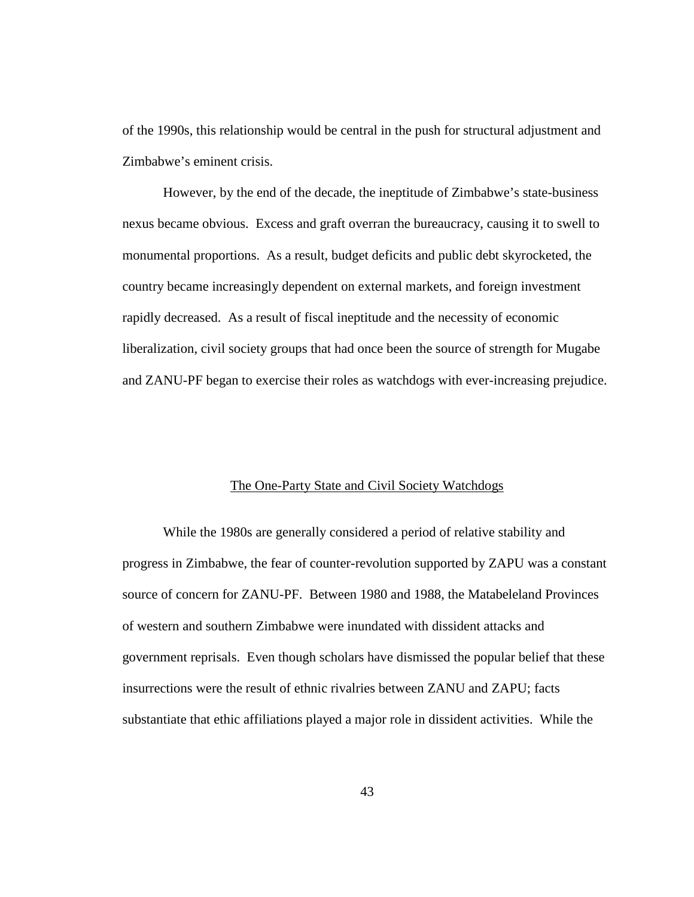of the 1990s, this relationship would be central in the push for structural adjustment and Zimbabwe's eminent crisis.

However, by the end of the decade, the ineptitude of Zimbabwe's state-business nexus became obvious. Excess and graft overran the bureaucracy, causing it to swell to monumental proportions. As a result, budget deficits and public debt skyrocketed, the country became increasingly dependent on external markets, and foreign investment rapidly decreased. As a result of fiscal ineptitude and the necessity of economic liberalization, civil society groups that had once been the source of strength for Mugabe and ZANU-PF began to exercise their roles as watchdogs with ever-increasing prejudice.

## The One-Party State and Civil Society Watchdogs

While the 1980s are generally considered a period of relative stability and progress in Zimbabwe, the fear of counter-revolution supported by ZAPU was a constant source of concern for ZANU-PF. Between 1980 and 1988, the Matabeleland Provinces of western and southern Zimbabwe were inundated with dissident attacks and government reprisals. Even though scholars have dismissed the popular belief that these insurrections were the result of ethnic rivalries between ZANU and ZAPU; facts substantiate that ethic affiliations played a major role in dissident activities. While the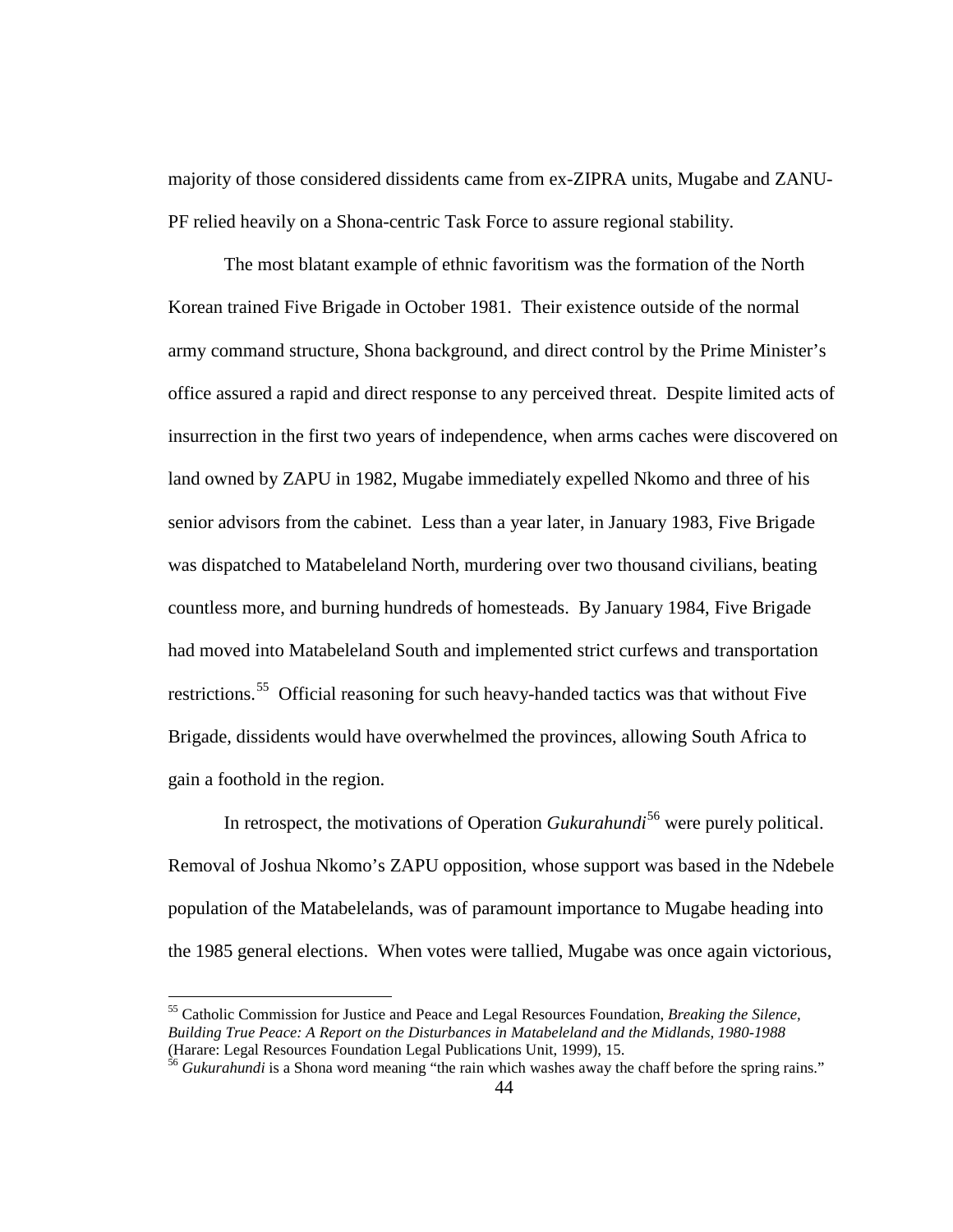majority of those considered dissidents came from ex-ZIPRA units, Mugabe and ZANU-PF relied heavily on a Shona-centric Task Force to assure regional stability.

The most blatant example of ethnic favoritism was the formation of the North Korean trained Five Brigade in October 1981. Their existence outside of the normal army command structure, Shona background, and direct control by the Prime Minister's office assured a rapid and direct response to any perceived threat. Despite limited acts of insurrection in the first two years of independence, when arms caches were discovered on land owned by ZAPU in 1982, Mugabe immediately expelled Nkomo and three of his senior advisors from the cabinet. Less than a year later, in January 1983, Five Brigade was dispatched to Matabeleland North, murdering over two thousand civilians, beating countless more, and burning hundreds of homesteads. By January 1984, Five Brigade had moved into Matabeleland South and implemented strict curfews and transportation restrictions.[55] Official reasoning for such heavy-handed tactics was that without Five Brigade, dissidents would have overwhelmed the provinces, allowing South Africa to gain a foothold in the region.

In retrospect, the motivations of Operation *Gukurahundi*[56] were purely political. Removal of Joshua Nkomo's ZAPU opposition, whose support was based in the Ndebele population of the Matabelelands, was of paramount importance to Mugabe heading into the 1985 general elections. When votes were tallied, Mugabe was once again victorious,

---

[55] Catholic Commission for Justice and Peace and Legal Resources Foundation, *Breaking the Silence, Building True Peace: A Report on the Disturbances in Matabeleland and the Midlands, 1980-1988* (Harare: Legal Resources Foundation Legal Publications Unit, 1999), 15.

[56] *Gukurahundi* is a Shona word meaning "the rain which washes away the chaff before the spring rains."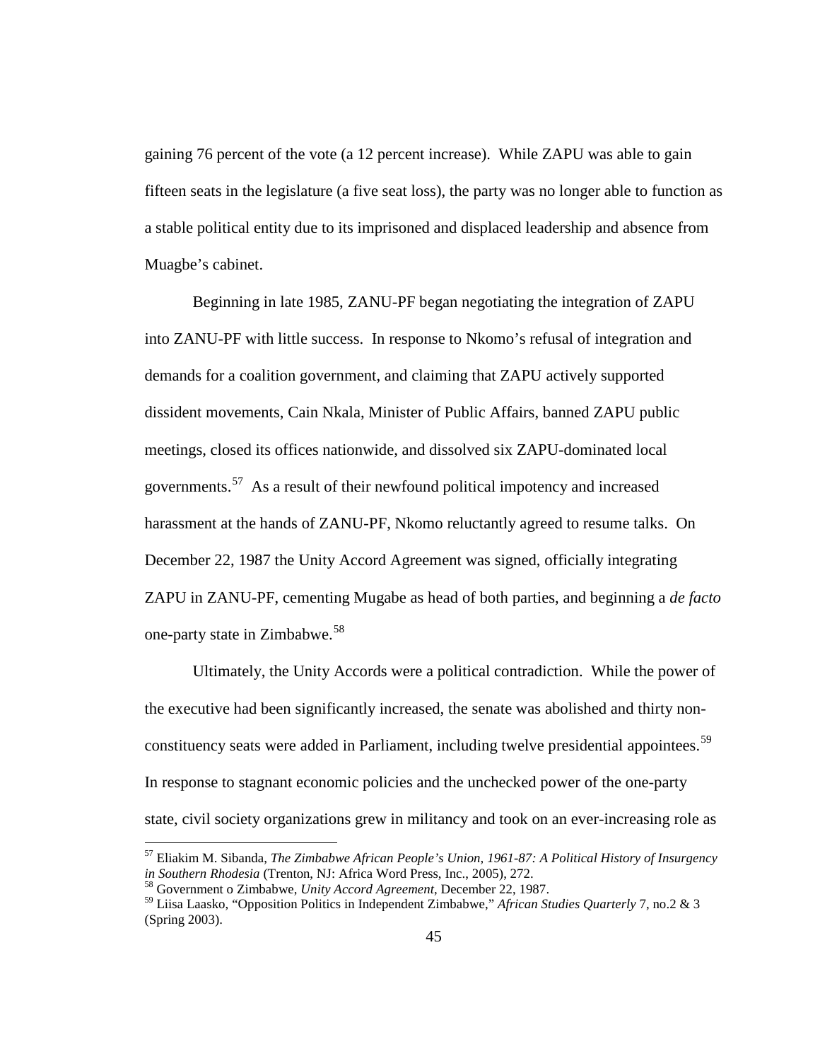gaining 76 percent of the vote (a 12 percent increase). While ZAPU was able to gain fifteen seats in the legislature (a five seat loss), the party was no longer able to function as a stable political entity due to its imprisoned and displaced leadership and absence from Muagbe's cabinet.

Beginning in late 1985, ZANU-PF began negotiating the integration of ZAPU into ZANU-PF with little success. In response to Nkomo's refusal of integration and demands for a coalition government, and claiming that ZAPU actively supported dissident movements, Cain Nkala, Minister of Public Affairs, banned ZAPU public meetings, closed its offices nationwide, and dissolved six ZAPU-dominated local governments.[57] As a result of their newfound political impotency and increased harassment at the hands of ZANU-PF, Nkomo reluctantly agreed to resume talks. On December 22, 1987 the Unity Accord Agreement was signed, officially integrating ZAPU in ZANU-PF, cementing Mugabe as head of both parties, and beginning a *de facto* one-party state in Zimbabwe.[58]

Ultimately, the Unity Accords were a political contradiction. While the power of the executive had been significantly increased, the senate was abolished and thirty non-constituency seats were added in Parliament, including twelve presidential appointees.[59] In response to stagnant economic policies and the unchecked power of the one-party state, civil society organizations grew in militancy and took on an ever-increasing role as

---

[57] Eliakim M. Sibanda, *The Zimbabwe African People's Union, 1961-87: A Political History of Insurgency in Southern Rhodesia* (Trenton, NJ: Africa Word Press, Inc., 2005), 272.

[58] Government o Zimbabwe, *Unity Accord Agreement*, December 22, 1987.

[59] Liisa Laasko, "Opposition Politics in Independent Zimbabwe," *African Studies Quarterly* 7, no.2 & 3 (Spring 2003).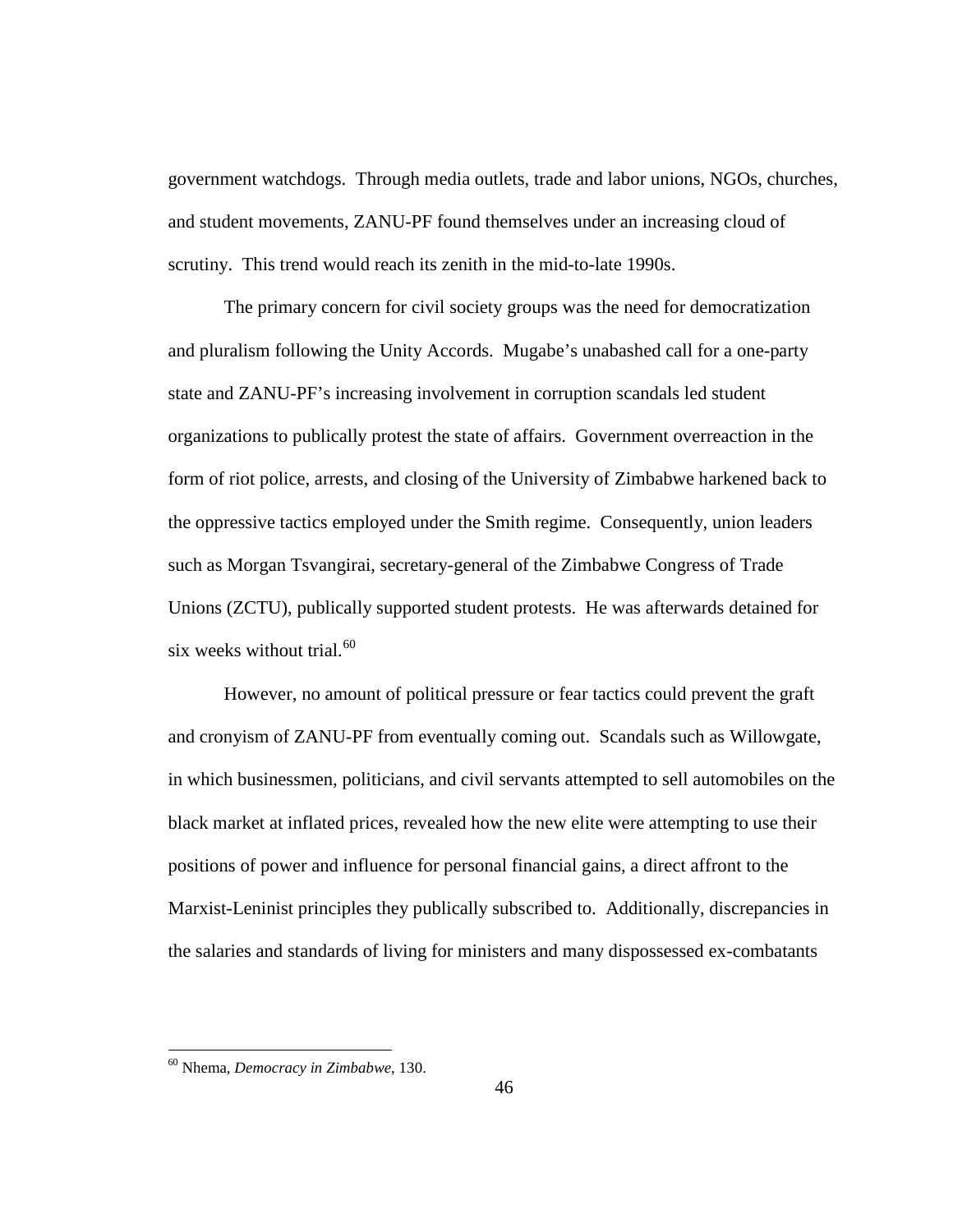government watchdogs. Through media outlets, trade and labor unions, NGOs, churches, and student movements, ZANU-PF found themselves under an increasing cloud of scrutiny. This trend would reach its zenith in the mid-to-late 1990s.

The primary concern for civil society groups was the need for democratization and pluralism following the Unity Accords. Mugabe's unabashed call for a one-party state and ZANU-PF's increasing involvement in corruption scandals led student organizations to publically protest the state of affairs. Government overreaction in the form of riot police, arrests, and closing of the University of Zimbabwe harkened back to the oppressive tactics employed under the Smith regime. Consequently, union leaders such as Morgan Tsvangirai, secretary-general of the Zimbabwe Congress of Trade Unions (ZCTU), publically supported student protests. He was afterwards detained for six weeks without trial.[60]

However, no amount of political pressure or fear tactics could prevent the graft and cronyism of ZANU-PF from eventually coming out. Scandals such as Willowgate, in which businessmen, politicians, and civil servants attempted to sell automobiles on the black market at inflated prices, revealed how the new elite were attempting to use their positions of power and influence for personal financial gains, a direct affront to the Marxist-Leninist principles they publically subscribed to. Additionally, discrepancies in the salaries and standards of living for ministers and many dispossessed ex-combatants

---

[60] Nhema, *Democracy in Zimbabwe*, 130.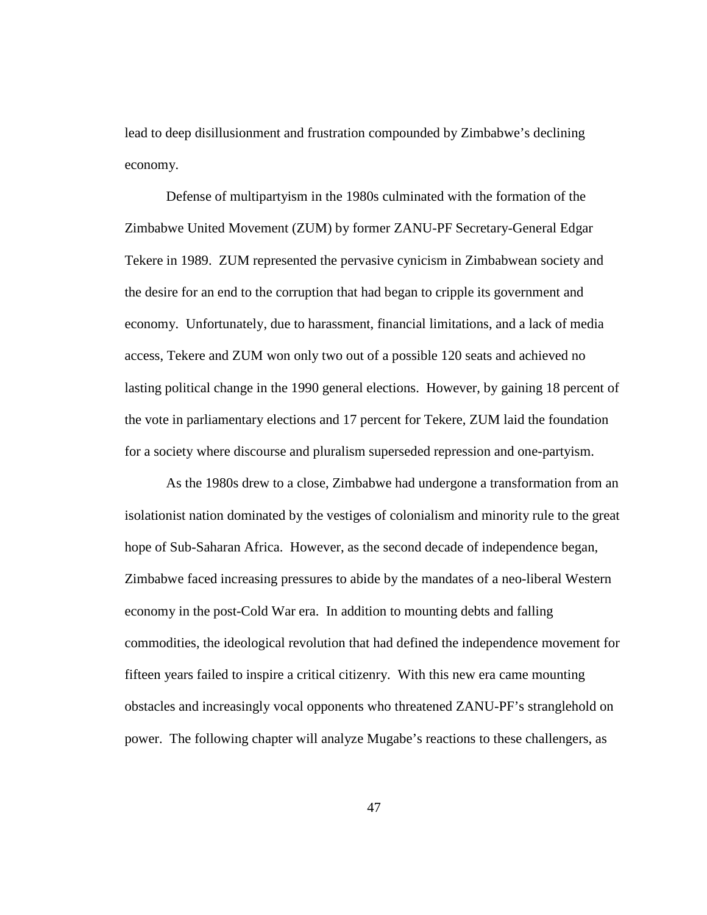lead to deep disillusionment and frustration compounded by Zimbabwe's declining economy.

Defense of multipartyism in the 1980s culminated with the formation of the Zimbabwe United Movement (ZUM) by former ZANU-PF Secretary-General Edgar Tekere in 1989. ZUM represented the pervasive cynicism in Zimbabwean society and the desire for an end to the corruption that had began to cripple its government and economy. Unfortunately, due to harassment, financial limitations, and a lack of media access, Tekere and ZUM won only two out of a possible 120 seats and achieved no lasting political change in the 1990 general elections. However, by gaining 18 percent of the vote in parliamentary elections and 17 percent for Tekere, ZUM laid the foundation for a society where discourse and pluralism superseded repression and one-partyism.

As the 1980s drew to a close, Zimbabwe had undergone a transformation from an isolationist nation dominated by the vestiges of colonialism and minority rule to the great hope of Sub-Saharan Africa. However, as the second decade of independence began, Zimbabwe faced increasing pressures to abide by the mandates of a neo-liberal Western economy in the post-Cold War era. In addition to mounting debts and falling commodities, the ideological revolution that had defined the independence movement for fifteen years failed to inspire a critical citizenry. With this new era came mounting obstacles and increasingly vocal opponents who threatened ZANU-PF's stranglehold on power. The following chapter will analyze Mugabe's reactions to these challengers, as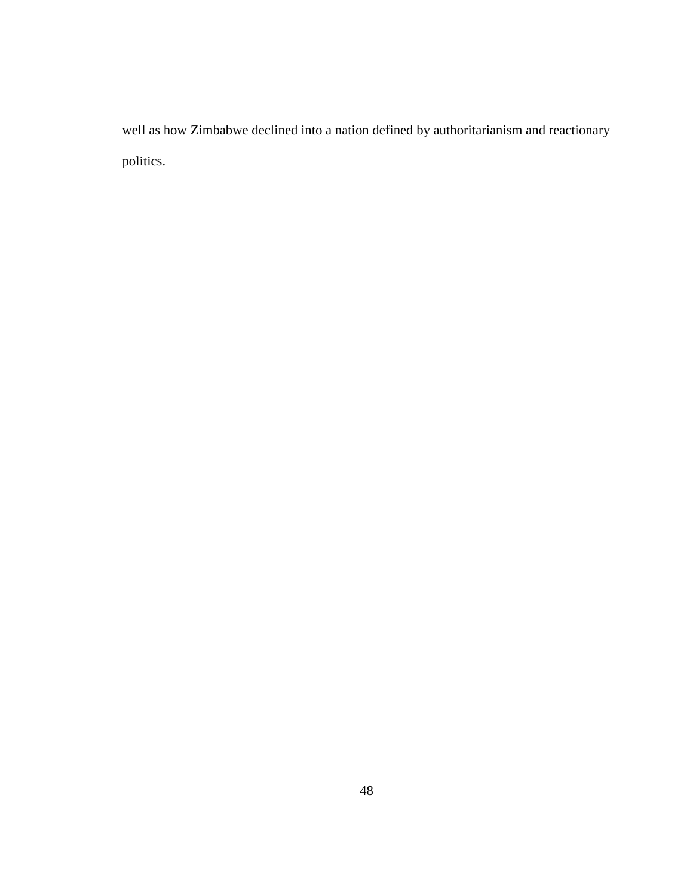well as how Zimbabwe declined into a nation defined by authoritarianism and reactionary politics.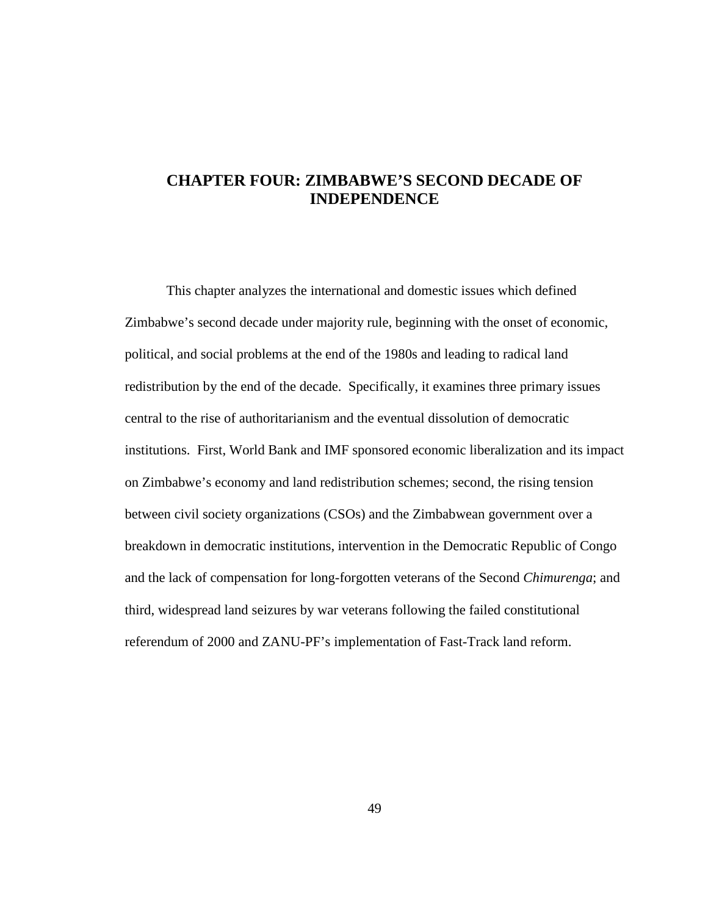# CHAPTER FOUR: ZIMBABWE'S SECOND DECADE OF INDEPENDENCE

This chapter analyzes the international and domestic issues which defined Zimbabwe's second decade under majority rule, beginning with the onset of economic, political, and social problems at the end of the 1980s and leading to radical land redistribution by the end of the decade. Specifically, it examines three primary issues central to the rise of authoritarianism and the eventual dissolution of democratic institutions. First, World Bank and IMF sponsored economic liberalization and its impact on Zimbabwe's economy and land redistribution schemes; second, the rising tension between civil society organizations (CSOs) and the Zimbabwean government over a breakdown in democratic institutions, intervention in the Democratic Republic of Congo and the lack of compensation for long-forgotten veterans of the Second *Chimurenga*; and third, widespread land seizures by war veterans following the failed constitutional referendum of 2000 and ZANU-PF's implementation of Fast-Track land reform.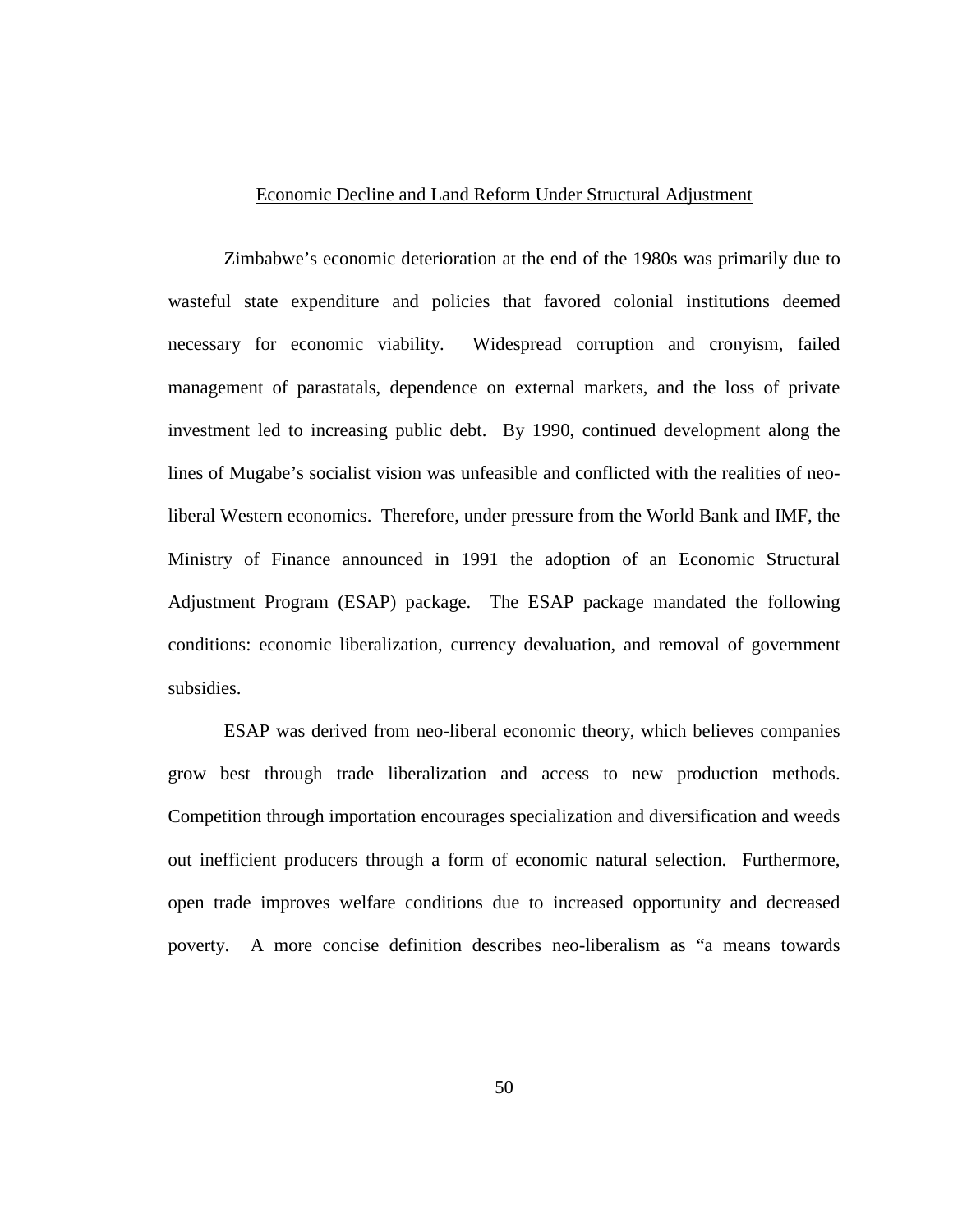## Economic Decline and Land Reform Under Structural Adjustment

Zimbabwe's economic deterioration at the end of the 1980s was primarily due to wasteful state expenditure and policies that favored colonial institutions deemed necessary for economic viability. Widespread corruption and cronyism, failed management of parastatals, dependence on external markets, and the loss of private investment led to increasing public debt. By 1990, continued development along the lines of Mugabe's socialist vision was unfeasible and conflicted with the realities of neo-liberal Western economics. Therefore, under pressure from the World Bank and IMF, the Ministry of Finance announced in 1991 the adoption of an Economic Structural Adjustment Program (ESAP) package. The ESAP package mandated the following conditions: economic liberalization, currency devaluation, and removal of government subsidies.

ESAP was derived from neo-liberal economic theory, which believes companies grow best through trade liberalization and access to new production methods. Competition through importation encourages specialization and diversification and weeds out inefficient producers through a form of economic natural selection. Furthermore, open trade improves welfare conditions due to increased opportunity and decreased poverty. A more concise definition describes neo-liberalism as "a means towards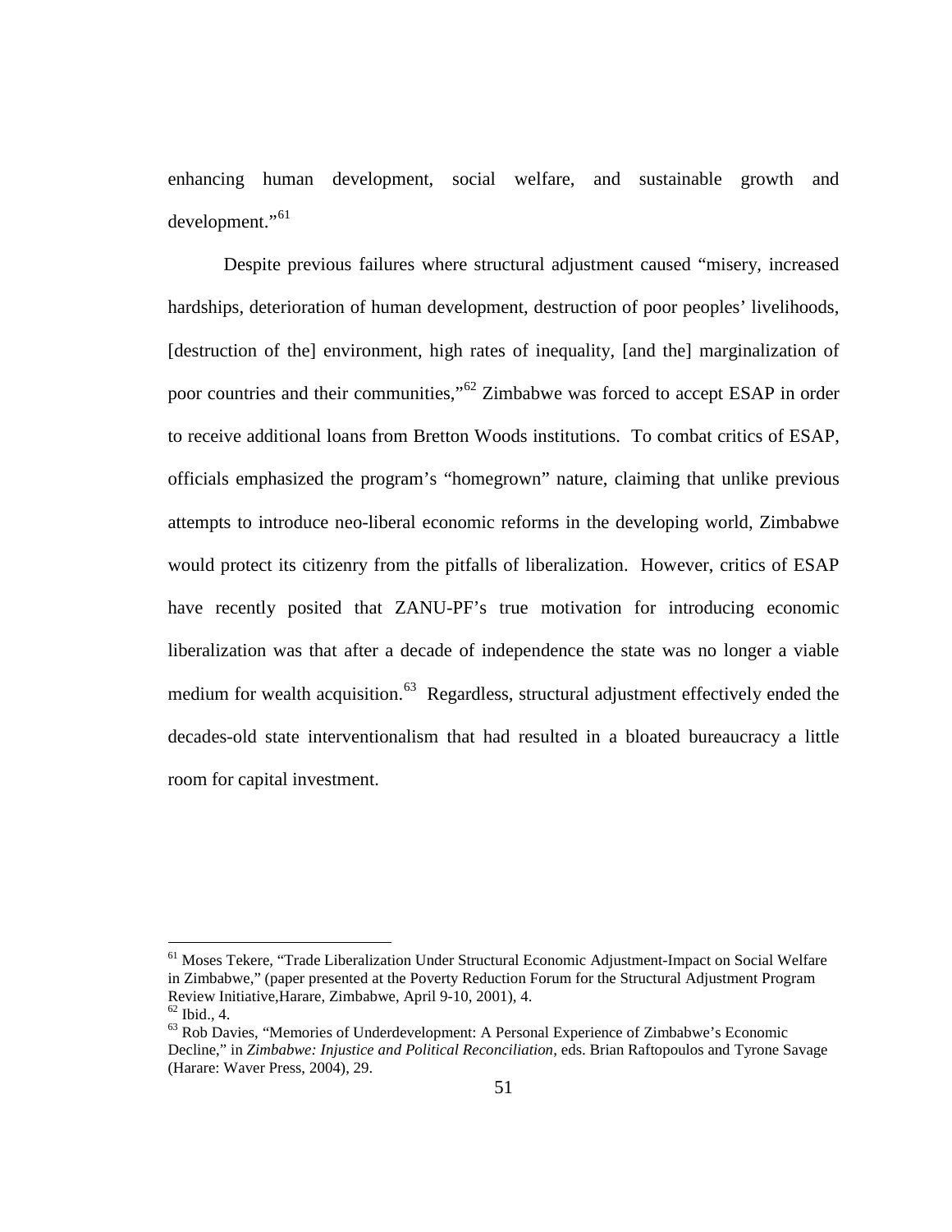enhancing human development, social welfare, and sustainable growth and development."[61]

Despite previous failures where structural adjustment caused "misery, increased hardships, deterioration of human development, destruction of poor peoples' livelihoods, [destruction of the] environment, high rates of inequality, [and the] marginalization of poor countries and their communities,"[62] Zimbabwe was forced to accept ESAP in order to receive additional loans from Bretton Woods institutions. To combat critics of ESAP, officials emphasized the program's "homegrown" nature, claiming that unlike previous attempts to introduce neo-liberal economic reforms in the developing world, Zimbabwe would protect its citizenry from the pitfalls of liberalization. However, critics of ESAP have recently posited that ZANU-PF's true motivation for introducing economic liberalization was that after a decade of independence the state was no longer a viable medium for wealth acquisition.[63] Regardless, structural adjustment effectively ended the decades-old state interventionalism that had resulted in a bloated bureaucracy a little room for capital investment.

---

[61] Moses Tekere, "Trade Liberalization Under Structural Economic Adjustment-Impact on Social Welfare in Zimbabwe," (paper presented at the Poverty Reduction Forum for the Structural Adjustment Program Review Initiative,Harare, Zimbabwe, April 9-10, 2001), 4.

[62] Ibid., 4.

[63] Rob Davies, "Memories of Underdevelopment: A Personal Experience of Zimbabwe's Economic Decline," in *Zimbabwe: Injustice and Political Reconciliation*, eds. Brian Raftopoulos and Tyrone Savage (Harare: Waver Press, 2004), 29.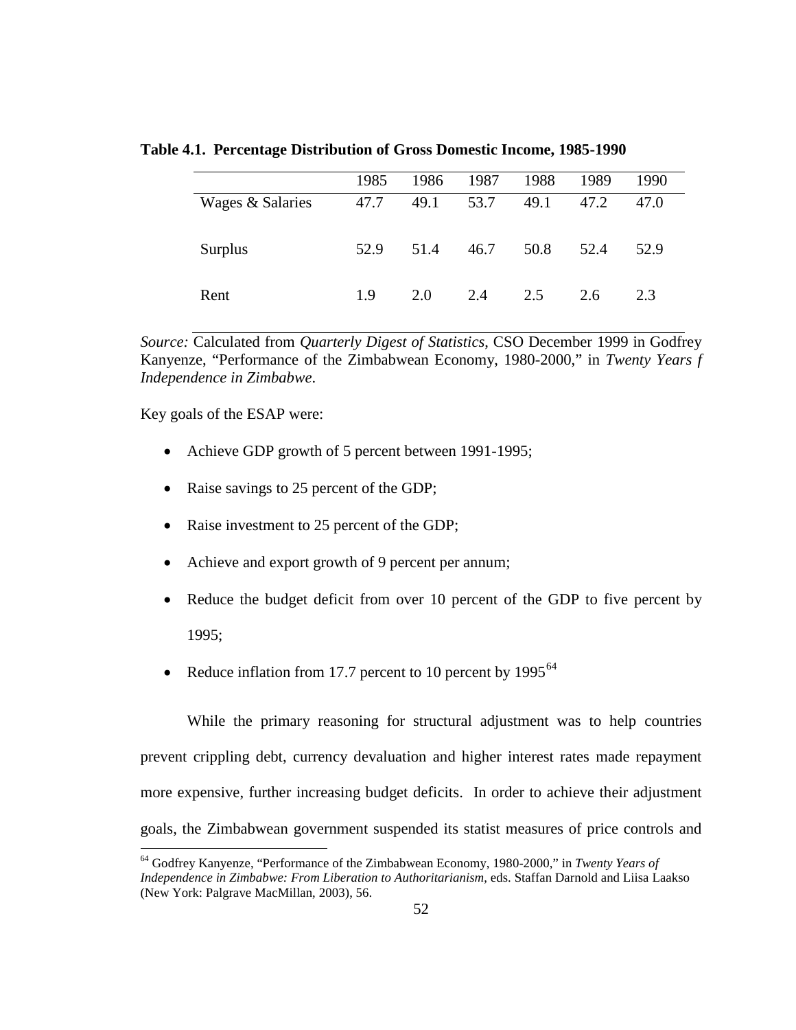**Table 4.1. Percentage Distribution of Gross Domestic Income, 1985-1990**

| | 1985 | 1986 | 1987 | 1988 | 1989 | 1990 |
|---|---|---|---|---|---|---|
| Wages & Salaries | 47.7 | 49.1 | 53.7 | 49.1 | 47.2 | 47.0 |
| Surplus | 52.9 | 51.4 | 46.7 | 50.8 | 52.4 | 52.9 |
| Rent | 1.9 | 2.0 | 2.4 | 2.5 | 2.6 | 2.3 |

*Source:* Calculated from *Quarterly Digest of Statistics*, CSO December 1999 in Godfrey Kanyenze, "Performance of the Zimbabwean Economy, 1980-2000," in *Twenty Years f Independence in Zimbabwe*.

Key goals of the ESAP were:

- Achieve GDP growth of 5 percent between 1991-1995;
- Raise savings to 25 percent of the GDP;
- Raise investment to 25 percent of the GDP;
- Achieve and export growth of 9 percent per annum;
- Reduce the budget deficit from over 10 percent of the GDP to five percent by 1995;
- Reduce inflation from 17.7 percent to 10 percent by 1995[64]

While the primary reasoning for structural adjustment was to help countries prevent crippling debt, currency devaluation and higher interest rates made repayment more expensive, further increasing budget deficits. In order to achieve their adjustment goals, the Zimbabwean government suspended its statist measures of price controls and

[64] Godfrey Kanyenze, "Performance of the Zimbabwean Economy, 1980-2000," in *Twenty Years of Independence in Zimbabwe: From Liberation to Authoritarianism*, eds. Staffan Darnold and Liisa Laakso (New York: Palgrave MacMillan, 2003), 56.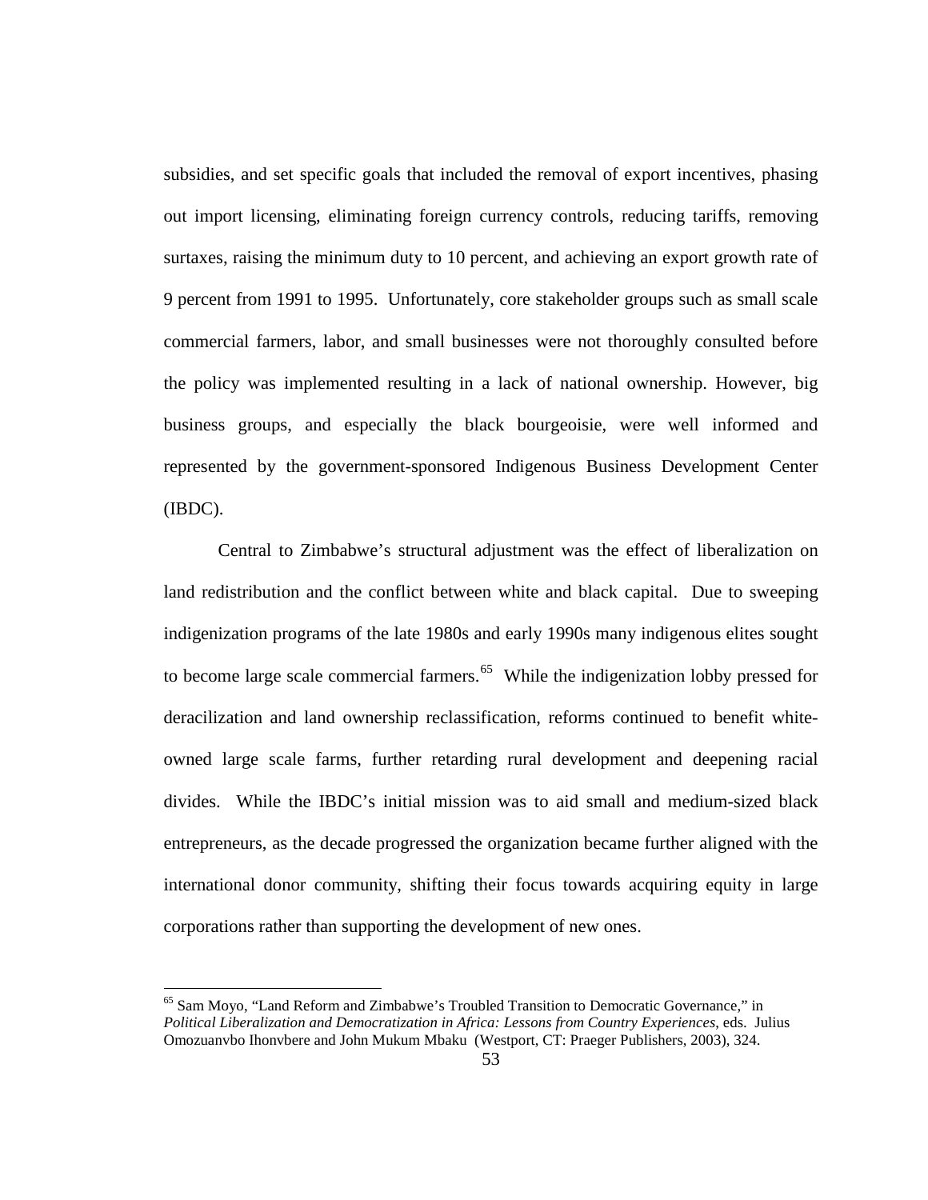subsidies, and set specific goals that included the removal of export incentives, phasing out import licensing, eliminating foreign currency controls, reducing tariffs, removing surtaxes, raising the minimum duty to 10 percent, and achieving an export growth rate of 9 percent from 1991 to 1995. Unfortunately, core stakeholder groups such as small scale commercial farmers, labor, and small businesses were not thoroughly consulted before the policy was implemented resulting in a lack of national ownership. However, big business groups, and especially the black bourgeoisie, were well informed and represented by the government-sponsored Indigenous Business Development Center (IBDC).

Central to Zimbabwe's structural adjustment was the effect of liberalization on land redistribution and the conflict between white and black capital. Due to sweeping indigenization programs of the late 1980s and early 1990s many indigenous elites sought to become large scale commercial farmers.[65] While the indigenization lobby pressed for deracilization and land ownership reclassification, reforms continued to benefit white-owned large scale farms, further retarding rural development and deepening racial divides. While the IBDC's initial mission was to aid small and medium-sized black entrepreneurs, as the decade progressed the organization became further aligned with the international donor community, shifting their focus towards acquiring equity in large corporations rather than supporting the development of new ones.

---

[65] Sam Moyo, "Land Reform and Zimbabwe's Troubled Transition to Democratic Governance," in *Political Liberalization and Democratization in Africa: Lessons from Country Experiences*, eds. Julius Omozuanvbo Ihonvbere and John Mukum Mbaku (Westport, CT: Praeger Publishers, 2003), 324.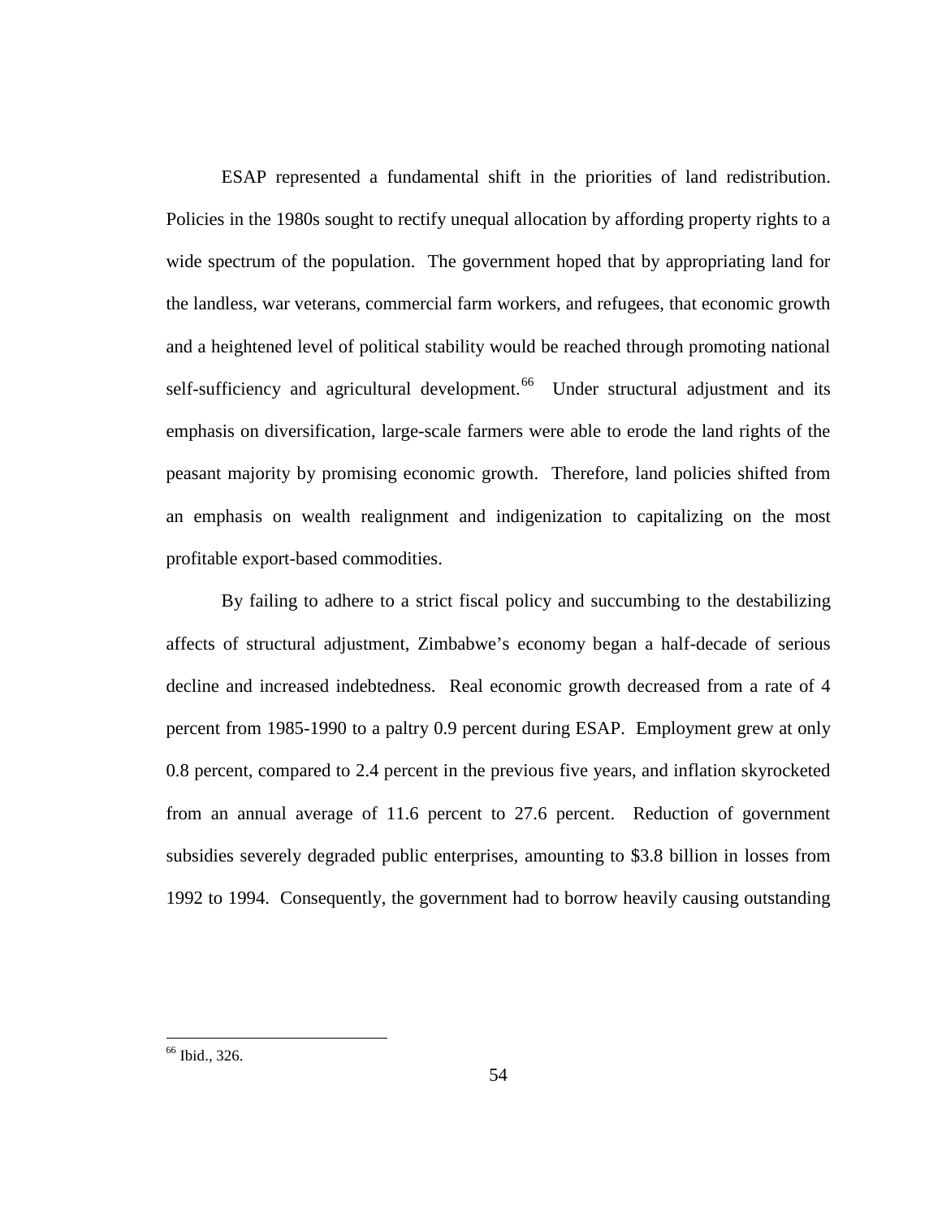ESAP represented a fundamental shift in the priorities of land redistribution. Policies in the 1980s sought to rectify unequal allocation by affording property rights to a wide spectrum of the population. The government hoped that by appropriating land for the landless, war veterans, commercial farm workers, and refugees, that economic growth and a heightened level of political stability would be reached through promoting national self-sufficiency and agricultural development.[66] Under structural adjustment and its emphasis on diversification, large-scale farmers were able to erode the land rights of the peasant majority by promising economic growth. Therefore, land policies shifted from an emphasis on wealth realignment and indigenization to capitalizing on the most profitable export-based commodities.

By failing to adhere to a strict fiscal policy and succumbing to the destabilizing affects of structural adjustment, Zimbabwe's economy began a half-decade of serious decline and increased indebtedness. Real economic growth decreased from a rate of 4 percent from 1985-1990 to a paltry 0.9 percent during ESAP. Employment grew at only 0.8 percent, compared to 2.4 percent in the previous five years, and inflation skyrocketed from an annual average of 11.6 percent to 27.6 percent. Reduction of government subsidies severely degraded public enterprises, amounting to \$3.8 billion in losses from 1992 to 1994. Consequently, the government had to borrow heavily causing outstanding

[66] Ibid., 326.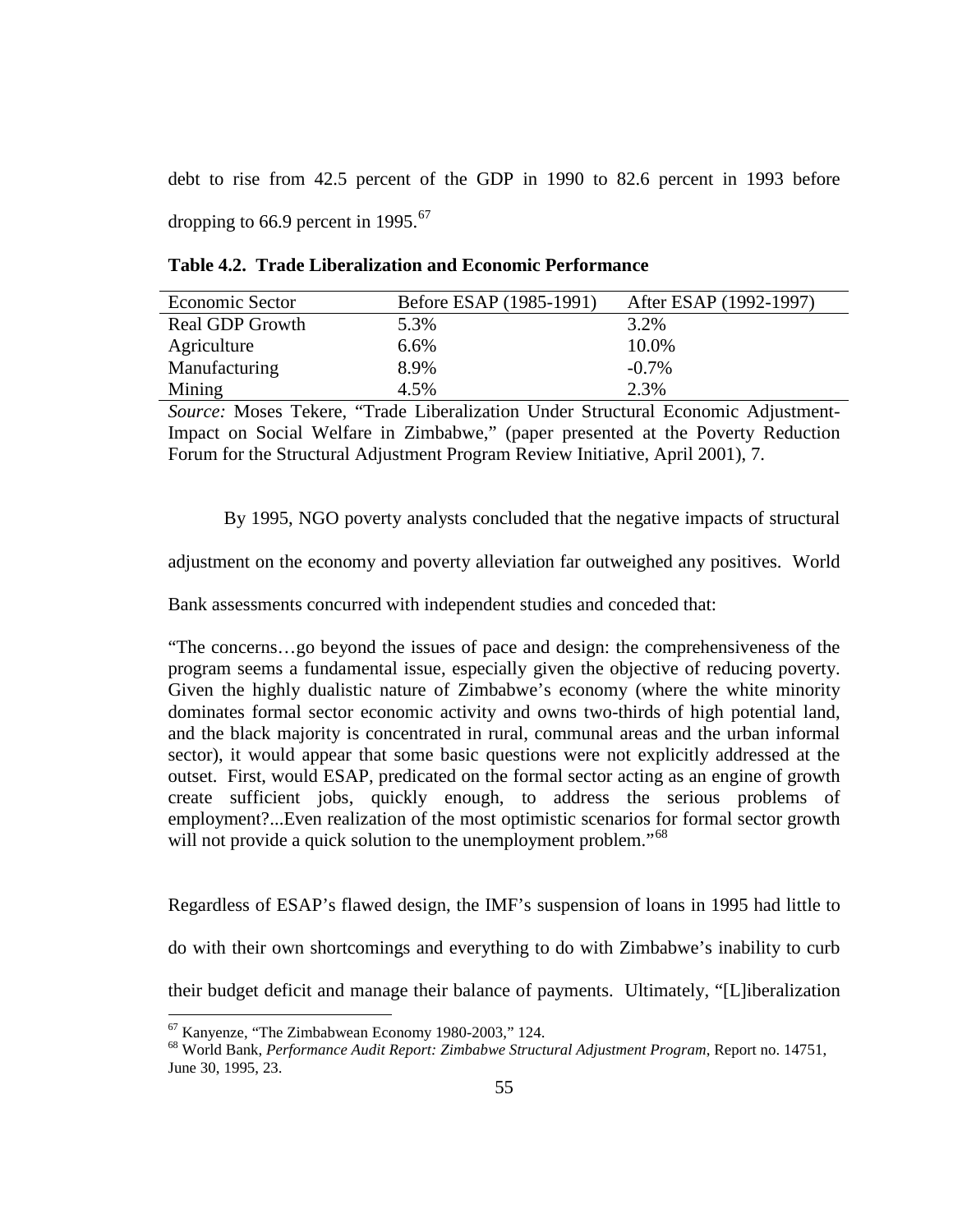debt to rise from 42.5 percent of the GDP in 1990 to 82.6 percent in 1993 before dropping to 66.9 percent in 1995.[67]

**Table 4.2. Trade Liberalization and Economic Performance**

| Economic Sector | Before ESAP (1985-1991) | After ESAP (1992-1997) |
|---|---|---|
| Real GDP Growth | 5.3% | 3.2% |
| Agriculture | 6.6% | 10.0% |
| Manufacturing | 8.9% | -0.7% |
| Mining | 4.5% | 2.3% |

*Source:* Moses Tekere, "Trade Liberalization Under Structural Economic Adjustment-Impact on Social Welfare in Zimbabwe," (paper presented at the Poverty Reduction Forum for the Structural Adjustment Program Review Initiative, April 2001), 7.

By 1995, NGO poverty analysts concluded that the negative impacts of structural adjustment on the economy and poverty alleviation far outweighed any positives. World Bank assessments concurred with independent studies and conceded that:

> "The concerns…go beyond the issues of pace and design: the comprehensiveness of the program seems a fundamental issue, especially given the objective of reducing poverty. Given the highly dualistic nature of Zimbabwe's economy (where the white minority dominates formal sector economic activity and owns two-thirds of high potential land, and the black majority is concentrated in rural, communal areas and the urban informal sector), it would appear that some basic questions were not explicitly addressed at the outset. First, would ESAP, predicated on the formal sector acting as an engine of growth create sufficient jobs, quickly enough, to address the serious problems of employment?...Even realization of the most optimistic scenarios for formal sector growth will not provide a quick solution to the unemployment problem."[68]

Regardless of ESAP's flawed design, the IMF's suspension of loans in 1995 had little to do with their own shortcomings and everything to do with Zimbabwe's inability to curb their budget deficit and manage their balance of payments. Ultimately, "[L]iberalization

---

[67] Kanyenze, "The Zimbabwean Economy 1980-2003," 124.

[68] World Bank, *Performance Audit Report: Zimbabwe Structural Adjustment Program*, Report no. 14751, June 30, 1995, 23.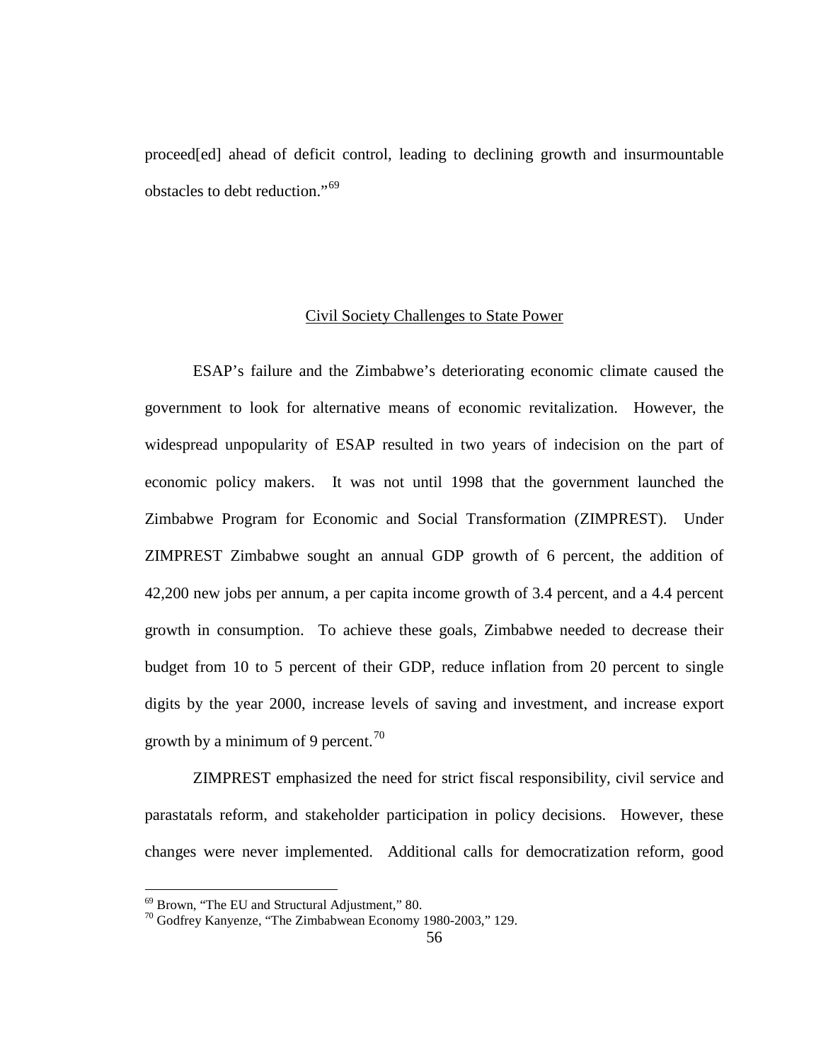proceed[ed] ahead of deficit control, leading to declining growth and insurmountable obstacles to debt reduction."[69]

## Civil Society Challenges to State Power

ESAP's failure and the Zimbabwe's deteriorating economic climate caused the government to look for alternative means of economic revitalization. However, the widespread unpopularity of ESAP resulted in two years of indecision on the part of economic policy makers. It was not until 1998 that the government launched the Zimbabwe Program for Economic and Social Transformation (ZIMPREST). Under ZIMPREST Zimbabwe sought an annual GDP growth of 6 percent, the addition of 42,200 new jobs per annum, a per capita income growth of 3.4 percent, and a 4.4 percent growth in consumption. To achieve these goals, Zimbabwe needed to decrease their budget from 10 to 5 percent of their GDP, reduce inflation from 20 percent to single digits by the year 2000, increase levels of saving and investment, and increase export growth by a minimum of 9 percent.[70]

ZIMPREST emphasized the need for strict fiscal responsibility, civil service and parastatals reform, and stakeholder participation in policy decisions. However, these changes were never implemented. Additional calls for democratization reform, good

---

[69] Brown, "The EU and Structural Adjustment," 80.

[70] Godfrey Kanyenze, "The Zimbabwean Economy 1980-2003," 129.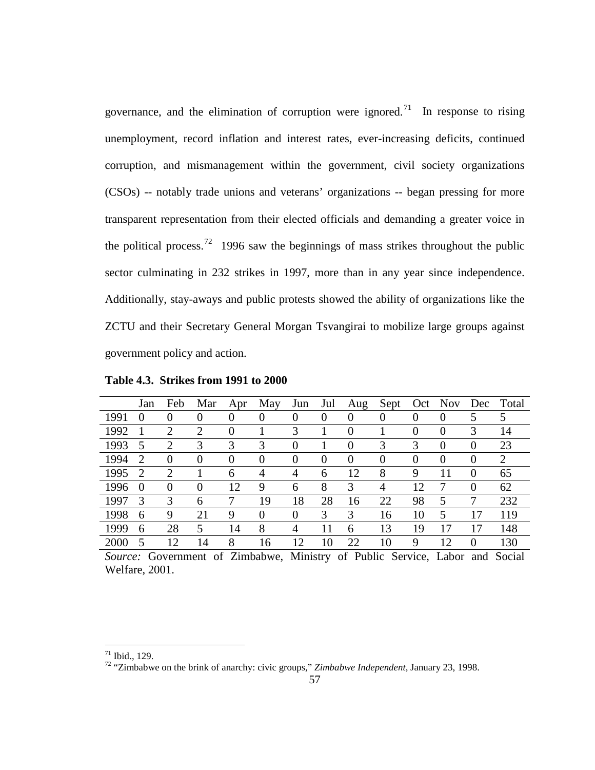governance, and the elimination of corruption were ignored.[71] In response to rising unemployment, record inflation and interest rates, ever-increasing deficits, continued corruption, and mismanagement within the government, civil society organizations (CSOs) -- notably trade unions and veterans' organizations -- began pressing for more transparent representation from their elected officials and demanding a greater voice in the political process.[72] 1996 saw the beginnings of mass strikes throughout the public sector culminating in 232 strikes in 1997, more than in any year since independence. Additionally, stay-aways and public protests showed the ability of organizations like the ZCTU and their Secretary General Morgan Tsvangirai to mobilize large groups against government policy and action.

**Table 4.3. Strikes from 1991 to 2000**

| | Jan | Feb | Mar | Apr | May | Jun | Jul | Aug | Sept | Oct | Nov | Dec | Total |
|---|---|---|---|---|---|---|---|---|---|---|---|---|---|
| 1991 | 0 | 0 | 0 | 0 | 0 | 0 | 0 | 0 | 0 | 0 | 0 | 5 | 5 |
| 1992 | 1 | 2 | 2 | 0 | 1 | 3 | 1 | 0 | 1 | 0 | 0 | 3 | 14 |
| 1993 | 5 | 2 | 3 | 3 | 3 | 0 | 1 | 0 | 3 | 3 | 0 | 0 | 23 |
| 1994 | 2 | 0 | 0 | 0 | 0 | 0 | 0 | 0 | 0 | 0 | 0 | 0 | 2 |
| 1995 | 2 | 2 | 1 | 6 | 4 | 4 | 6 | 12 | 8 | 9 | 11 | 0 | 65 |
| 1996 | 0 | 0 | 0 | 12 | 9 | 6 | 8 | 3 | 4 | 12 | 7 | 0 | 62 |
| 1997 | 3 | 3 | 6 | 7 | 19 | 18 | 28 | 16 | 22 | 98 | 5 | 7 | 232 |
| 1998 | 6 | 9 | 21 | 9 | 0 | 0 | 3 | 3 | 16 | 10 | 5 | 17 | 119 |
| 1999 | 6 | 28 | 5 | 14 | 8 | 4 | 11 | 6 | 13 | 19 | 17 | 17 | 148 |
| 2000 | 5 | 12 | 14 | 8 | 16 | 12 | 10 | 22 | 10 | 9 | 12 | 0 | 130 |

*Source:* Government of Zimbabwe, Ministry of Public Service, Labor and Social Welfare, 2001.

---

[71] Ibid., 129.

[72] "Zimbabwe on the brink of anarchy: civic groups," *Zimbabwe Independent*, January 23, 1998.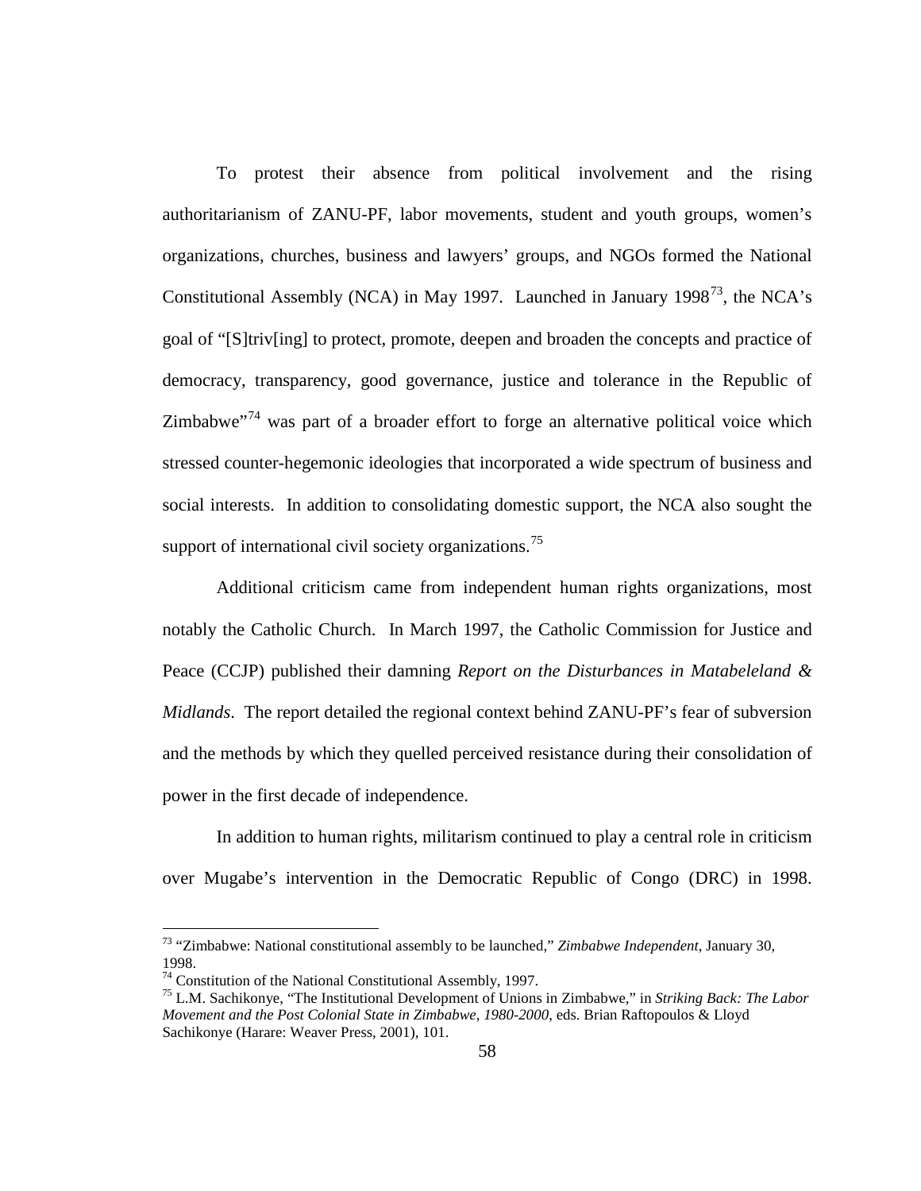To protest their absence from political involvement and the rising authoritarianism of ZANU-PF, labor movements, student and youth groups, women's organizations, churches, business and lawyers' groups, and NGOs formed the National Constitutional Assembly (NCA) in May 1997. Launched in January 1998[73], the NCA's goal of "[S]triv[ing] to protect, promote, deepen and broaden the concepts and practice of democracy, transparency, good governance, justice and tolerance in the Republic of Zimbabwe"[74] was part of a broader effort to forge an alternative political voice which stressed counter-hegemonic ideologies that incorporated a wide spectrum of business and social interests. In addition to consolidating domestic support, the NCA also sought the support of international civil society organizations.[75]

Additional criticism came from independent human rights organizations, most notably the Catholic Church. In March 1997, the Catholic Commission for Justice and Peace (CCJP) published their damning *Report on the Disturbances in Matabeleland & Midlands*. The report detailed the regional context behind ZANU-PF's fear of subversion and the methods by which they quelled perceived resistance during their consolidation of power in the first decade of independence.

In addition to human rights, militarism continued to play a central role in criticism over Mugabe's intervention in the Democratic Republic of Congo (DRC) in 1998.

---

[73] "Zimbabwe: National constitutional assembly to be launched," *Zimbabwe Independent*, January 30, 1998.

[74] Constitution of the National Constitutional Assembly, 1997.

[75] L.M. Sachikonye, "The Institutional Development of Unions in Zimbabwe," in *Striking Back: The Labor Movement and the Post Colonial State in Zimbabwe, 1980-2000*, eds. Brian Raftopoulos & Lloyd Sachikonye (Harare: Weaver Press, 2001), 101.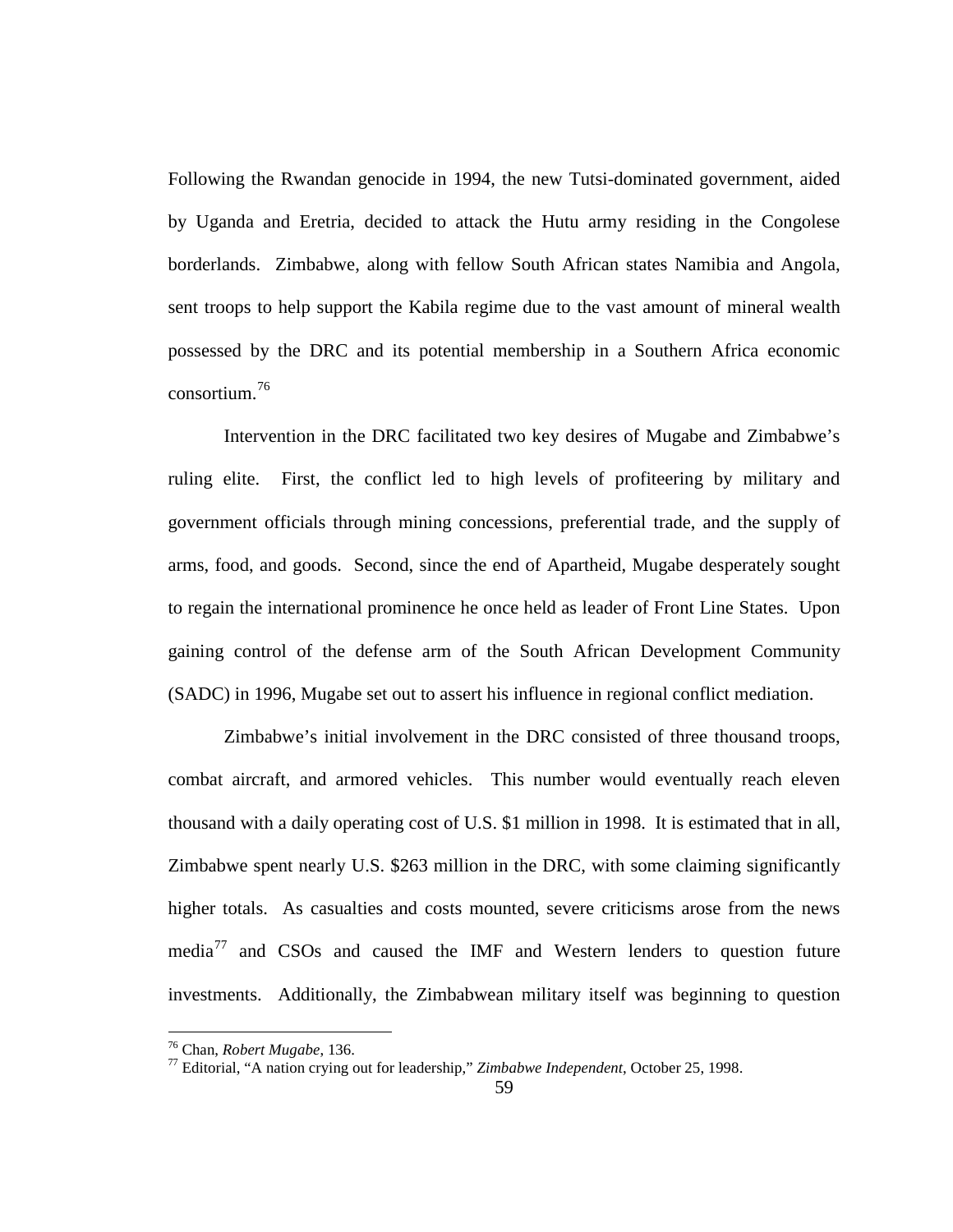Following the Rwandan genocide in 1994, the new Tutsi-dominated government, aided by Uganda and Eretria, decided to attack the Hutu army residing in the Congolese borderlands. Zimbabwe, along with fellow South African states Namibia and Angola, sent troops to help support the Kabila regime due to the vast amount of mineral wealth possessed by the DRC and its potential membership in a Southern Africa economic consortium.[76]

Intervention in the DRC facilitated two key desires of Mugabe and Zimbabwe's ruling elite. First, the conflict led to high levels of profiteering by military and government officials through mining concessions, preferential trade, and the supply of arms, food, and goods. Second, since the end of Apartheid, Mugabe desperately sought to regain the international prominence he once held as leader of Front Line States. Upon gaining control of the defense arm of the South African Development Community (SADC) in 1996, Mugabe set out to assert his influence in regional conflict mediation.

Zimbabwe's initial involvement in the DRC consisted of three thousand troops, combat aircraft, and armored vehicles. This number would eventually reach eleven thousand with a daily operating cost of U.S. $1 million in 1998. It is estimated that in all, Zimbabwe spent nearly U.S. $263 million in the DRC, with some claiming significantly higher totals. As casualties and costs mounted, severe criticisms arose from the news media[77] and CSOs and caused the IMF and Western lenders to question future investments. Additionally, the Zimbabwean military itself was beginning to question

---

[76] Chan, *Robert Mugabe*, 136.

[77] Editorial, "A nation crying out for leadership," *Zimbabwe Independent*, October 25, 1998.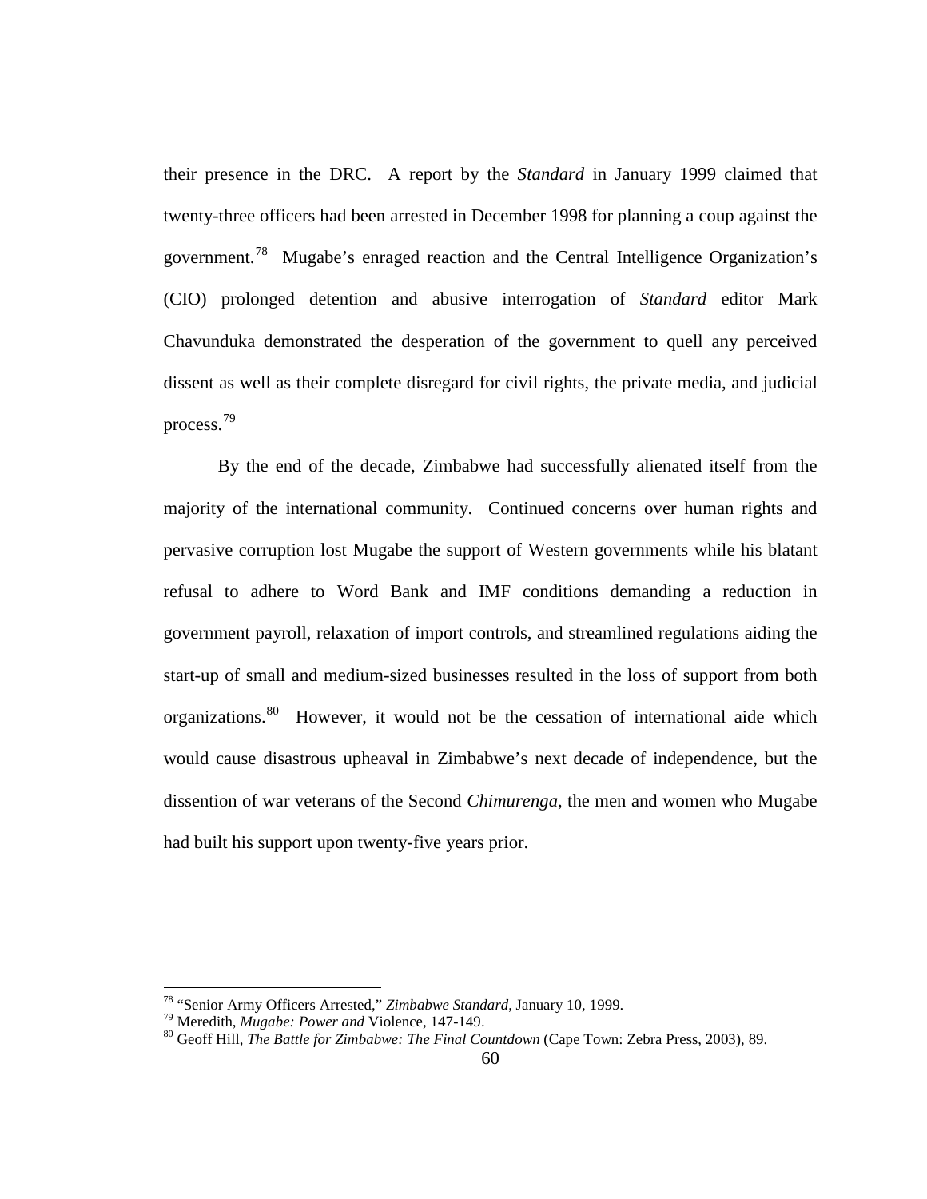their presence in the DRC. A report by the *Standard* in January 1999 claimed that twenty-three officers had been arrested in December 1998 for planning a coup against the government.[78] Mugabe's enraged reaction and the Central Intelligence Organization's (CIO) prolonged detention and abusive interrogation of *Standard* editor Mark Chavunduka demonstrated the desperation of the government to quell any perceived dissent as well as their complete disregard for civil rights, the private media, and judicial process.[79]

By the end of the decade, Zimbabwe had successfully alienated itself from the majority of the international community. Continued concerns over human rights and pervasive corruption lost Mugabe the support of Western governments while his blatant refusal to adhere to Word Bank and IMF conditions demanding a reduction in government payroll, relaxation of import controls, and streamlined regulations aiding the start-up of small and medium-sized businesses resulted in the loss of support from both organizations.[80] However, it would not be the cessation of international aide which would cause disastrous upheaval in Zimbabwe's next decade of independence, but the dissention of war veterans of the Second *Chimurenga*, the men and women who Mugabe had built his support upon twenty-five years prior.

---

[78] "Senior Army Officers Arrested," *Zimbabwe Standard*, January 10, 1999.

[79] Meredith, *Mugabe: Power and* Violence, 147-149.

[80] Geoff Hill, *The Battle for Zimbabwe: The Final Countdown* (Cape Town: Zebra Press, 2003), 89.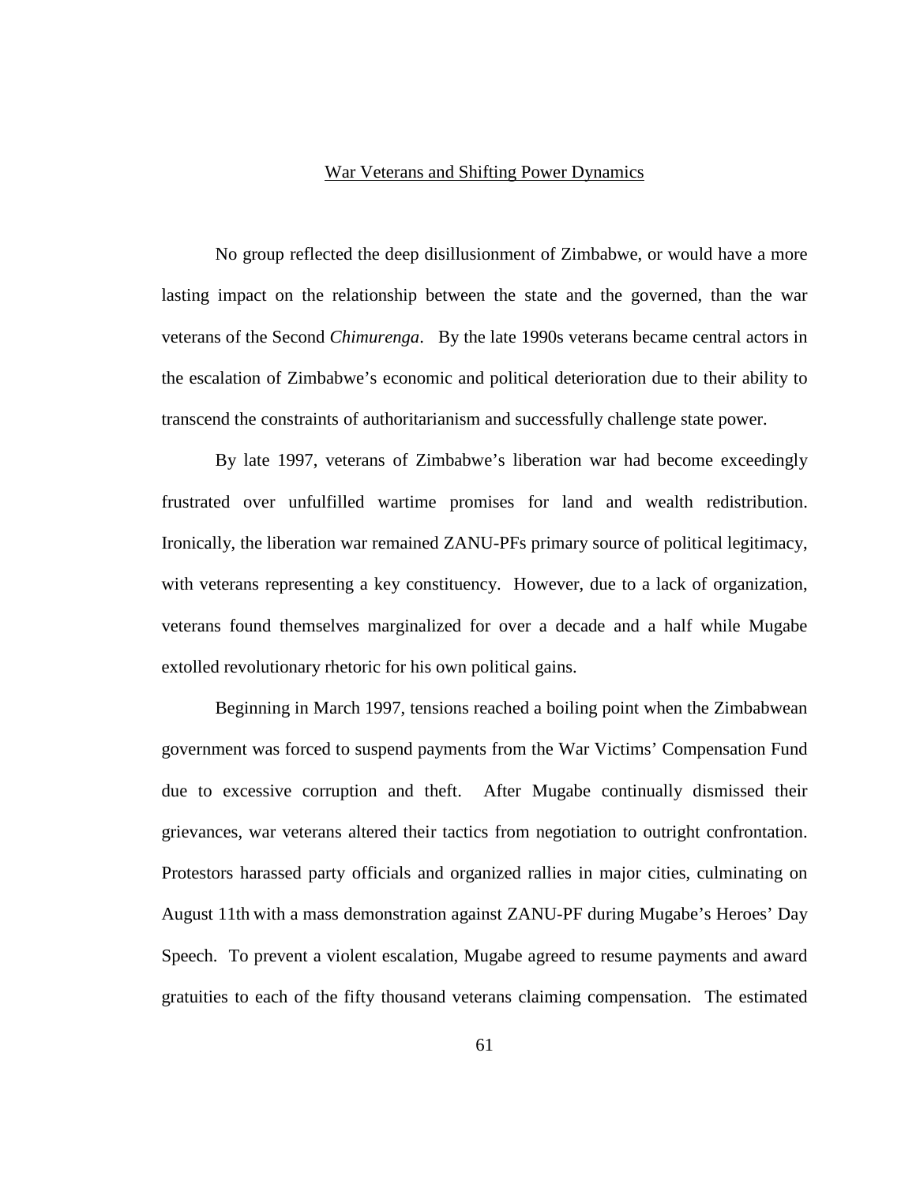## War Veterans and Shifting Power Dynamics

No group reflected the deep disillusionment of Zimbabwe, or would have a more lasting impact on the relationship between the state and the governed, than the war veterans of the Second *Chimurenga*. By the late 1990s veterans became central actors in the escalation of Zimbabwe's economic and political deterioration due to their ability to transcend the constraints of authoritarianism and successfully challenge state power.

By late 1997, veterans of Zimbabwe's liberation war had become exceedingly frustrated over unfulfilled wartime promises for land and wealth redistribution. Ironically, the liberation war remained ZANU-PFs primary source of political legitimacy, with veterans representing a key constituency. However, due to a lack of organization, veterans found themselves marginalized for over a decade and a half while Mugabe extolled revolutionary rhetoric for his own political gains.

Beginning in March 1997, tensions reached a boiling point when the Zimbabwean government was forced to suspend payments from the War Victims' Compensation Fund due to excessive corruption and theft. After Mugabe continually dismissed their grievances, war veterans altered their tactics from negotiation to outright confrontation. Protestors harassed party officials and organized rallies in major cities, culminating on August 11th with a mass demonstration against ZANU-PF during Mugabe's Heroes' Day Speech. To prevent a violent escalation, Mugabe agreed to resume payments and award gratuities to each of the fifty thousand veterans claiming compensation. The estimated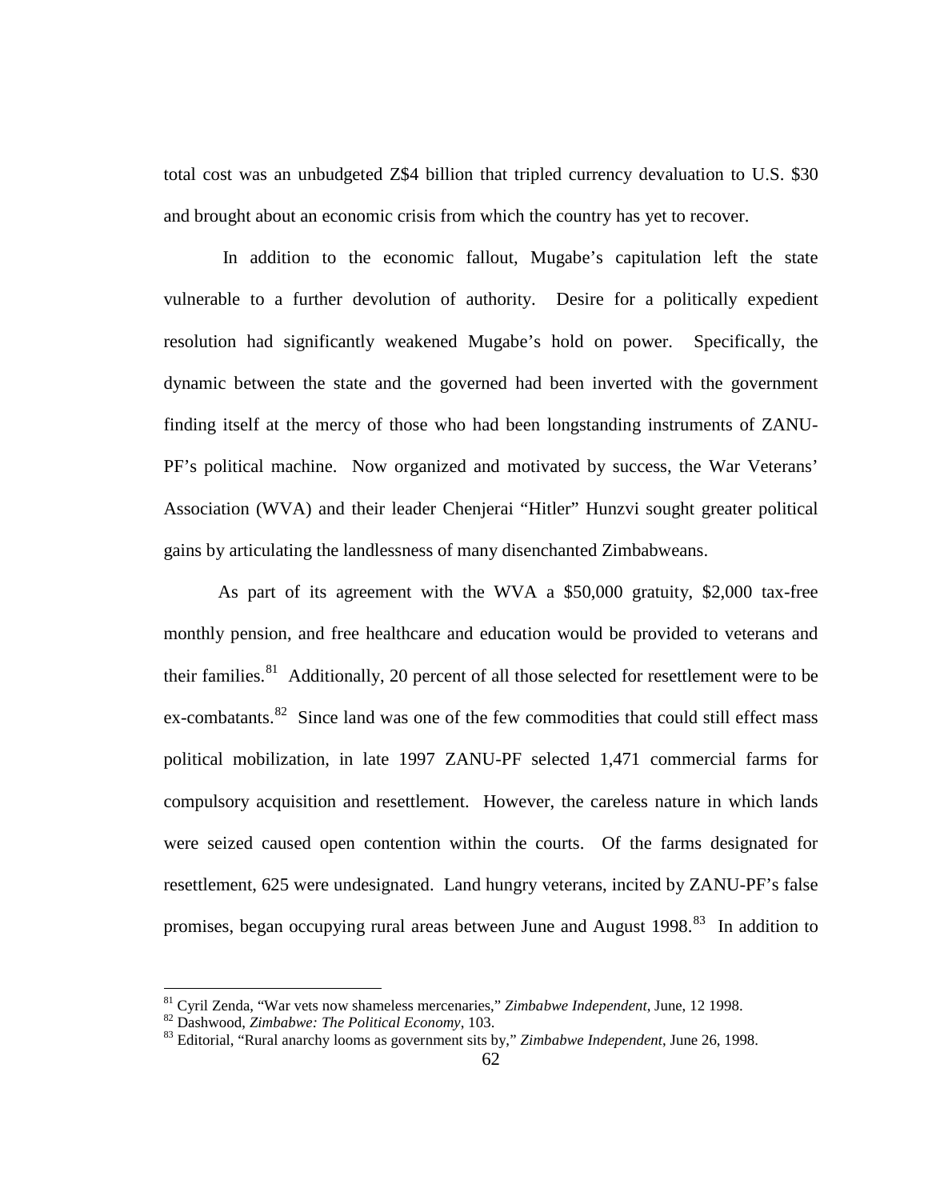total cost was an unbudgeted Z$4 billion that tripled currency devaluation to U.S. $30 and brought about an economic crisis from which the country has yet to recover.

In addition to the economic fallout, Mugabe's capitulation left the state vulnerable to a further devolution of authority. Desire for a politically expedient resolution had significantly weakened Mugabe's hold on power. Specifically, the dynamic between the state and the governed had been inverted with the government finding itself at the mercy of those who had been longstanding instruments of ZANU-PF's political machine. Now organized and motivated by success, the War Veterans' Association (WVA) and their leader Chenjerai "Hitler" Hunzvi sought greater political gains by articulating the landlessness of many disenchanted Zimbabweans.

As part of its agreement with the WVA a $50,000 gratuity, $2,000 tax-free monthly pension, and free healthcare and education would be provided to veterans and their families.[81] Additionally, 20 percent of all those selected for resettlement were to be ex-combatants.[82] Since land was one of the few commodities that could still effect mass political mobilization, in late 1997 ZANU-PF selected 1,471 commercial farms for compulsory acquisition and resettlement. However, the careless nature in which lands were seized caused open contention within the courts. Of the farms designated for resettlement, 625 were undesignated. Land hungry veterans, incited by ZANU-PF's false promises, began occupying rural areas between June and August 1998.[83] In addition to

[81] Cyril Zenda, "War vets now shameless mercenaries," *Zimbabwe Independent*, June, 12 1998.
[82] Dashwood, *Zimbabwe: The Political Economy*, 103.
[83] Editorial, "Rural anarchy looms as government sits by," *Zimbabwe Independent*, June 26, 1998.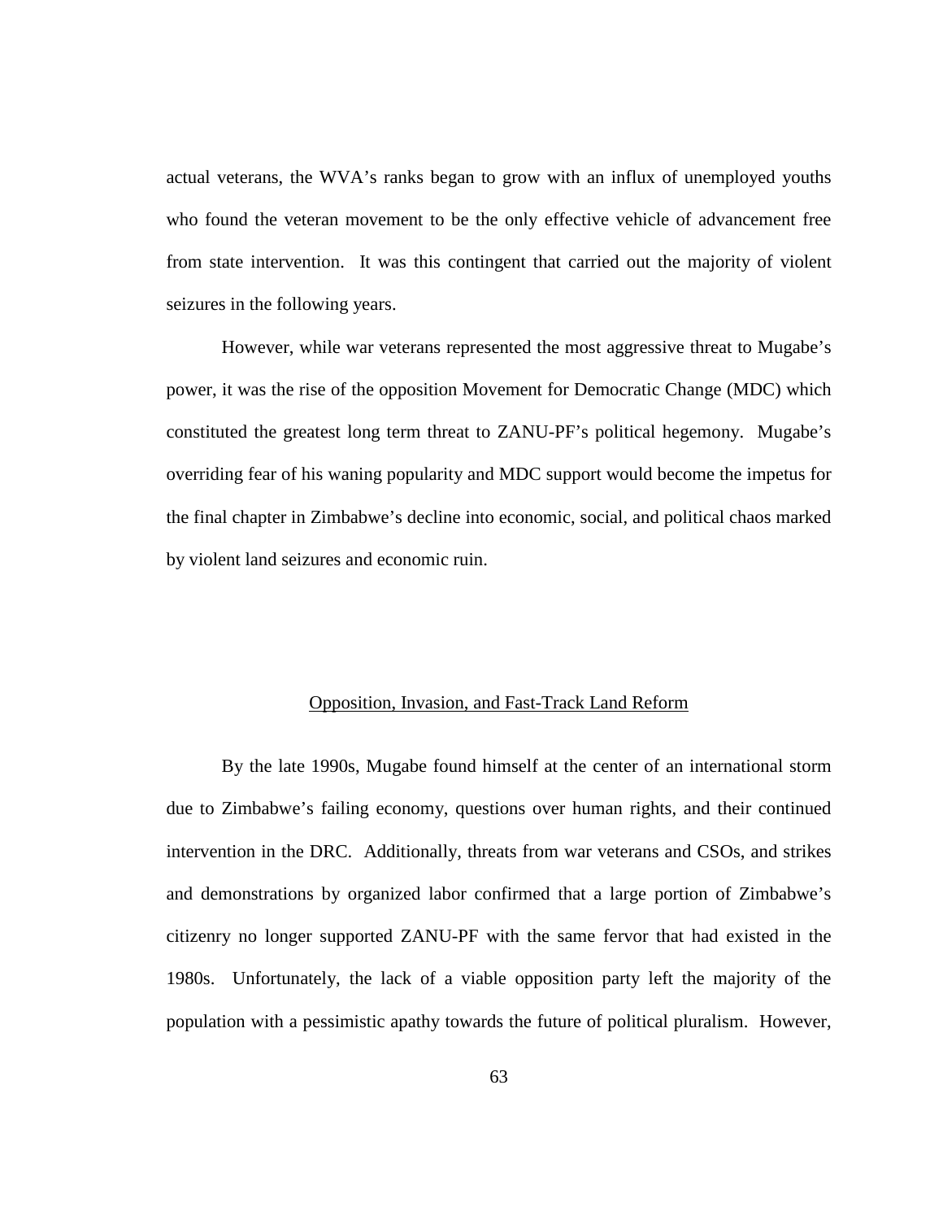actual veterans, the WVA's ranks began to grow with an influx of unemployed youths who found the veteran movement to be the only effective vehicle of advancement free from state intervention. It was this contingent that carried out the majority of violent seizures in the following years.

However, while war veterans represented the most aggressive threat to Mugabe's power, it was the rise of the opposition Movement for Democratic Change (MDC) which constituted the greatest long term threat to ZANU-PF's political hegemony. Mugabe's overriding fear of his waning popularity and MDC support would become the impetus for the final chapter in Zimbabwe's decline into economic, social, and political chaos marked by violent land seizures and economic ruin.

## Opposition, Invasion, and Fast-Track Land Reform

By the late 1990s, Mugabe found himself at the center of an international storm due to Zimbabwe's failing economy, questions over human rights, and their continued intervention in the DRC. Additionally, threats from war veterans and CSOs, and strikes and demonstrations by organized labor confirmed that a large portion of Zimbabwe's citizenry no longer supported ZANU-PF with the same fervor that had existed in the 1980s. Unfortunately, the lack of a viable opposition party left the majority of the population with a pessimistic apathy towards the future of political pluralism. However,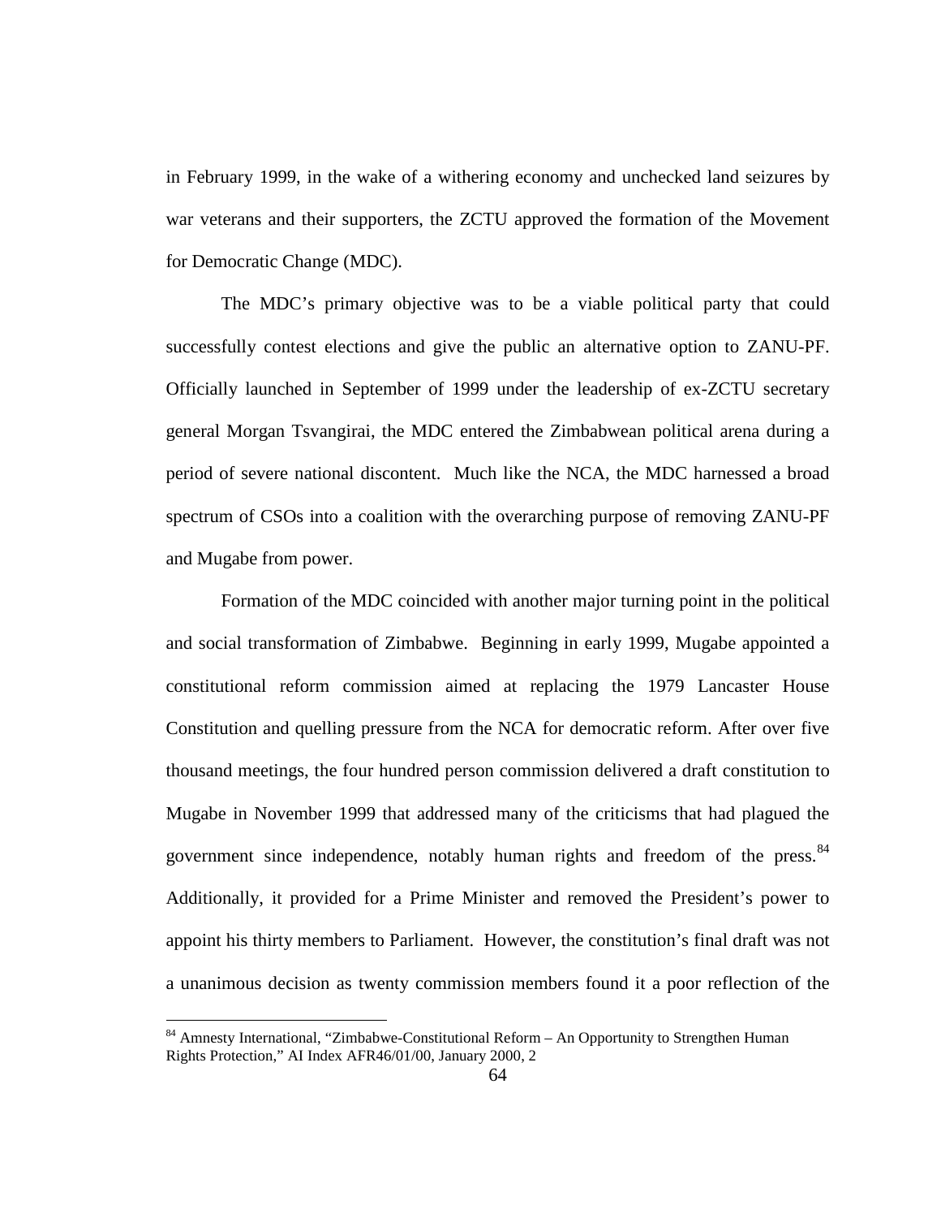in February 1999, in the wake of a withering economy and unchecked land seizures by war veterans and their supporters, the ZCTU approved the formation of the Movement for Democratic Change (MDC).

The MDC's primary objective was to be a viable political party that could successfully contest elections and give the public an alternative option to ZANU-PF. Officially launched in September of 1999 under the leadership of ex-ZCTU secretary general Morgan Tsvangirai, the MDC entered the Zimbabwean political arena during a period of severe national discontent. Much like the NCA, the MDC harnessed a broad spectrum of CSOs into a coalition with the overarching purpose of removing ZANU-PF and Mugabe from power.

Formation of the MDC coincided with another major turning point in the political and social transformation of Zimbabwe. Beginning in early 1999, Mugabe appointed a constitutional reform commission aimed at replacing the 1979 Lancaster House Constitution and quelling pressure from the NCA for democratic reform. After over five thousand meetings, the four hundred person commission delivered a draft constitution to Mugabe in November 1999 that addressed many of the criticisms that had plagued the government since independence, notably human rights and freedom of the press.[84] Additionally, it provided for a Prime Minister and removed the President's power to appoint his thirty members to Parliament. However, the constitution's final draft was not a unanimous decision as twenty commission members found it a poor reflection of the

[84] Amnesty International, "Zimbabwe-Constitutional Reform – An Opportunity to Strengthen Human Rights Protection," AI Index AFR46/01/00, January 2000, 2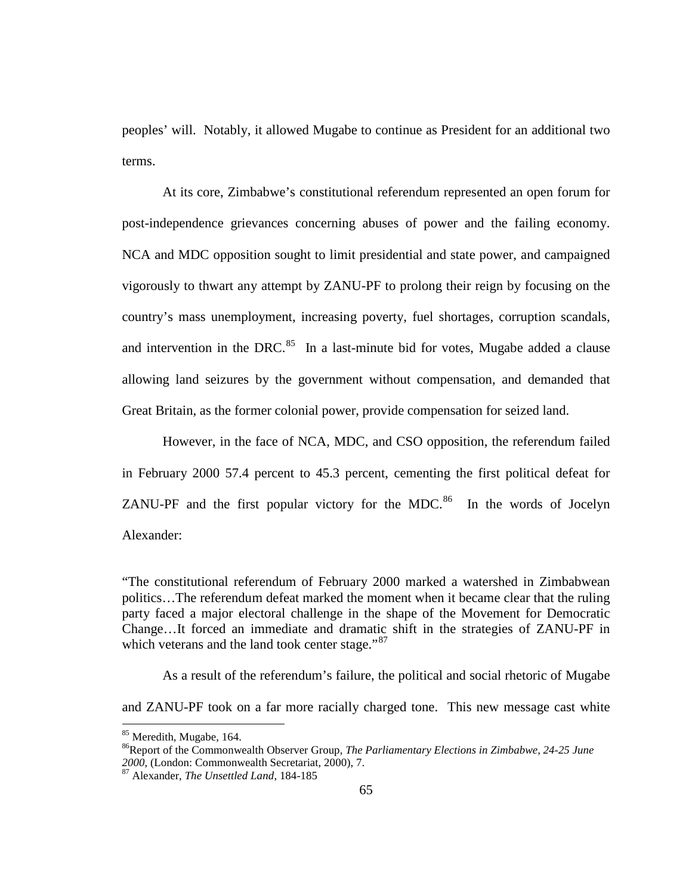peoples' will. Notably, it allowed Mugabe to continue as President for an additional two terms.

At its core, Zimbabwe's constitutional referendum represented an open forum for post-independence grievances concerning abuses of power and the failing economy. NCA and MDC opposition sought to limit presidential and state power, and campaigned vigorously to thwart any attempt by ZANU-PF to prolong their reign by focusing on the country's mass unemployment, increasing poverty, fuel shortages, corruption scandals, and intervention in the DRC.[85] In a last-minute bid for votes, Mugabe added a clause allowing land seizures by the government without compensation, and demanded that Great Britain, as the former colonial power, provide compensation for seized land.

However, in the face of NCA, MDC, and CSO opposition, the referendum failed in February 2000 57.4 percent to 45.3 percent, cementing the first political defeat for ZANU-PF and the first popular victory for the MDC.[86] In the words of Jocelyn Alexander:

"The constitutional referendum of February 2000 marked a watershed in Zimbabwean politics…The referendum defeat marked the moment when it became clear that the ruling party faced a major electoral challenge in the shape of the Movement for Democratic Change…It forced an immediate and dramatic shift in the strategies of ZANU-PF in which veterans and the land took center stage."[87]

As a result of the referendum's failure, the political and social rhetoric of Mugabe and ZANU-PF took on a far more racially charged tone. This new message cast white

[85] Meredith, Mugabe, 164.

[86] Report of the Commonwealth Observer Group, *The Parliamentary Elections in Zimbabwe, 24-25 June 2000*, (London: Commonwealth Secretariat, 2000), 7.

[87] Alexander, *The Unsettled Land*, 184-185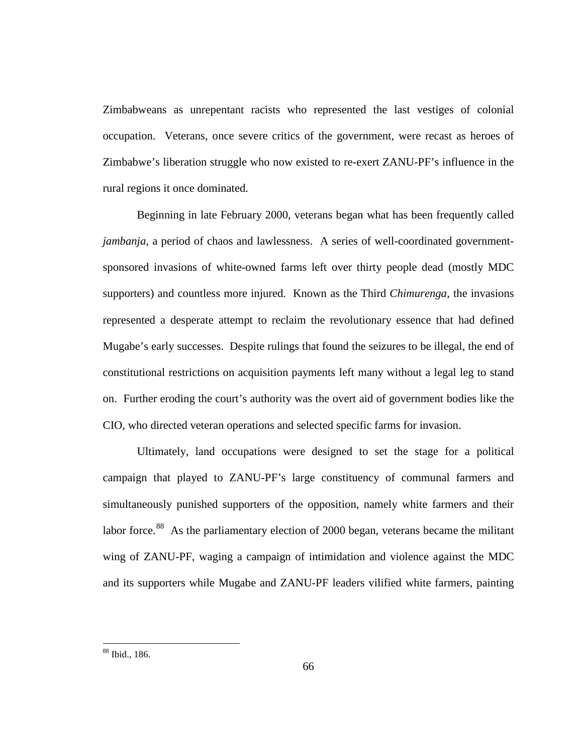Zimbabweans as unrepentant racists who represented the last vestiges of colonial occupation. Veterans, once severe critics of the government, were recast as heroes of Zimbabwe's liberation struggle who now existed to re-exert ZANU-PF's influence in the rural regions it once dominated.

Beginning in late February 2000, veterans began what has been frequently called *jambanja*, a period of chaos and lawlessness. A series of well-coordinated government-sponsored invasions of white-owned farms left over thirty people dead (mostly MDC supporters) and countless more injured. Known as the Third *Chimurenga*, the invasions represented a desperate attempt to reclaim the revolutionary essence that had defined Mugabe's early successes. Despite rulings that found the seizures to be illegal, the end of constitutional restrictions on acquisition payments left many without a legal leg to stand on. Further eroding the court's authority was the overt aid of government bodies like the CIO, who directed veteran operations and selected specific farms for invasion.

Ultimately, land occupations were designed to set the stage for a political campaign that played to ZANU-PF's large constituency of communal farmers and simultaneously punished supporters of the opposition, namely white farmers and their labor force.[88] As the parliamentary election of 2000 began, veterans became the militant wing of ZANU-PF, waging a campaign of intimidation and violence against the MDC and its supporters while Mugabe and ZANU-PF leaders vilified white farmers, painting

[88] Ibid., 186.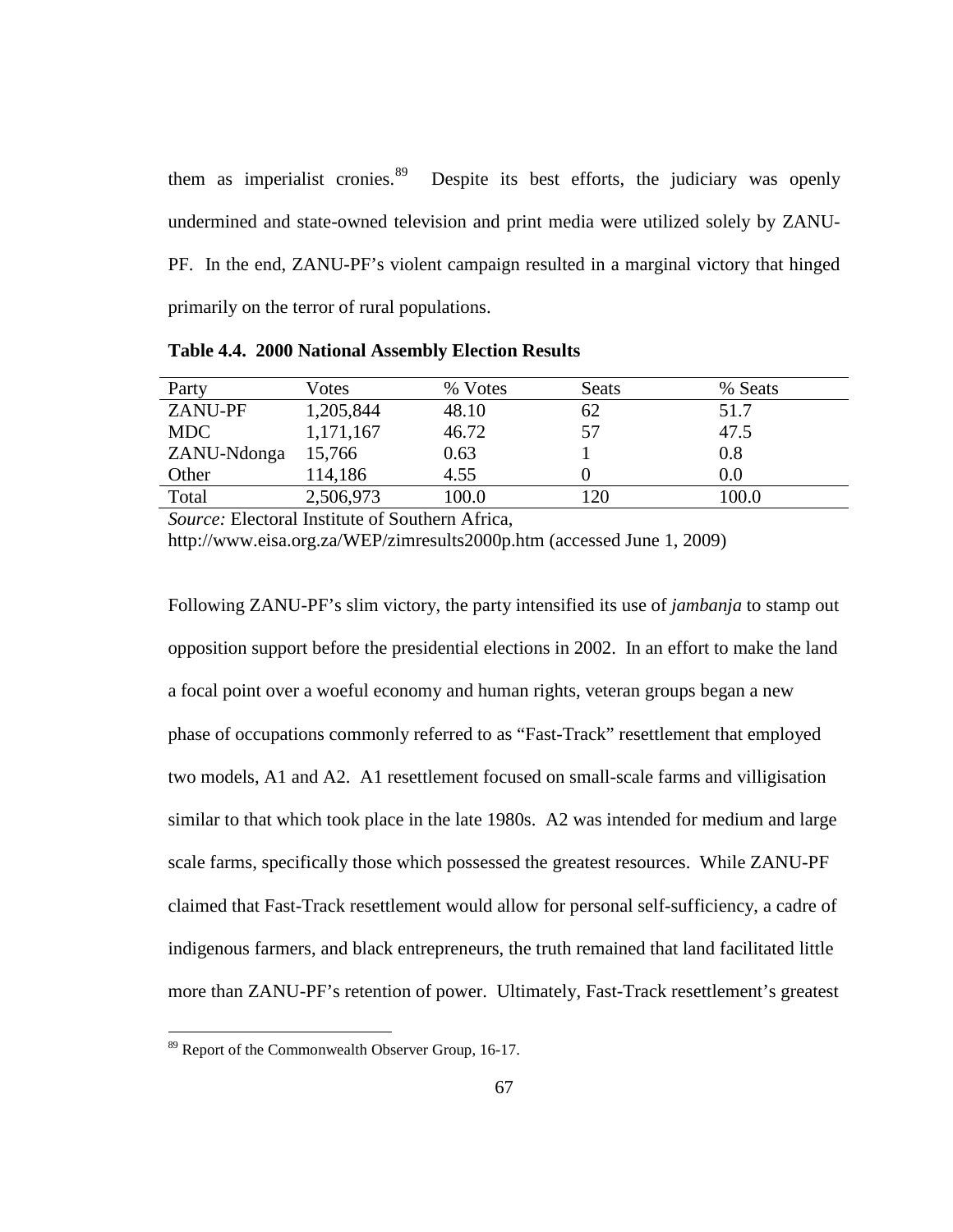them as imperialist cronies.[89] Despite its best efforts, the judiciary was openly undermined and state-owned television and print media were utilized solely by ZANU-PF. In the end, ZANU-PF's violent campaign resulted in a marginal victory that hinged primarily on the terror of rural populations.

**Table 4.4. 2000 National Assembly Election Results**

| Party | Votes | % Votes | Seats | % Seats |
|---|---|---|---|---|
| ZANU-PF | 1,205,844 | 48.10 | 62 | 51.7 |
| MDC | 1,171,167 | 46.72 | 57 | 47.5 |
| ZANU-Ndonga | 15,766 | 0.63 | 1 | 0.8 |
| Other | 114,186 | 4.55 | 0 | 0.0 |
| Total | 2,506,973 | 100.0 | 120 | 100.0 |

*Source:* Electoral Institute of Southern Africa, http://www.eisa.org.za/WEP/zimresults2000p.htm (accessed June 1, 2009)

Following ZANU-PF's slim victory, the party intensified its use of *jambanja* to stamp out opposition support before the presidential elections in 2002. In an effort to make the land a focal point over a woeful economy and human rights, veteran groups began a new phase of occupations commonly referred to as "Fast-Track" resettlement that employed two models, A1 and A2. A1 resettlement focused on small-scale farms and villigisation similar to that which took place in the late 1980s. A2 was intended for medium and large scale farms, specifically those which possessed the greatest resources. While ZANU-PF claimed that Fast-Track resettlement would allow for personal self-sufficiency, a cadre of indigenous farmers, and black entrepreneurs, the truth remained that land facilitated little more than ZANU-PF's retention of power. Ultimately, Fast-Track resettlement's greatest

[89] Report of the Commonwealth Observer Group, 16-17.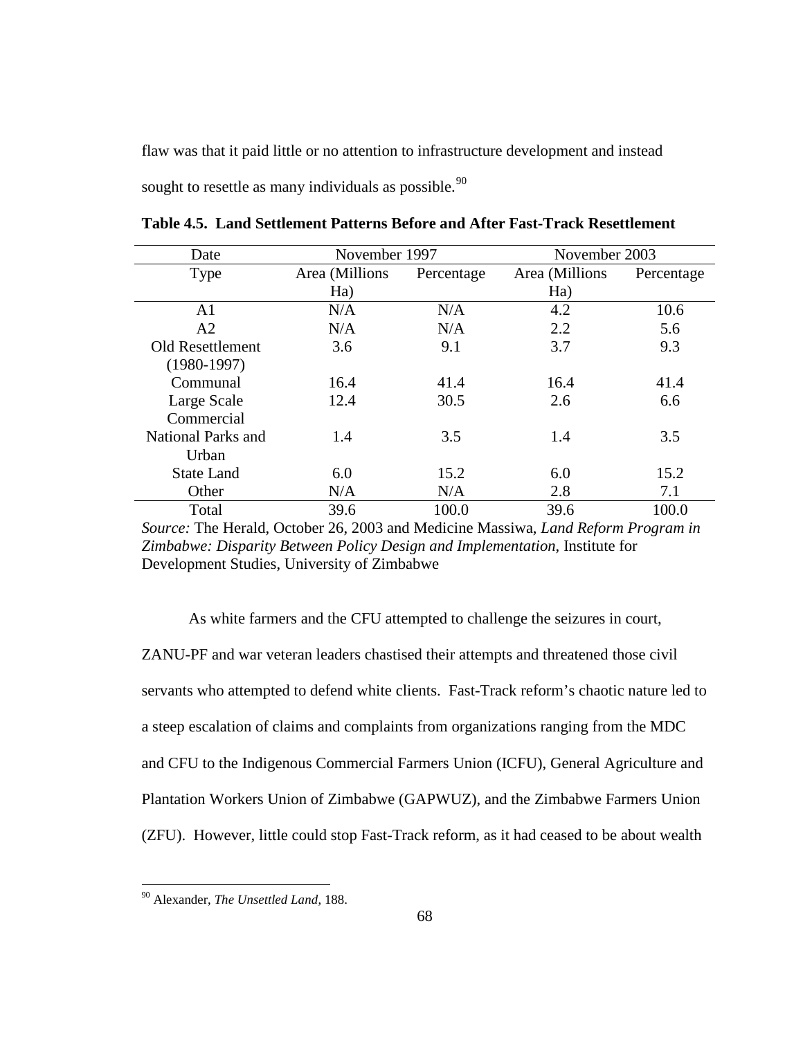flaw was that it paid little or no attention to infrastructure development and instead sought to resettle as many individuals as possible.[90]

**Table 4.5. Land Settlement Patterns Before and After Fast-Track Resettlement**

| Date | November 1997 | | November 2003 | |
|---|---|---|---|---|
| Type | Area (Millions Ha) | Percentage | Area (Millions Ha) | Percentage |
| A1 | N/A | N/A | 4.2 | 10.6 |
| A2 | N/A | N/A | 2.2 | 5.6 |
| Old Resettlement (1980-1997) | 3.6 | 9.1 | 3.7 | 9.3 |
| Communal | 16.4 | 41.4 | 16.4 | 41.4 |
| Large Scale Commercial | 12.4 | 30.5 | 2.6 | 6.6 |
| National Parks and Urban | 1.4 | 3.5 | 1.4 | 3.5 |
| State Land | 6.0 | 15.2 | 6.0 | 15.2 |
| Other | N/A | N/A | 2.8 | 7.1 |
| Total | 39.6 | 100.0 | 39.6 | 100.0 |

*Source:* The Herald, October 26, 2003 and Medicine Massiwa, *Land Reform Program in Zimbabwe: Disparity Between Policy Design and Implementation*, Institute for Development Studies, University of Zimbabwe

As white farmers and the CFU attempted to challenge the seizures in court, ZANU-PF and war veteran leaders chastised their attempts and threatened those civil servants who attempted to defend white clients. Fast-Track reform's chaotic nature led to a steep escalation of claims and complaints from organizations ranging from the MDC and CFU to the Indigenous Commercial Farmers Union (ICFU), General Agriculture and Plantation Workers Union of Zimbabwe (GAPWUZ), and the Zimbabwe Farmers Union (ZFU). However, little could stop Fast-Track reform, as it had ceased to be about wealth

[90] Alexander, *The Unsettled Land*, 188.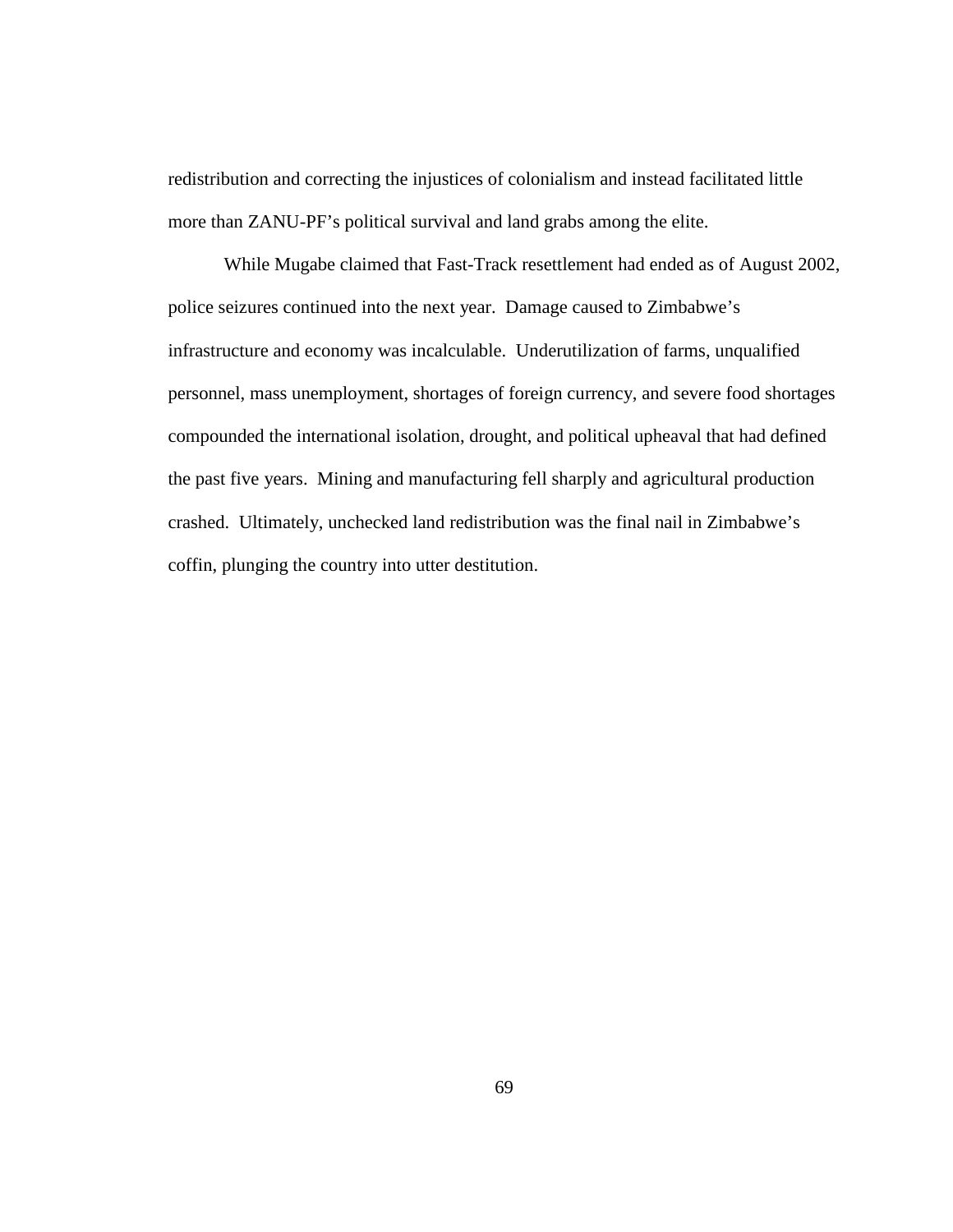redistribution and correcting the injustices of colonialism and instead facilitated little more than ZANU-PF's political survival and land grabs among the elite.

While Mugabe claimed that Fast-Track resettlement had ended as of August 2002, police seizures continued into the next year. Damage caused to Zimbabwe's infrastructure and economy was incalculable. Underutilization of farms, unqualified personnel, mass unemployment, shortages of foreign currency, and severe food shortages compounded the international isolation, drought, and political upheaval that had defined the past five years. Mining and manufacturing fell sharply and agricultural production crashed. Ultimately, unchecked land redistribution was the final nail in Zimbabwe's coffin, plunging the country into utter destitution.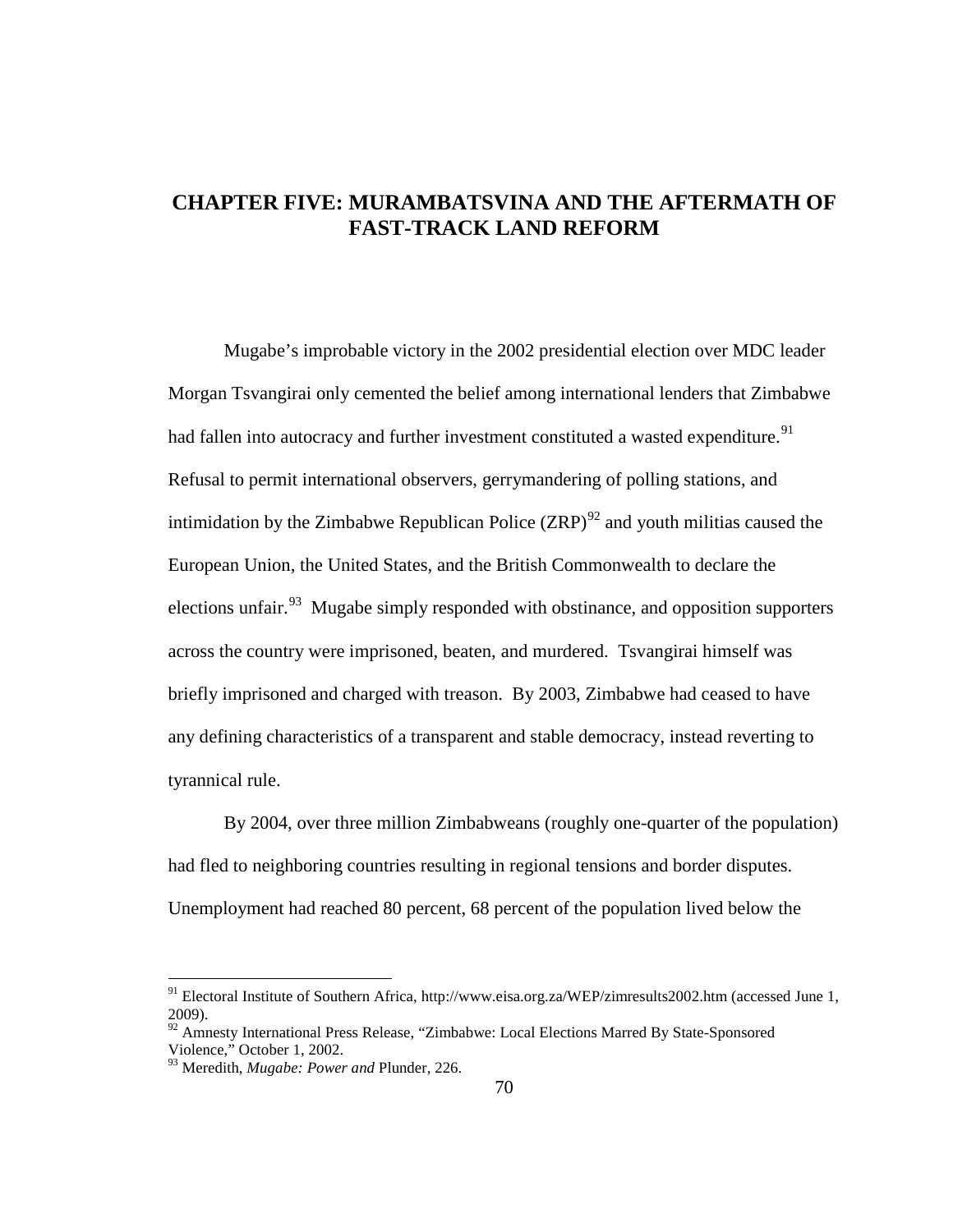# CHAPTER FIVE: MURAMBATSVINA AND THE AFTERMATH OF FAST-TRACK LAND REFORM

Mugabe's improbable victory in the 2002 presidential election over MDC leader Morgan Tsvangirai only cemented the belief among international lenders that Zimbabwe had fallen into autocracy and further investment constituted a wasted expenditure.[91] Refusal to permit international observers, gerrymandering of polling stations, and intimidation by the Zimbabwe Republican Police (ZRP)[92] and youth militias caused the European Union, the United States, and the British Commonwealth to declare the elections unfair.[93] Mugabe simply responded with obstinance, and opposition supporters across the country were imprisoned, beaten, and murdered. Tsvangirai himself was briefly imprisoned and charged with treason. By 2003, Zimbabwe had ceased to have any defining characteristics of a transparent and stable democracy, instead reverting to tyrannical rule.

By 2004, over three million Zimbabweans (roughly one-quarter of the population) had fled to neighboring countries resulting in regional tensions and border disputes. Unemployment had reached 80 percent, 68 percent of the population lived below the

---

[91] Electoral Institute of Southern Africa, http://www.eisa.org.za/WEP/zimresults2002.htm (accessed June 1, 2009).

[92] Amnesty International Press Release, "Zimbabwe: Local Elections Marred By State-Sponsored Violence," October 1, 2002.

[93] Meredith, *Mugabe: Power and* Plunder, 226.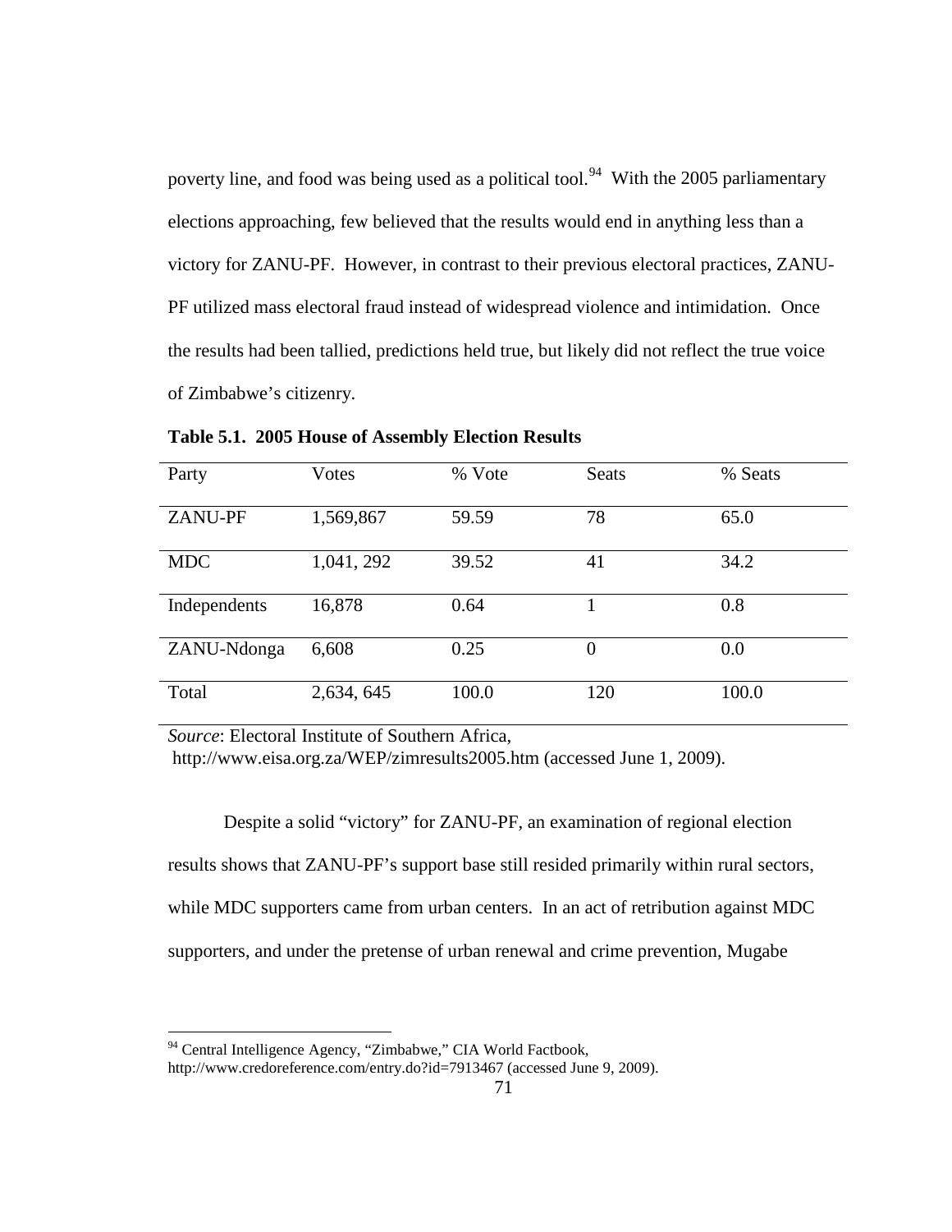poverty line, and food was being used as a political tool.[94] With the 2005 parliamentary elections approaching, few believed that the results would end in anything less than a victory for ZANU-PF. However, in contrast to their previous electoral practices, ZANU-PF utilized mass electoral fraud instead of widespread violence and intimidation. Once the results had been tallied, predictions held true, but likely did not reflect the true voice of Zimbabwe's citizenry.

**Table 5.1. 2005 House of Assembly Election Results**

| Party | Votes | % Vote | Seats | % Seats |
|---|---|---|---|---|
| ZANU-PF | 1,569,867 | 59.59 | 78 | 65.0 |
| MDC | 1,041, 292 | 39.52 | 41 | 34.2 |
| Independents | 16,878 | 0.64 | 1 | 0.8 |
| ZANU-Ndonga | 6,608 | 0.25 | 0 | 0.0 |
| Total | 2,634, 645 | 100.0 | 120 | 100.0 |

*Source*: Electoral Institute of Southern Africa, http://www.eisa.org.za/WEP/zimresults2005.htm (accessed June 1, 2009).

Despite a solid "victory" for ZANU-PF, an examination of regional election results shows that ZANU-PF's support base still resided primarily within rural sectors, while MDC supporters came from urban centers. In an act of retribution against MDC supporters, and under the pretense of urban renewal and crime prevention, Mugabe

[94] Central Intelligence Agency, "Zimbabwe," CIA World Factbook, http://www.credoreference.com/entry.do?id=7913467 (accessed June 9, 2009).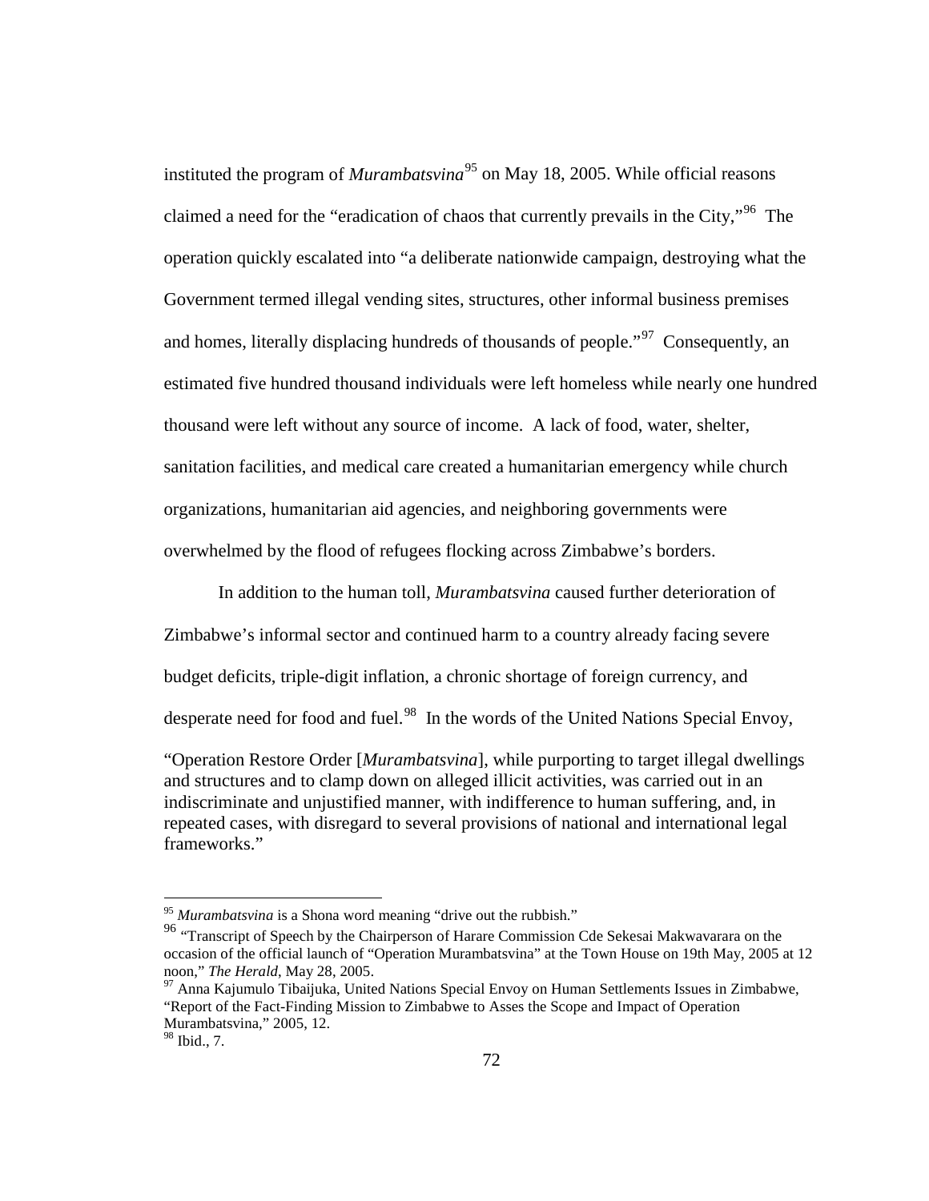instituted the program of *Murambatsvina*[95] on May 18, 2005. While official reasons claimed a need for the "eradication of chaos that currently prevails in the City,"[96] The operation quickly escalated into "a deliberate nationwide campaign, destroying what the Government termed illegal vending sites, structures, other informal business premises and homes, literally displacing hundreds of thousands of people."[97] Consequently, an estimated five hundred thousand individuals were left homeless while nearly one hundred thousand were left without any source of income. A lack of food, water, shelter, sanitation facilities, and medical care created a humanitarian emergency while church organizations, humanitarian aid agencies, and neighboring governments were overwhelmed by the flood of refugees flocking across Zimbabwe's borders.

In addition to the human toll, *Murambatsvina* caused further deterioration of Zimbabwe's informal sector and continued harm to a country already facing severe budget deficits, triple-digit inflation, a chronic shortage of foreign currency, and desperate need for food and fuel.[98] In the words of the United Nations Special Envoy,

> "Operation Restore Order [*Murambatsvina*], while purporting to target illegal dwellings and structures and to clamp down on alleged illicit activities, was carried out in an indiscriminate and unjustified manner, with indifference to human suffering, and, in repeated cases, with disregard to several provisions of national and international legal frameworks."

---

[95] *Murambatsvina* is a Shona word meaning "drive out the rubbish."

[96] "Transcript of Speech by the Chairperson of Harare Commission Cde Sekesai Makwavarara on the occasion of the official launch of "Operation Murambatsvina" at the Town House on 19th May, 2005 at 12 noon," *The Herald*, May 28, 2005.

[97] Anna Kajumulo Tibaijuka, United Nations Special Envoy on Human Settlements Issues in Zimbabwe, "Report of the Fact-Finding Mission to Zimbabwe to Asses the Scope and Impact of Operation Murambatsvina," 2005, 12.

[98] Ibid., 7.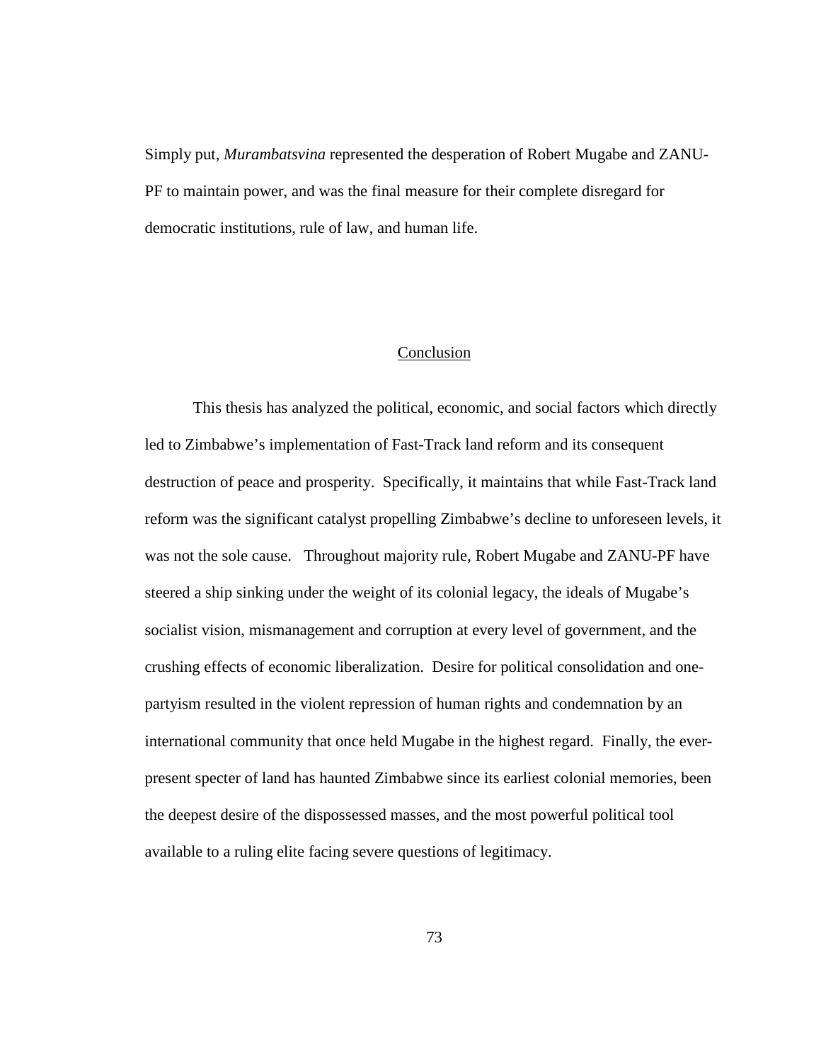Simply put, *Murambatsvina* represented the desperation of Robert Mugabe and ZANU-PF to maintain power, and was the final measure for their complete disregard for democratic institutions, rule of law, and human life.

## Conclusion

This thesis has analyzed the political, economic, and social factors which directly led to Zimbabwe's implementation of Fast-Track land reform and its consequent destruction of peace and prosperity. Specifically, it maintains that while Fast-Track land reform was the significant catalyst propelling Zimbabwe's decline to unforeseen levels, it was not the sole cause. Throughout majority rule, Robert Mugabe and ZANU-PF have steered a ship sinking under the weight of its colonial legacy, the ideals of Mugabe's socialist vision, mismanagement and corruption at every level of government, and the crushing effects of economic liberalization. Desire for political consolidation and one-partyism resulted in the violent repression of human rights and condemnation by an international community that once held Mugabe in the highest regard. Finally, the ever-present specter of land has haunted Zimbabwe since its earliest colonial memories, been the deepest desire of the dispossessed masses, and the most powerful political tool available to a ruling elite facing severe questions of legitimacy.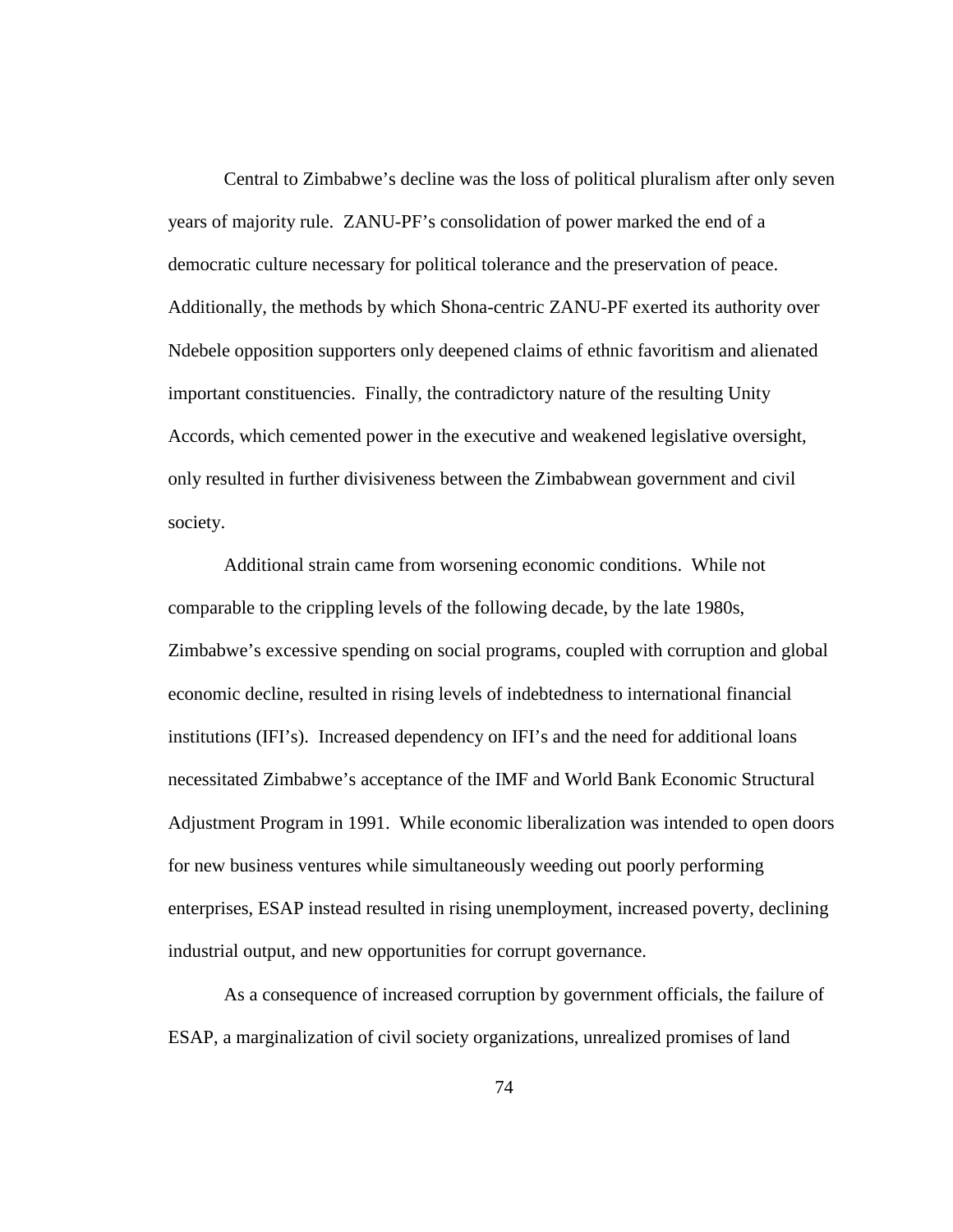Central to Zimbabwe's decline was the loss of political pluralism after only seven years of majority rule. ZANU-PF's consolidation of power marked the end of a democratic culture necessary for political tolerance and the preservation of peace. Additionally, the methods by which Shona-centric ZANU-PF exerted its authority over Ndebele opposition supporters only deepened claims of ethnic favoritism and alienated important constituencies. Finally, the contradictory nature of the resulting Unity Accords, which cemented power in the executive and weakened legislative oversight, only resulted in further divisiveness between the Zimbabwean government and civil society.

Additional strain came from worsening economic conditions. While not comparable to the crippling levels of the following decade, by the late 1980s, Zimbabwe's excessive spending on social programs, coupled with corruption and global economic decline, resulted in rising levels of indebtedness to international financial institutions (IFI's). Increased dependency on IFI's and the need for additional loans necessitated Zimbabwe's acceptance of the IMF and World Bank Economic Structural Adjustment Program in 1991. While economic liberalization was intended to open doors for new business ventures while simultaneously weeding out poorly performing enterprises, ESAP instead resulted in rising unemployment, increased poverty, declining industrial output, and new opportunities for corrupt governance.

As a consequence of increased corruption by government officials, the failure of ESAP, a marginalization of civil society organizations, unrealized promises of land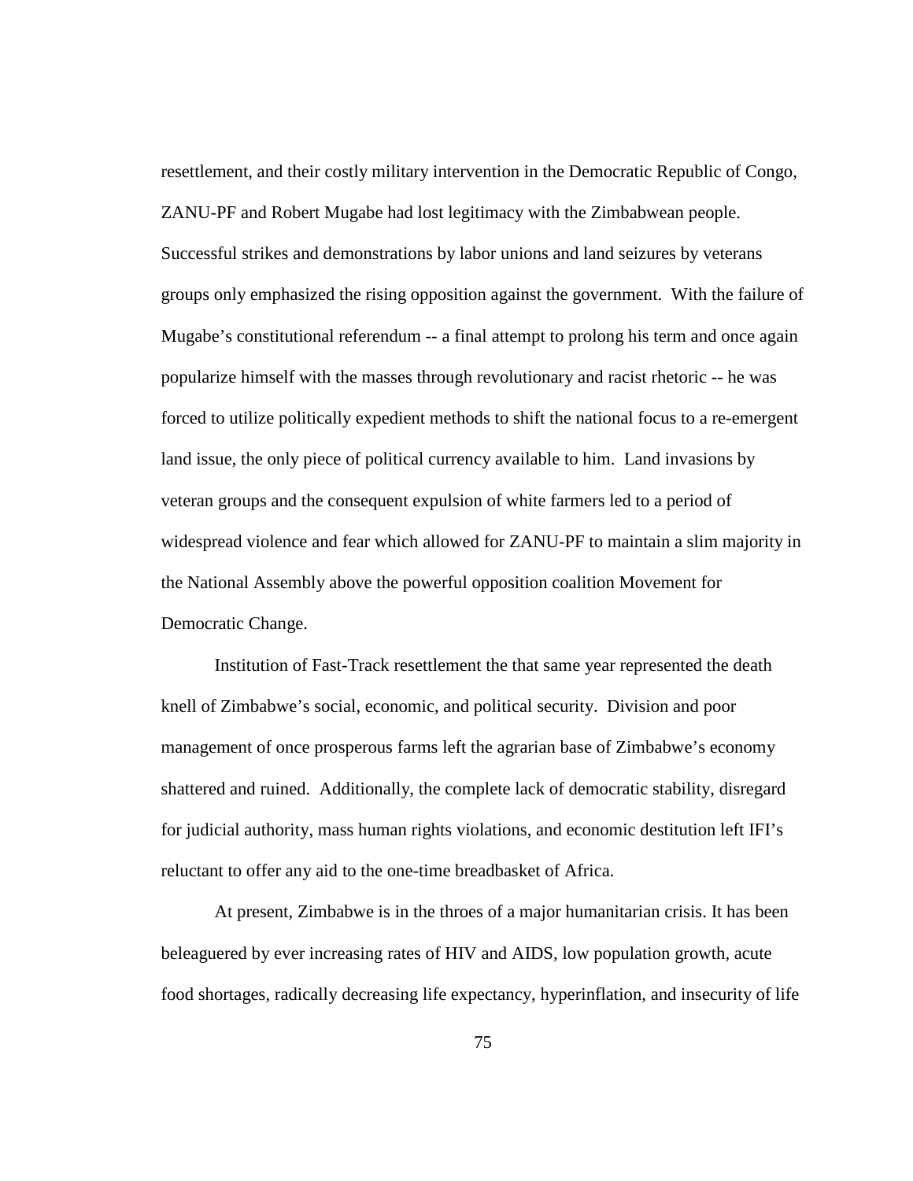resettlement, and their costly military intervention in the Democratic Republic of Congo, ZANU-PF and Robert Mugabe had lost legitimacy with the Zimbabwean people. Successful strikes and demonstrations by labor unions and land seizures by veterans groups only emphasized the rising opposition against the government. With the failure of Mugabe's constitutional referendum -- a final attempt to prolong his term and once again popularize himself with the masses through revolutionary and racist rhetoric -- he was forced to utilize politically expedient methods to shift the national focus to a re-emergent land issue, the only piece of political currency available to him. Land invasions by veteran groups and the consequent expulsion of white farmers led to a period of widespread violence and fear which allowed for ZANU-PF to maintain a slim majority in the National Assembly above the powerful opposition coalition Movement for Democratic Change.

Institution of Fast-Track resettlement the that same year represented the death knell of Zimbabwe's social, economic, and political security. Division and poor management of once prosperous farms left the agrarian base of Zimbabwe's economy shattered and ruined. Additionally, the complete lack of democratic stability, disregard for judicial authority, mass human rights violations, and economic destitution left IFI's reluctant to offer any aid to the one-time breadbasket of Africa.

At present, Zimbabwe is in the throes of a major humanitarian crisis. It has been beleaguered by ever increasing rates of HIV and AIDS, low population growth, acute food shortages, radically decreasing life expectancy, hyperinflation, and insecurity of life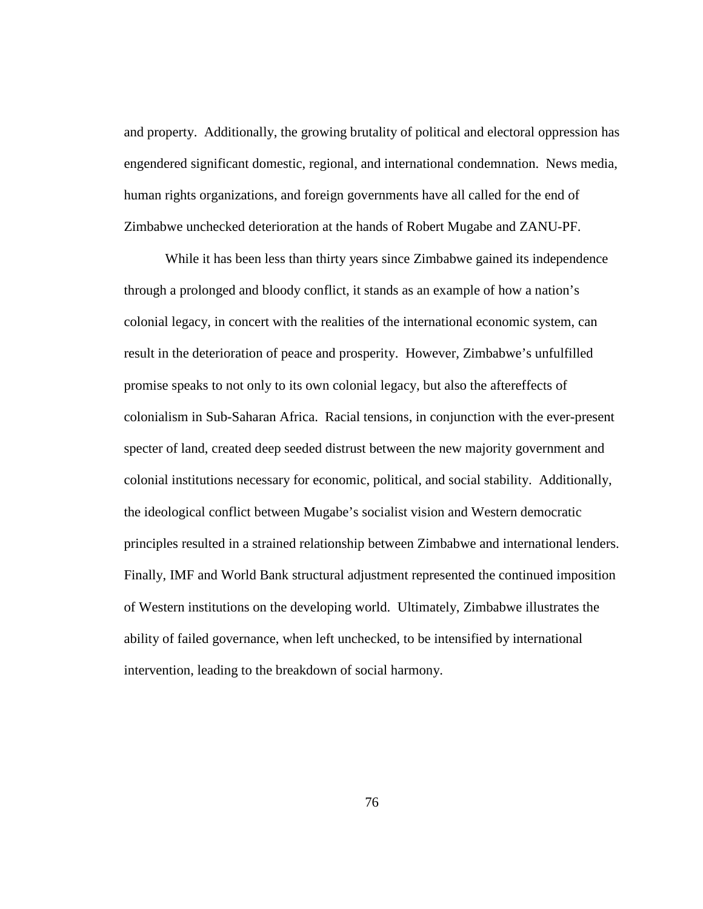and property. Additionally, the growing brutality of political and electoral oppression has engendered significant domestic, regional, and international condemnation. News media, human rights organizations, and foreign governments have all called for the end of Zimbabwe unchecked deterioration at the hands of Robert Mugabe and ZANU-PF.

While it has been less than thirty years since Zimbabwe gained its independence through a prolonged and bloody conflict, it stands as an example of how a nation's colonial legacy, in concert with the realities of the international economic system, can result in the deterioration of peace and prosperity. However, Zimbabwe's unfulfilled promise speaks to not only to its own colonial legacy, but also the aftereffects of colonialism in Sub-Saharan Africa. Racial tensions, in conjunction with the ever-present specter of land, created deep seeded distrust between the new majority government and colonial institutions necessary for economic, political, and social stability. Additionally, the ideological conflict between Mugabe's socialist vision and Western democratic principles resulted in a strained relationship between Zimbabwe and international lenders. Finally, IMF and World Bank structural adjustment represented the continued imposition of Western institutions on the developing world. Ultimately, Zimbabwe illustrates the ability of failed governance, when left unchecked, to be intensified by international intervention, leading to the breakdown of social harmony.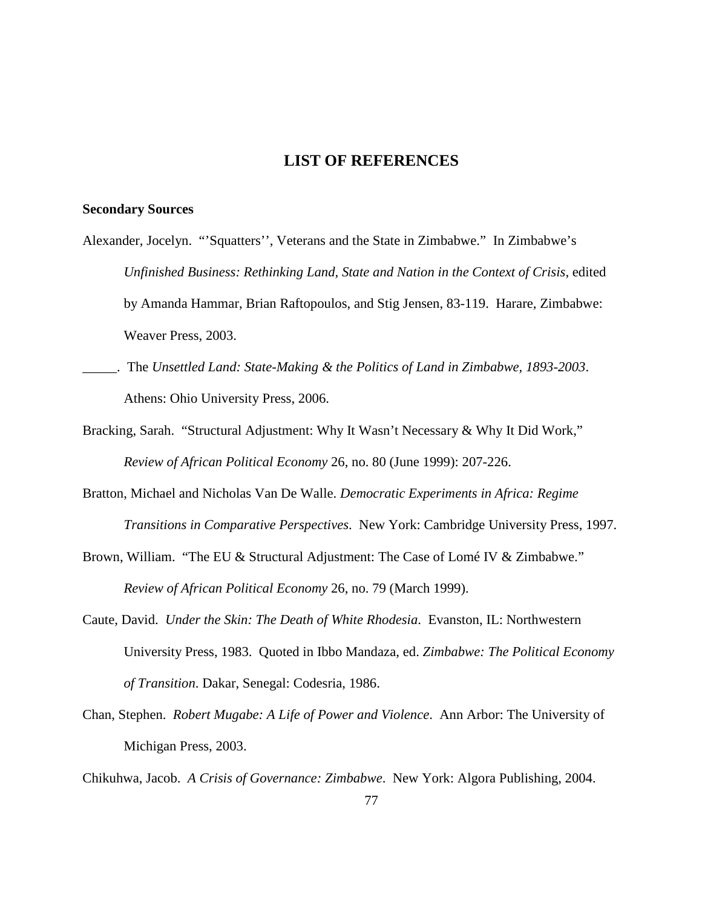# LIST OF REFERENCES

**Secondary Sources**

Alexander, Jocelyn. "'Squatters'', Veterans and the State in Zimbabwe." In Zimbabwe's *Unfinished Business: Rethinking Land, State and Nation in the Context of Crisis*, edited by Amanda Hammar, Brian Raftopoulos, and Stig Jensen, 83-119. Harare, Zimbabwe: Weaver Press, 2003.

_____. The *Unsettled Land: State-Making & the Politics of Land in Zimbabwe, 1893-2003*. Athens: Ohio University Press, 2006.

Bracking, Sarah. "Structural Adjustment: Why It Wasn't Necessary & Why It Did Work," *Review of African Political Economy* 26, no. 80 (June 1999): 207-226.

Bratton, Michael and Nicholas Van De Walle. *Democratic Experiments in Africa: Regime Transitions in Comparative Perspectives*. New York: Cambridge University Press, 1997.

Brown, William. "The EU & Structural Adjustment: The Case of Lomé IV & Zimbabwe." *Review of African Political Economy* 26, no. 79 (March 1999).

Caute, David. *Under the Skin: The Death of White Rhodesia*. Evanston, IL: Northwestern University Press, 1983. Quoted in Ibbo Mandaza, ed. *Zimbabwe: The Political Economy of Transition*. Dakar, Senegal: Codesria, 1986.

Chan, Stephen. *Robert Mugabe: A Life of Power and Violence*. Ann Arbor: The University of Michigan Press, 2003.

Chikuhwa, Jacob. *A Crisis of Governance: Zimbabwe*. New York: Algora Publishing, 2004.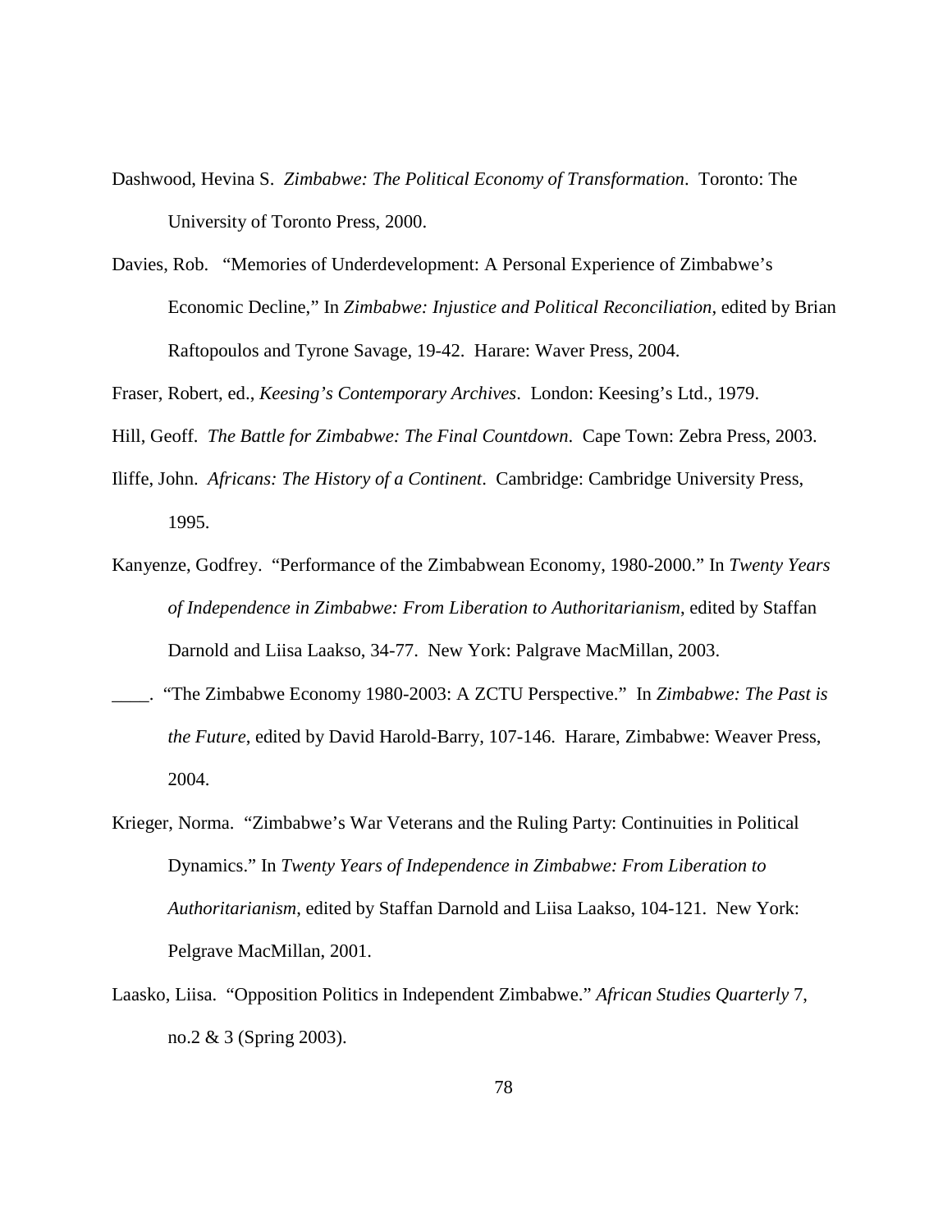Dashwood, Hevina S. *Zimbabwe: The Political Economy of Transformation*. Toronto: The University of Toronto Press, 2000.

Davies, Rob. "Memories of Underdevelopment: A Personal Experience of Zimbabwe's Economic Decline," In *Zimbabwe: Injustice and Political Reconciliation*, edited by Brian Raftopoulos and Tyrone Savage, 19-42. Harare: Waver Press, 2004.

Fraser, Robert, ed., *Keesing's Contemporary Archives*. London: Keesing's Ltd., 1979.

Hill, Geoff. *The Battle for Zimbabwe: The Final Countdown*. Cape Town: Zebra Press, 2003.

Iliffe, John. *Africans: The History of a Continent*. Cambridge: Cambridge University Press, 1995.

Kanyenze, Godfrey. "Performance of the Zimbabwean Economy, 1980-2000." In *Twenty Years of Independence in Zimbabwe: From Liberation to Authoritarianism*, edited by Staffan Darnold and Liisa Laakso, 34-77. New York: Palgrave MacMillan, 2003.

____. "The Zimbabwe Economy 1980-2003: A ZCTU Perspective." In *Zimbabwe: The Past is the Future*, edited by David Harold-Barry, 107-146. Harare, Zimbabwe: Weaver Press, 2004.

Krieger, Norma. "Zimbabwe's War Veterans and the Ruling Party: Continuities in Political Dynamics." In *Twenty Years of Independence in Zimbabwe: From Liberation to Authoritarianism*, edited by Staffan Darnold and Liisa Laakso, 104-121. New York: Pelgrave MacMillan, 2001.

Laasko, Liisa. "Opposition Politics in Independent Zimbabwe." *African Studies Quarterly* 7, no.2 & 3 (Spring 2003).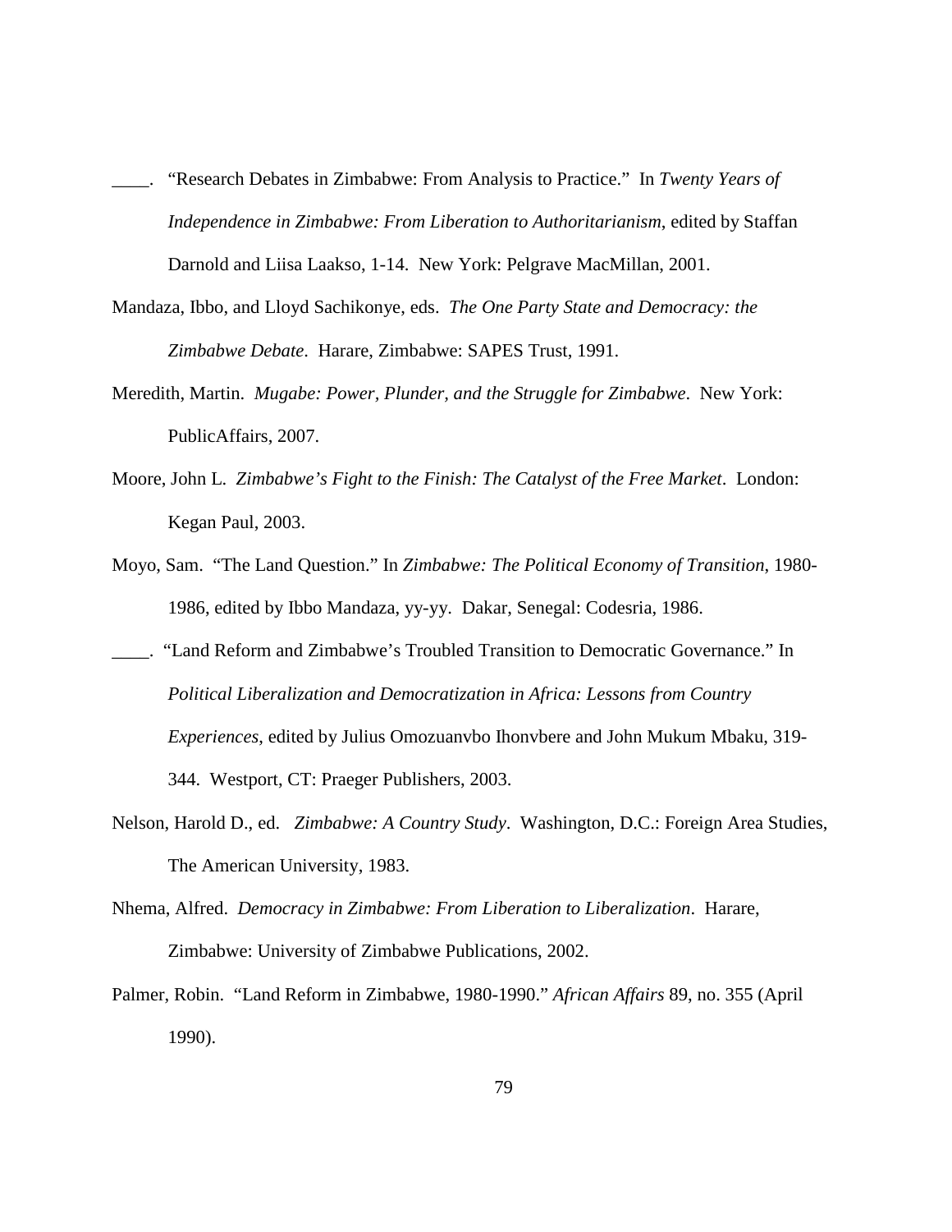____. "Research Debates in Zimbabwe: From Analysis to Practice." In *Twenty Years of Independence in Zimbabwe: From Liberation to Authoritarianism*, edited by Staffan Darnold and Liisa Laakso, 1-14. New York: Pelgrave MacMillan, 2001.

Mandaza, Ibbo, and Lloyd Sachikonye, eds. *The One Party State and Democracy: the Zimbabwe Debate*. Harare, Zimbabwe: SAPES Trust, 1991.

Meredith, Martin. *Mugabe: Power, Plunder, and the Struggle for Zimbabwe*. New York: PublicAffairs, 2007.

Moore, John L. *Zimbabwe's Fight to the Finish: The Catalyst of the Free Market*. London: Kegan Paul, 2003.

Moyo, Sam. "The Land Question." In *Zimbabwe: The Political Economy of Transition*, 1980-1986, edited by Ibbo Mandaza, yy-yy. Dakar, Senegal: Codesria, 1986.

____. "Land Reform and Zimbabwe's Troubled Transition to Democratic Governance." In *Political Liberalization and Democratization in Africa: Lessons from Country Experiences*, edited by Julius Omozuanvbo Ihonvbere and John Mukum Mbaku, 319-344. Westport, CT: Praeger Publishers, 2003.

Nelson, Harold D., ed. *Zimbabwe: A Country Study*. Washington, D.C.: Foreign Area Studies, The American University, 1983.

Nhema, Alfred. *Democracy in Zimbabwe: From Liberation to Liberalization*. Harare, Zimbabwe: University of Zimbabwe Publications, 2002.

Palmer, Robin. "Land Reform in Zimbabwe, 1980-1990." *African Affairs* 89, no. 355 (April 1990).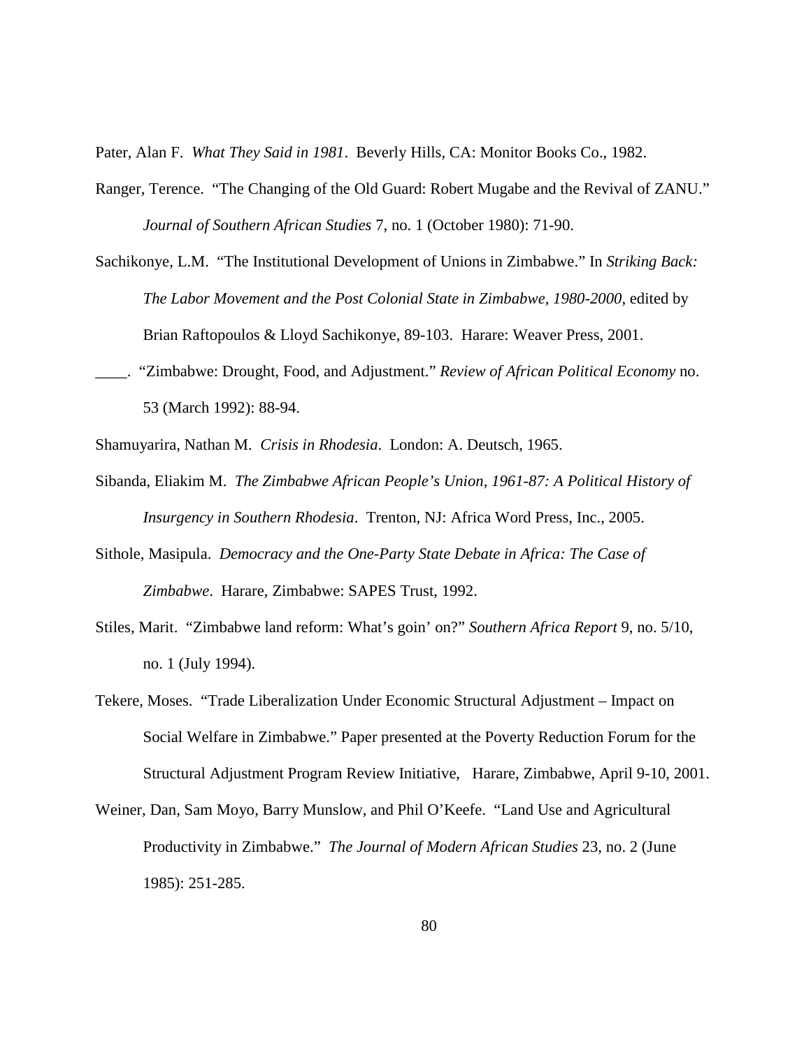Pater, Alan F. *What They Said in 1981*. Beverly Hills, CA: Monitor Books Co., 1982.

Ranger, Terence. "The Changing of the Old Guard: Robert Mugabe and the Revival of ZANU." *Journal of Southern African Studies* 7, no. 1 (October 1980): 71-90.

Sachikonye, L.M. "The Institutional Development of Unions in Zimbabwe." In *Striking Back: The Labor Movement and the Post Colonial State in Zimbabwe, 1980-2000*, edited by Brian Raftopoulos & Lloyd Sachikonye, 89-103. Harare: Weaver Press, 2001.

____. "Zimbabwe: Drought, Food, and Adjustment." *Review of African Political Economy* no. 53 (March 1992): 88-94.

Shamuyarira, Nathan M. *Crisis in Rhodesia*. London: A. Deutsch, 1965.

Sibanda, Eliakim M. *The Zimbabwe African People's Union, 1961-87: A Political History of Insurgency in Southern Rhodesia*. Trenton, NJ: Africa Word Press, Inc., 2005.

Sithole, Masipula. *Democracy and the One-Party State Debate in Africa: The Case of Zimbabwe*. Harare, Zimbabwe: SAPES Trust, 1992.

Stiles, Marit. "Zimbabwe land reform: What's goin' on?" *Southern Africa Report* 9, no. 5/10, no. 1 (July 1994).

Tekere, Moses. "Trade Liberalization Under Economic Structural Adjustment – Impact on Social Welfare in Zimbabwe." Paper presented at the Poverty Reduction Forum for the Structural Adjustment Program Review Initiative, Harare, Zimbabwe, April 9-10, 2001.

Weiner, Dan, Sam Moyo, Barry Munslow, and Phil O'Keefe. "Land Use and Agricultural Productivity in Zimbabwe." *The Journal of Modern African Studies* 23, no. 2 (June 1985): 251-285.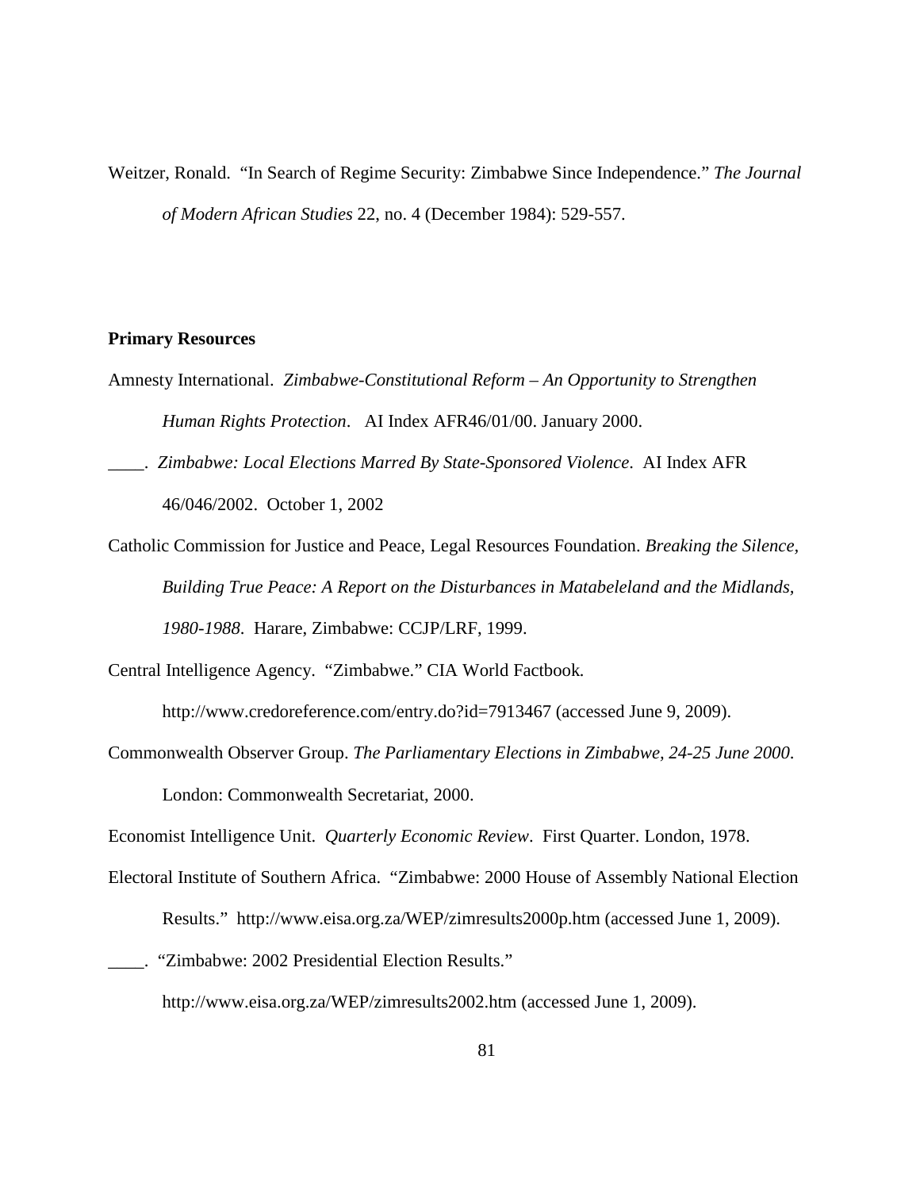Weitzer, Ronald. "In Search of Regime Security: Zimbabwe Since Independence." *The Journal of Modern African Studies* 22, no. 4 (December 1984): 529-557.

**Primary Resources**

Amnesty International. *Zimbabwe-Constitutional Reform – An Opportunity to Strengthen Human Rights Protection*. AI Index AFR46/01/00. January 2000.

____. *Zimbabwe: Local Elections Marred By State-Sponsored Violence*. AI Index AFR 46/046/2002. October 1, 2002

Catholic Commission for Justice and Peace, Legal Resources Foundation. *Breaking the Silence, Building True Peace: A Report on the Disturbances in Matabeleland and the Midlands, 1980-1988*. Harare, Zimbabwe: CCJP/LRF, 1999.

Central Intelligence Agency. "Zimbabwe." CIA World Factbook. http://www.credoreference.com/entry.do?id=7913467 (accessed June 9, 2009).

Commonwealth Observer Group. *The Parliamentary Elections in Zimbabwe, 24-25 June 2000*. London: Commonwealth Secretariat, 2000.

Economist Intelligence Unit. *Quarterly Economic Review*. First Quarter. London, 1978.

Electoral Institute of Southern Africa. "Zimbabwe: 2000 House of Assembly National Election Results." http://www.eisa.org.za/WEP/zimresults2000p.htm (accessed June 1, 2009).

____. "Zimbabwe: 2002 Presidential Election Results." http://www.eisa.org.za/WEP/zimresults2002.htm (accessed June 1, 2009).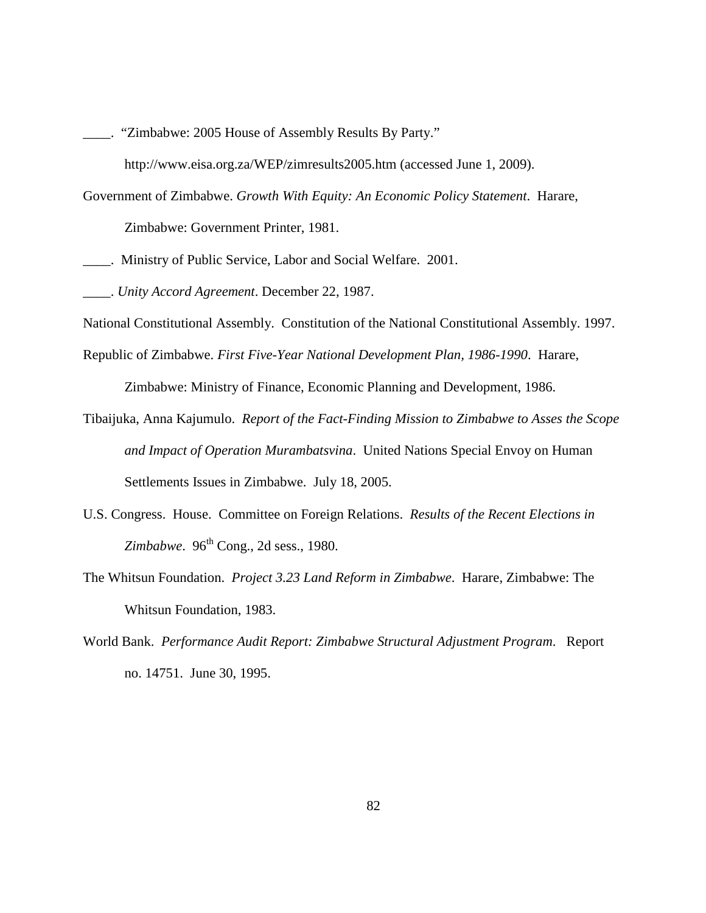____. "Zimbabwe: 2005 House of Assembly Results By Party." http://www.eisa.org.za/WEP/zimresults2005.htm (accessed June 1, 2009).

Government of Zimbabwe. *Growth With Equity: An Economic Policy Statement*. Harare, Zimbabwe: Government Printer, 1981.

____. Ministry of Public Service, Labor and Social Welfare. 2001.

____. *Unity Accord Agreement*. December 22, 1987.

National Constitutional Assembly. Constitution of the National Constitutional Assembly. 1997.

Republic of Zimbabwe. *First Five-Year National Development Plan, 1986-1990*. Harare, Zimbabwe: Ministry of Finance, Economic Planning and Development, 1986.

Tibaijuka, Anna Kajumulo. *Report of the Fact-Finding Mission to Zimbabwe to Asses the Scope and Impact of Operation Murambatsvina*. United Nations Special Envoy on Human Settlements Issues in Zimbabwe. July 18, 2005.

U.S. Congress. House. Committee on Foreign Relations. *Results of the Recent Elections in Zimbabwe*. 96th Cong., 2d sess., 1980.

The Whitsun Foundation. *Project 3.23 Land Reform in Zimbabwe*. Harare, Zimbabwe: The Whitsun Foundation, 1983.

World Bank. *Performance Audit Report: Zimbabwe Structural Adjustment Program*. Report no. 14751. June 30, 1995.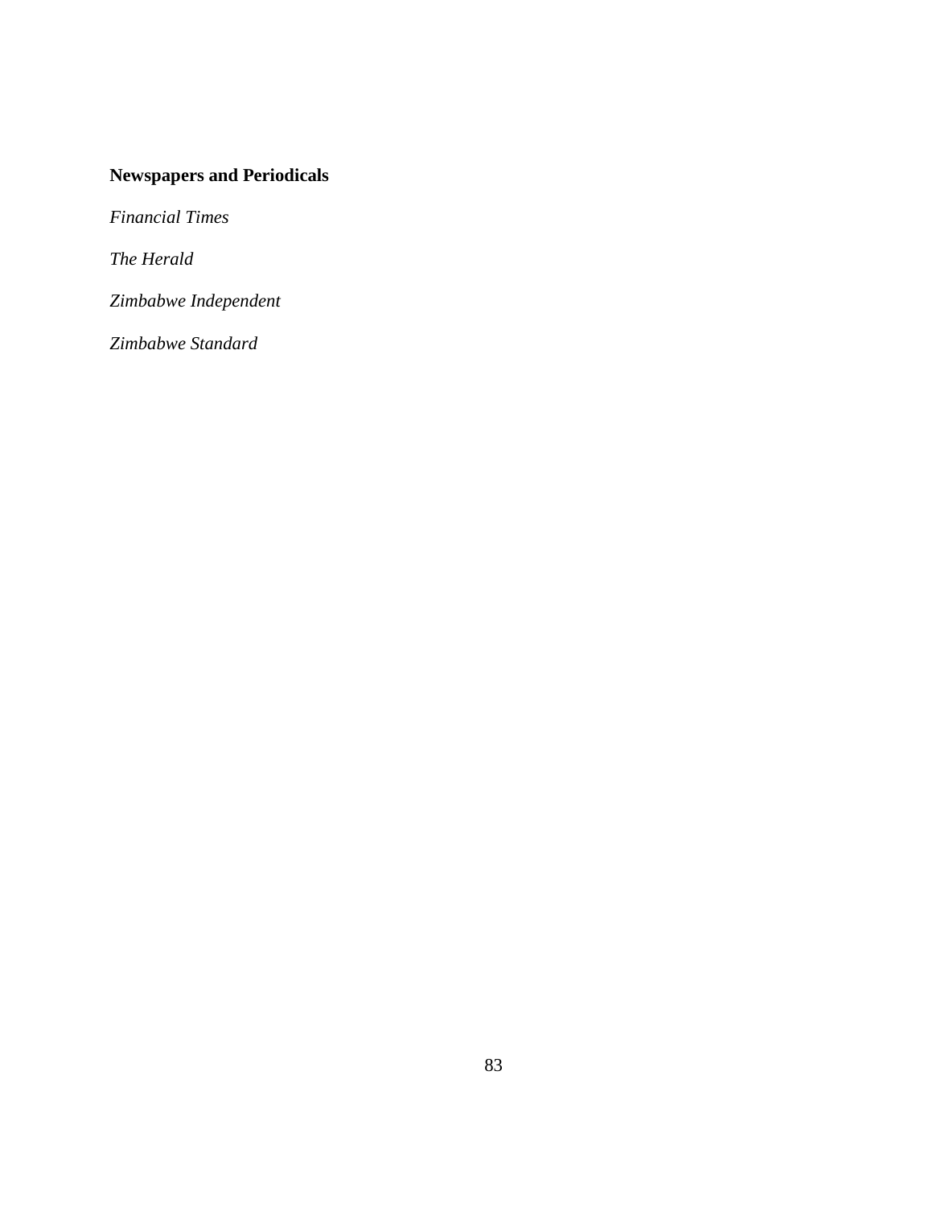## Newspapers and Periodicals

*Financial Times*

*The Herald*

*Zimbabwe Independent*

*Zimbabwe Standard*